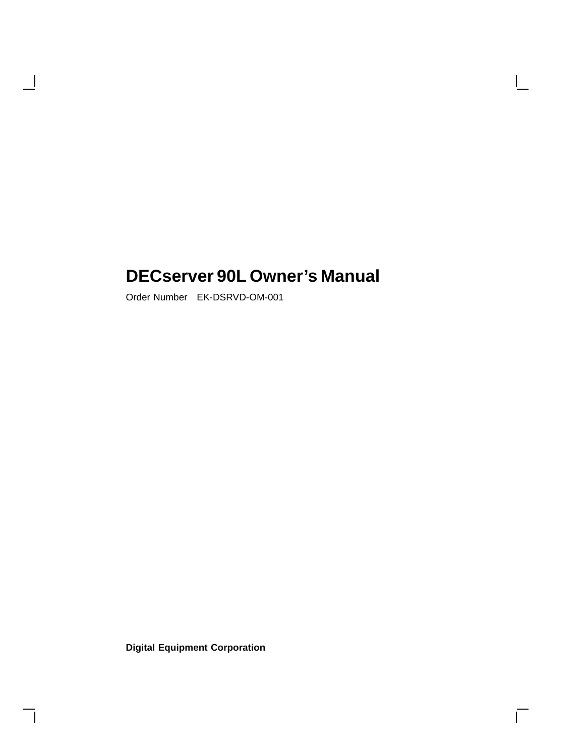# DECserver 90L Owner's Manual

Order Number EK-DSRVD-OM-001

**Digital Equipment Corporation**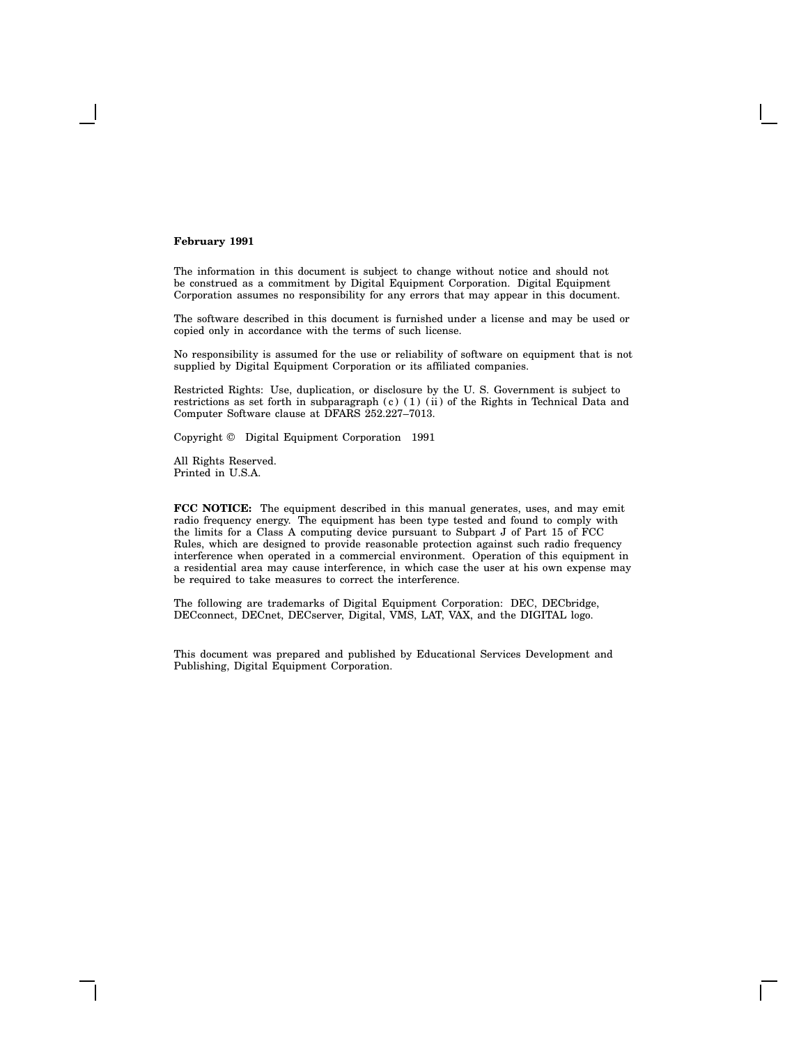**February 1991**

The information in this document is subject to change without notice and should not be construed as a commitment by Digital Equipment Corporation. Digital Equipment Corporation assumes no responsibility for any errors that may appear in this document.

The software described in this document is furnished under a license and may be used or copied only in accordance with the terms of such license.

No responsibility is assumed for the use or reliability of software on equipment that is not supplied by Digital Equipment Corporation or its affiliated companies.

Restricted Rights: Use, duplication, or disclosure by the U. S. Government is subject to restrictions as set forth in subparagraph (c) (1) (ii) of the Rights in Technical Data and Computer Software clause at DFARS 252.227–7013.

Copyright © Digital Equipment Corporation 1991

All Rights Reserved.
Printed in U.S.A.

**FCC NOTICE:** The equipment described in this manual generates, uses, and may emit radio frequency energy. The equipment has been type tested and found to comply with the limits for a Class A computing device pursuant to Subpart J of Part 15 of FCC Rules, which are designed to provide reasonable protection against such radio frequency interference when operated in a commercial environment. Operation of this equipment in a residential area may cause interference, in which case the user at his own expense may be required to take measures to correct the interference.

The following are trademarks of Digital Equipment Corporation: DEC, DECbridge, DECconnect, DECnet, DECserver, Digital, VMS, LAT, VAX, and the DIGITAL logo.

This document was prepared and published by Educational Services Development and Publishing, Digital Equipment Corporation.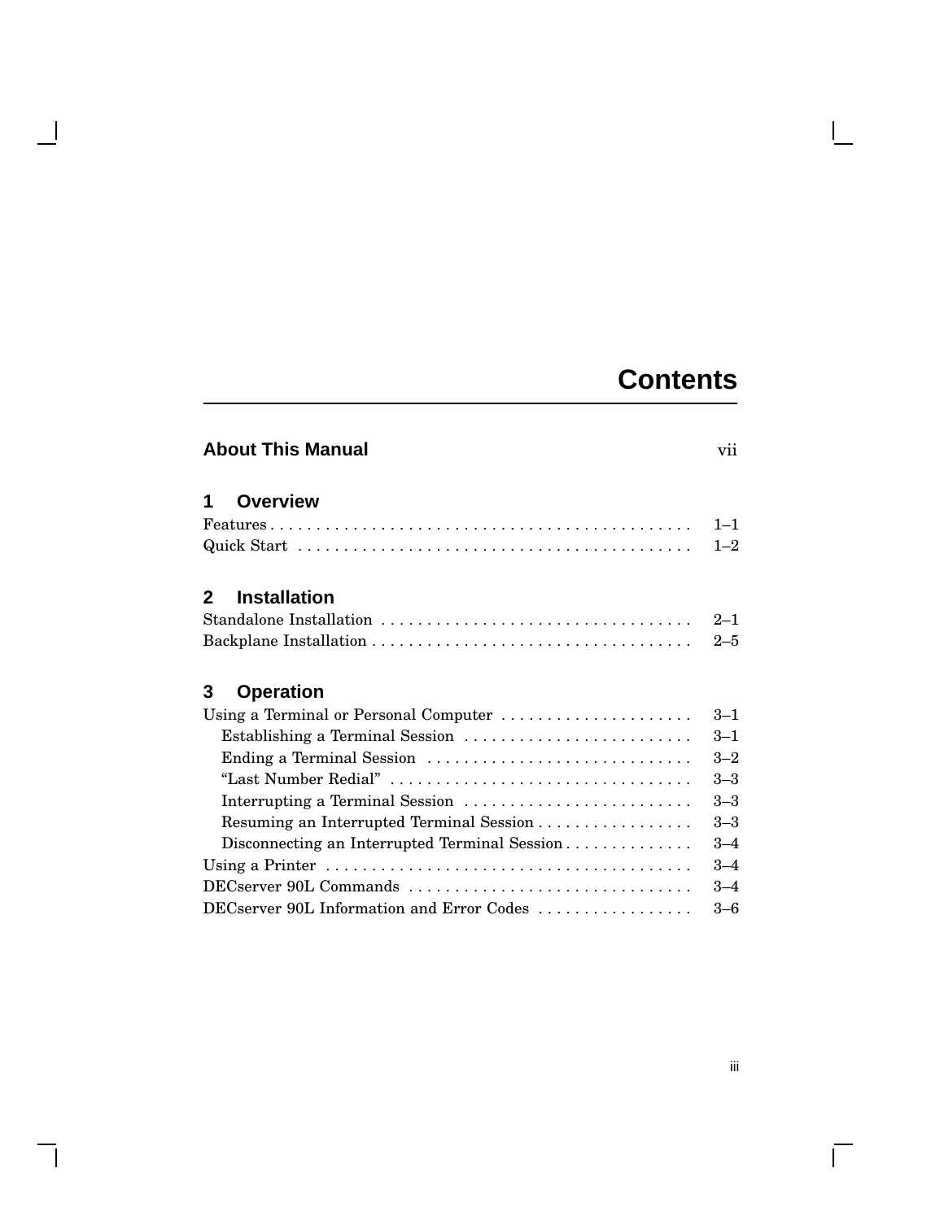# Contents

## About This Manual vii

## 1 Overview

Features . . . . . . . . . . . . . . . . . . . . . . . . . . . . . . . . . . . . . . . . . . . . . . 1–1
Quick Start . . . . . . . . . . . . . . . . . . . . . . . . . . . . . . . . . . . . . . . . . . . 1–2

## 2 Installation

Standalone Installation . . . . . . . . . . . . . . . . . . . . . . . . . . . . . . . . . . 2–1
Backplane Installation . . . . . . . . . . . . . . . . . . . . . . . . . . . . . . . . . . . 2–5

## 3 Operation

Using a Terminal or Personal Computer . . . . . . . . . . . . . . . . . . . . . 3–1
  Establishing a Terminal Session . . . . . . . . . . . . . . . . . . . . . . . . . 3–1
  Ending a Terminal Session . . . . . . . . . . . . . . . . . . . . . . . . . . . . 3–2
  “Last Number Redial” . . . . . . . . . . . . . . . . . . . . . . . . . . . . . . . . 3–3
  Interrupting a Terminal Session . . . . . . . . . . . . . . . . . . . . . . . . . 3–3
  Resuming an Interrupted Terminal Session . . . . . . . . . . . . . . . . . 3–3
  Disconnecting an Interrupted Terminal Session . . . . . . . . . . . . . . 3–4
Using a Printer . . . . . . . . . . . . . . . . . . . . . . . . . . . . . . . . . . . . . . . . 3–4
DECserver 90L Commands . . . . . . . . . . . . . . . . . . . . . . . . . . . . . . . 3–4
DECserver 90L Information and Error Codes . . . . . . . . . . . . . . . . . 3–6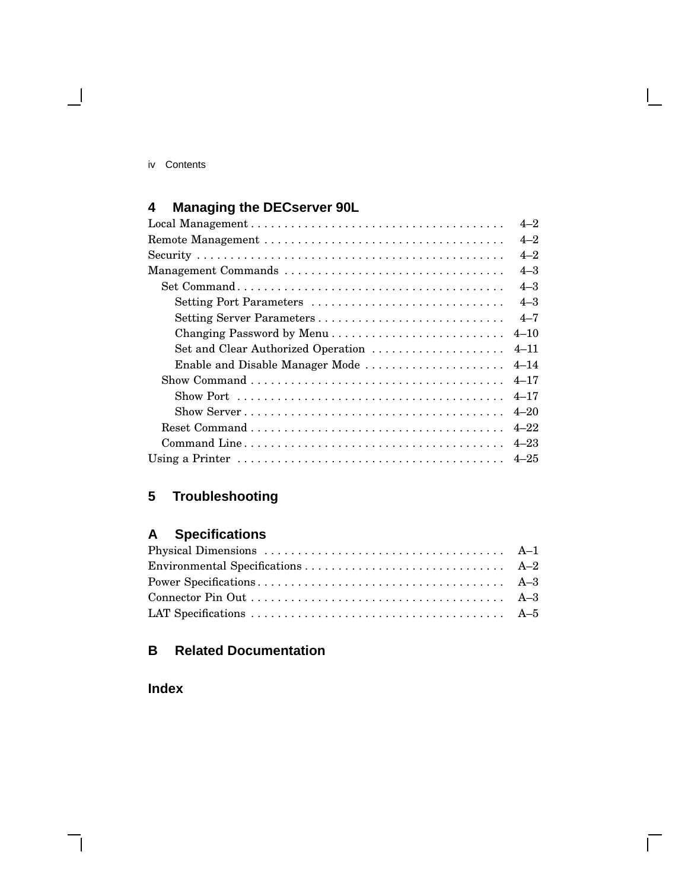## 4 Managing the DECserver 90L

Local Management . . . . . . . . . . . . . . . . . . . . . . . . . . . . . . . . . . . . . . 4–2
Remote Management . . . . . . . . . . . . . . . . . . . . . . . . . . . . . . . . . . . . 4–2
Security . . . . . . . . . . . . . . . . . . . . . . . . . . . . . . . . . . . . . . . . . . . . . . 4–2
Management Commands . . . . . . . . . . . . . . . . . . . . . . . . . . . . . . . . . 4–3
  Set Command . . . . . . . . . . . . . . . . . . . . . . . . . . . . . . . . . . . . . . . 4–3
    Setting Port Parameters . . . . . . . . . . . . . . . . . . . . . . . . . . . . 4–3
    Setting Server Parameters . . . . . . . . . . . . . . . . . . . . . . . . . . . 4–7
    Changing Password by Menu . . . . . . . . . . . . . . . . . . . . . . . . . 4–10
    Set and Clear Authorized Operation . . . . . . . . . . . . . . . . . . . 4–11
    Enable and Disable Manager Mode . . . . . . . . . . . . . . . . . . . . 4–14
  Show Command . . . . . . . . . . . . . . . . . . . . . . . . . . . . . . . . . . . . . 4–17
    Show Port . . . . . . . . . . . . . . . . . . . . . . . . . . . . . . . . . . . . . . . 4–17
    Show Server . . . . . . . . . . . . . . . . . . . . . . . . . . . . . . . . . . . . . . 4–20
  Reset Command . . . . . . . . . . . . . . . . . . . . . . . . . . . . . . . . . . . . . 4–22
  Command Line . . . . . . . . . . . . . . . . . . . . . . . . . . . . . . . . . . . . . . 4–23
Using a Printer . . . . . . . . . . . . . . . . . . . . . . . . . . . . . . . . . . . . . . . 4–25

## 5 Troubleshooting

## A Specifications

Physical Dimensions . . . . . . . . . . . . . . . . . . . . . . . . . . . . . . . . . . . A–1
Environmental Specifications . . . . . . . . . . . . . . . . . . . . . . . . . . . . . A–2
Power Specifications . . . . . . . . . . . . . . . . . . . . . . . . . . . . . . . . . . . . A–3
Connector Pin Out . . . . . . . . . . . . . . . . . . . . . . . . . . . . . . . . . . . . . A–3
LAT Specifications . . . . . . . . . . . . . . . . . . . . . . . . . . . . . . . . . . . . . A–5

## B Related Documentation

## Index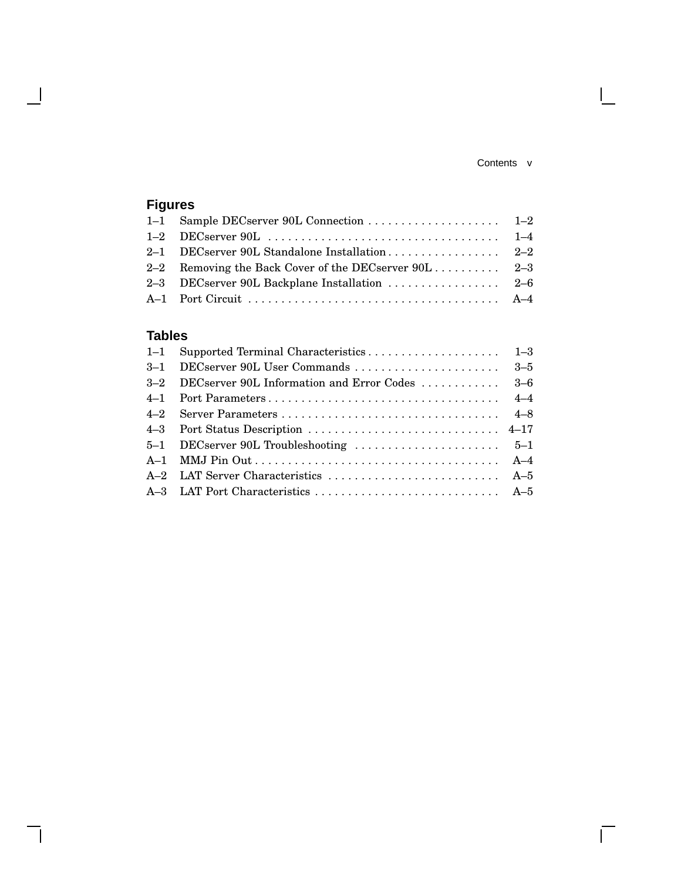## Figures

| | | |
|---|---|---|
| 1–1 | Sample DECserver 90L Connection | 1–2 |
| 1–2 | DECserver 90L | 1–4 |
| 2–1 | DECserver 90L Standalone Installation | 2–2 |
| 2–2 | Removing the Back Cover of the DECserver 90L | 2–3 |
| 2–3 | DECserver 90L Backplane Installation | 2–6 |
| A–1 | Port Circuit | A–4 |

## Tables

| | | |
|---|---|---|
| 1–1 | Supported Terminal Characteristics | 1–3 |
| 3–1 | DECserver 90L User Commands | 3–5 |
| 3–2 | DECserver 90L Information and Error Codes | 3–6 |
| 4–1 | Port Parameters | 4–4 |
| 4–2 | Server Parameters | 4–8 |
| 4–3 | Port Status Description | 4–17 |
| 5–1 | DECserver 90L Troubleshooting | 5–1 |
| A–1 | MMJ Pin Out | A–4 |
| A–2 | LAT Server Characteristics | A–5 |
| A–3 | LAT Port Characteristics | A–5 |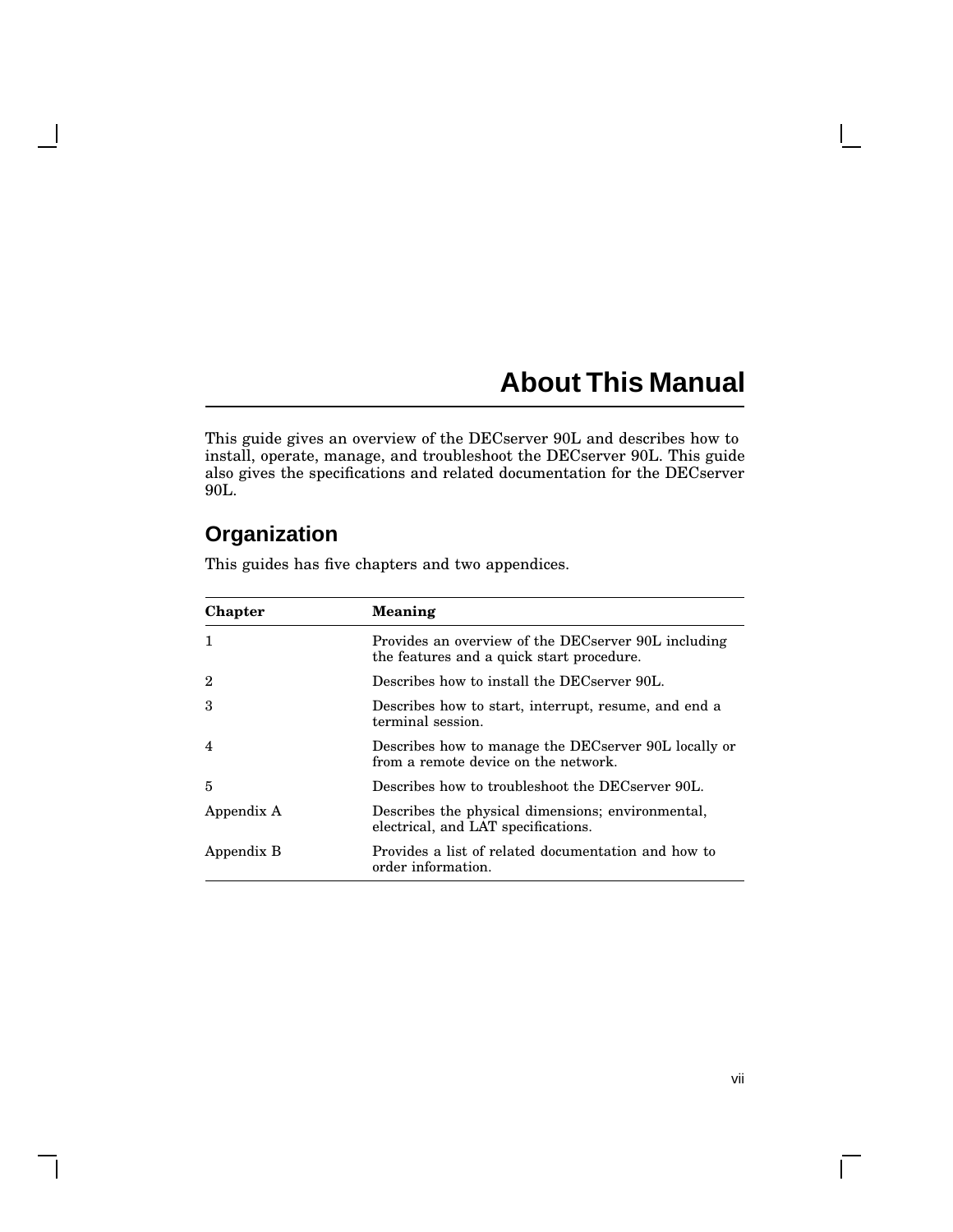# About This Manual

This guide gives an overview of the DECserver 90L and describes how to install, operate, manage, and troubleshoot the DECserver 90L. This guide also gives the specifications and related documentation for the DECserver 90L.

## Organization

This guides has five chapters and two appendices.

| Chapter | Meaning |
|---|---|
| 1 | Provides an overview of the DECserver 90L including the features and a quick start procedure. |
| 2 | Describes how to install the DECserver 90L. |
| 3 | Describes how to start, interrupt, resume, and end a terminal session. |
| 4 | Describes how to manage the DECserver 90L locally or from a remote device on the network. |
| 5 | Describes how to troubleshoot the DECserver 90L. |
| Appendix A | Describes the physical dimensions; environmental, electrical, and LAT specifications. |
| Appendix B | Provides a list of related documentation and how to order information. |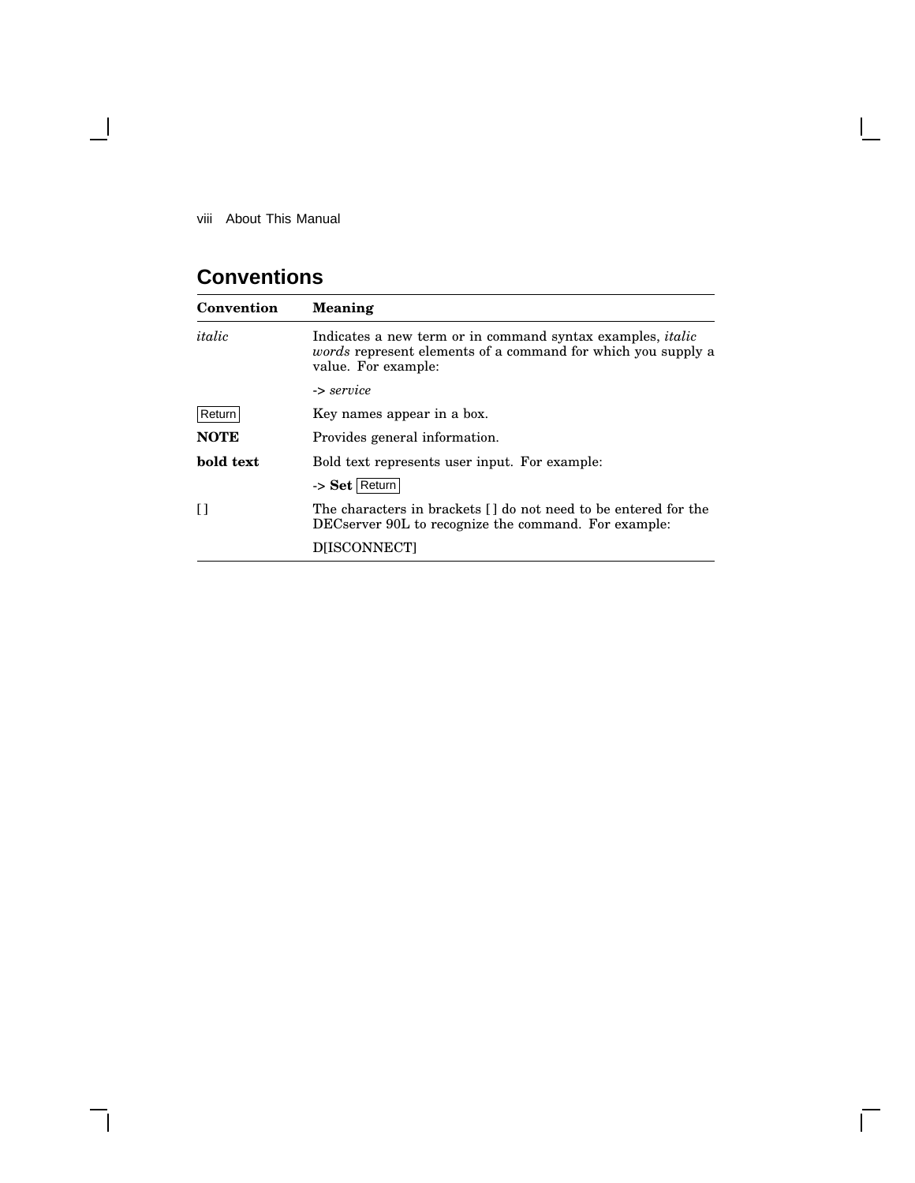## Conventions

| Convention | Meaning |
|---|---|
| *italic* | Indicates a new term or in command syntax examples, *italic words* represent elements of a command for which you supply a value. For example: |
| | -> *service* |
| Return | Key names appear in a box. |
| **NOTE** | Provides general information. |
| **bold text** | Bold text represents user input. For example: |
| | -> **Set** Return |
| [ ] | The characters in brackets [ ] do not need to be entered for the DECserver 90L to recognize the command. For example: |
| | D[ISCONNECT] |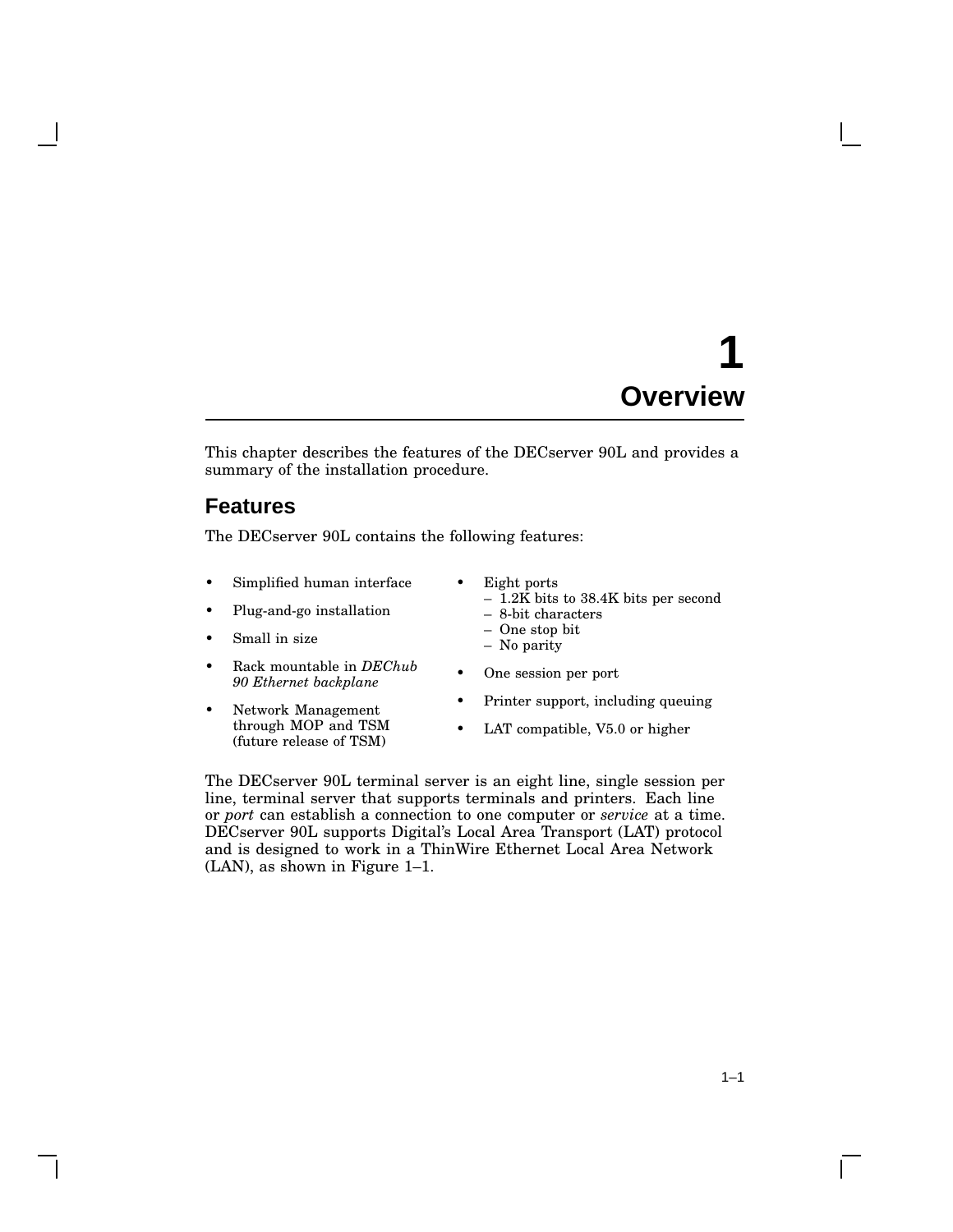# 1 Overview

This chapter describes the features of the DECserver 90L and provides a summary of the installation procedure.

## Features

The DECserver 90L contains the following features:

- Simplified human interface
- Plug-and-go installation
- Small in size
- Rack mountable in *DEChub 90 Ethernet backplane*
- Network Management through MOP and TSM (future release of TSM)
- Eight ports
  - 1.2K bits to 38.4K bits per second
  - 8-bit characters
  - One stop bit
  - No parity
- One session per port
- Printer support, including queuing
- LAT compatible, V5.0 or higher

The DECserver 90L terminal server is an eight line, single session per line, terminal server that supports terminals and printers. Each line or *port* can establish a connection to one computer or *service* at a time. DECserver 90L supports Digital's Local Area Transport (LAT) protocol and is designed to work in a ThinWire Ethernet Local Area Network (LAN), as shown in Figure 1–1.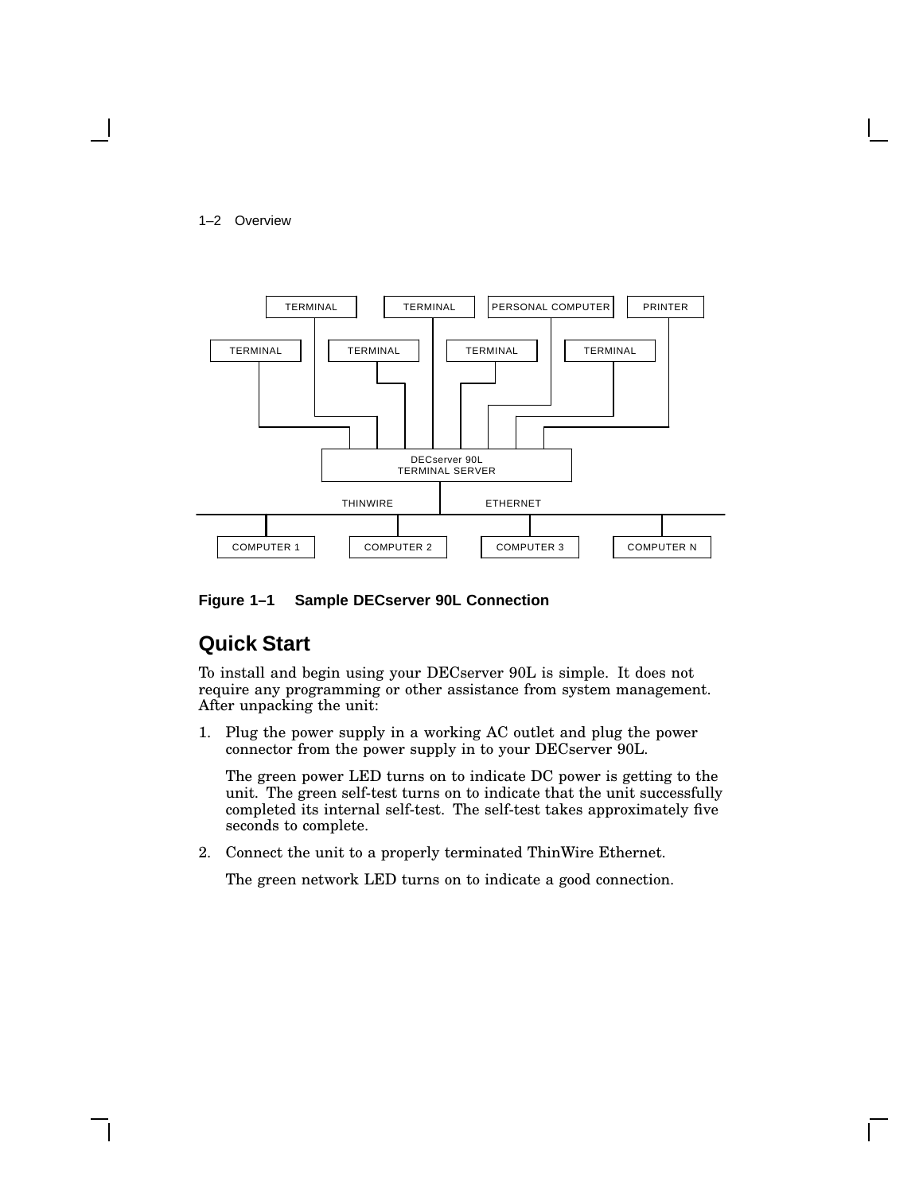**Figure 1–1 Sample DECserver 90L Connection**

## Quick Start

To install and begin using your DECserver 90L is simple. It does not require any programming or other assistance from system management. After unpacking the unit:

1. Plug the power supply in a working AC outlet and plug the power connector from the power supply in to your DECserver 90L.

   The green power LED turns on to indicate DC power is getting to the unit. The green self-test turns on to indicate that the unit successfully completed its internal self-test. The self-test takes approximately five seconds to complete.

2. Connect the unit to a properly terminated ThinWire Ethernet.

   The green network LED turns on to indicate a good connection.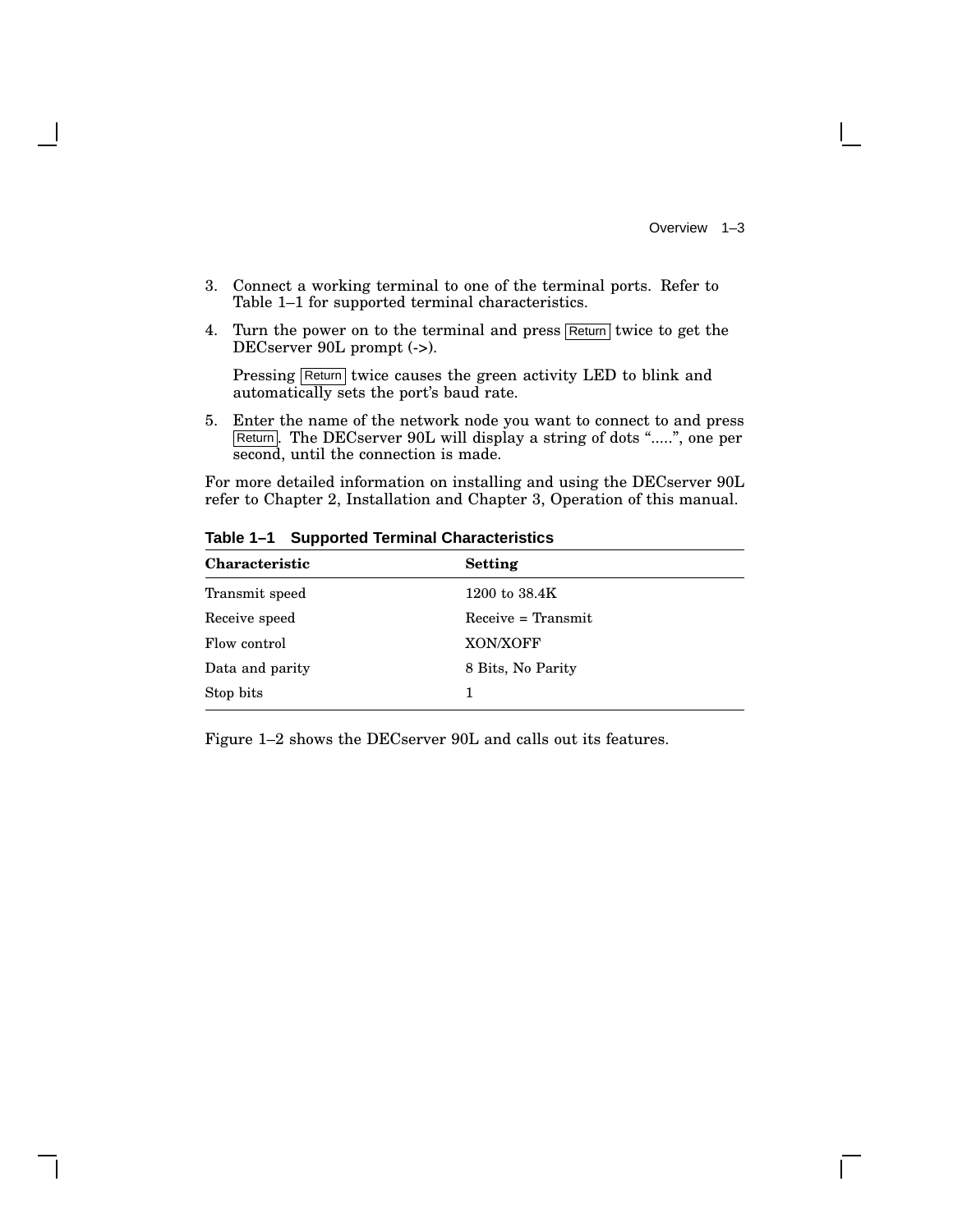3. Connect a working terminal to one of the terminal ports. Refer to Table 1–1 for supported terminal characteristics.
4. Turn the power on to the terminal and press Return twice to get the DECserver 90L prompt (->).

   Pressing Return twice causes the green activity LED to blink and automatically sets the port's baud rate.
5. Enter the name of the network node you want to connect to and press Return. The DECserver 90L will display a string of dots ".....", one per second, until the connection is made.

For more detailed information on installing and using the DECserver 90L refer to Chapter 2, Installation and Chapter 3, Operation of this manual.

**Table 1–1 Supported Terminal Characteristics**

| Characteristic | Setting |
|---|---|
| Transmit speed | 1200 to 38.4K |
| Receive speed | Receive = Transmit |
| Flow control | XON/XOFF |
| Data and parity | 8 Bits, No Parity |
| Stop bits | 1 |

Figure 1–2 shows the DECserver 90L and calls out its features.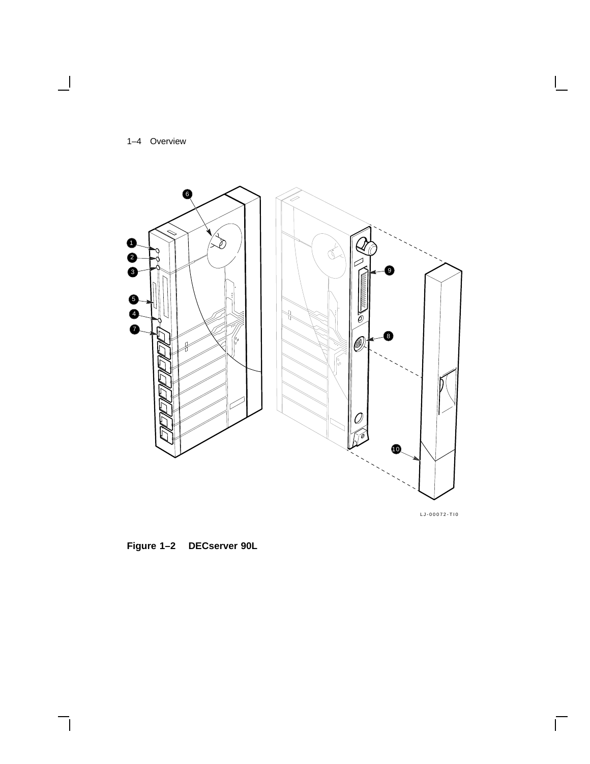**Figure 1–2 DECserver 90L**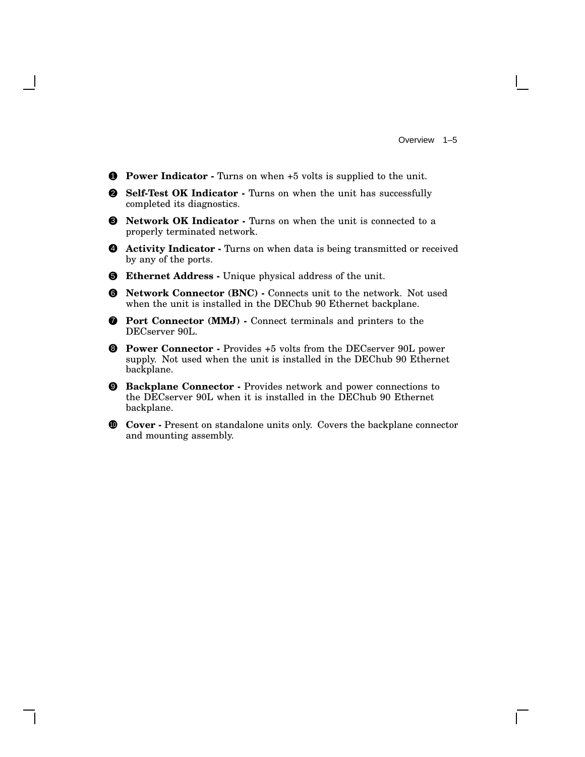❶ **Power Indicator -** Turns on when +5 volts is supplied to the unit.

❷ **Self-Test OK Indicator -** Turns on when the unit has successfully completed its diagnostics.

❸ **Network OK Indicator -** Turns on when the unit is connected to a properly terminated network.

❹ **Activity Indicator -** Turns on when data is being transmitted or received by any of the ports.

❺ **Ethernet Address -** Unique physical address of the unit.

❻ **Network Connector (BNC) -** Connects unit to the network. Not used when the unit is installed in the DEChub 90 Ethernet backplane.

❼ **Port Connector (MMJ) -** Connect terminals and printers to the DECserver 90L.

❽ **Power Connector -** Provides +5 volts from the DECserver 90L power supply. Not used when the unit is installed in the DEChub 90 Ethernet backplane.

❾ **Backplane Connector -** Provides network and power connections to the DECserver 90L when it is installed in the DEChub 90 Ethernet backplane.

❿ **Cover -** Present on standalone units only. Covers the backplane connector and mounting assembly.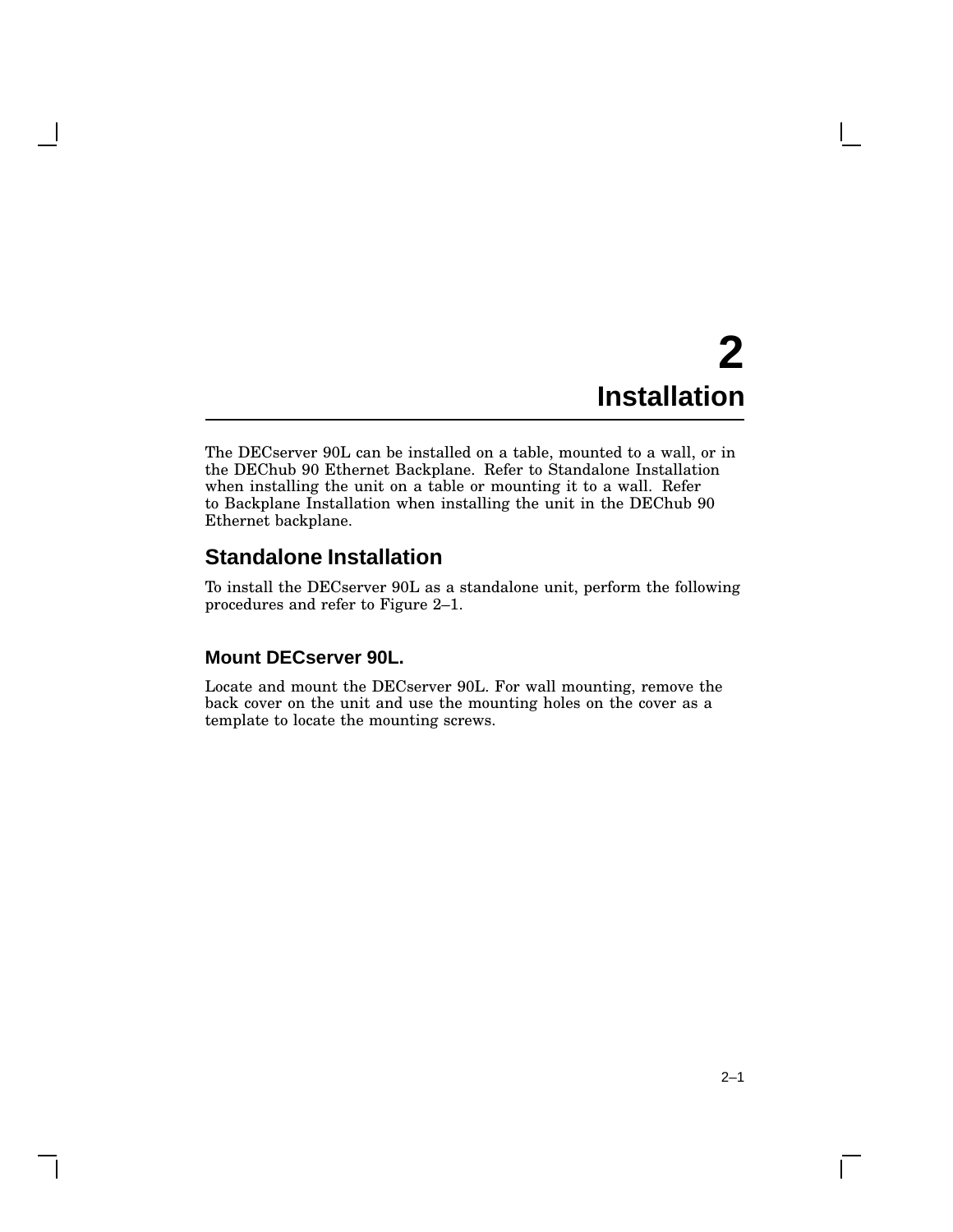# 2 Installation

The DECserver 90L can be installed on a table, mounted to a wall, or in the DEChub 90 Ethernet Backplane. Refer to Standalone Installation when installing the unit on a table or mounting it to a wall. Refer to Backplane Installation when installing the unit in the DEChub 90 Ethernet backplane.

## Standalone Installation

To install the DECserver 90L as a standalone unit, perform the following procedures and refer to Figure 2–1.

### Mount DECserver 90L.

Locate and mount the DECserver 90L. For wall mounting, remove the back cover on the unit and use the mounting holes on the cover as a template to locate the mounting screws.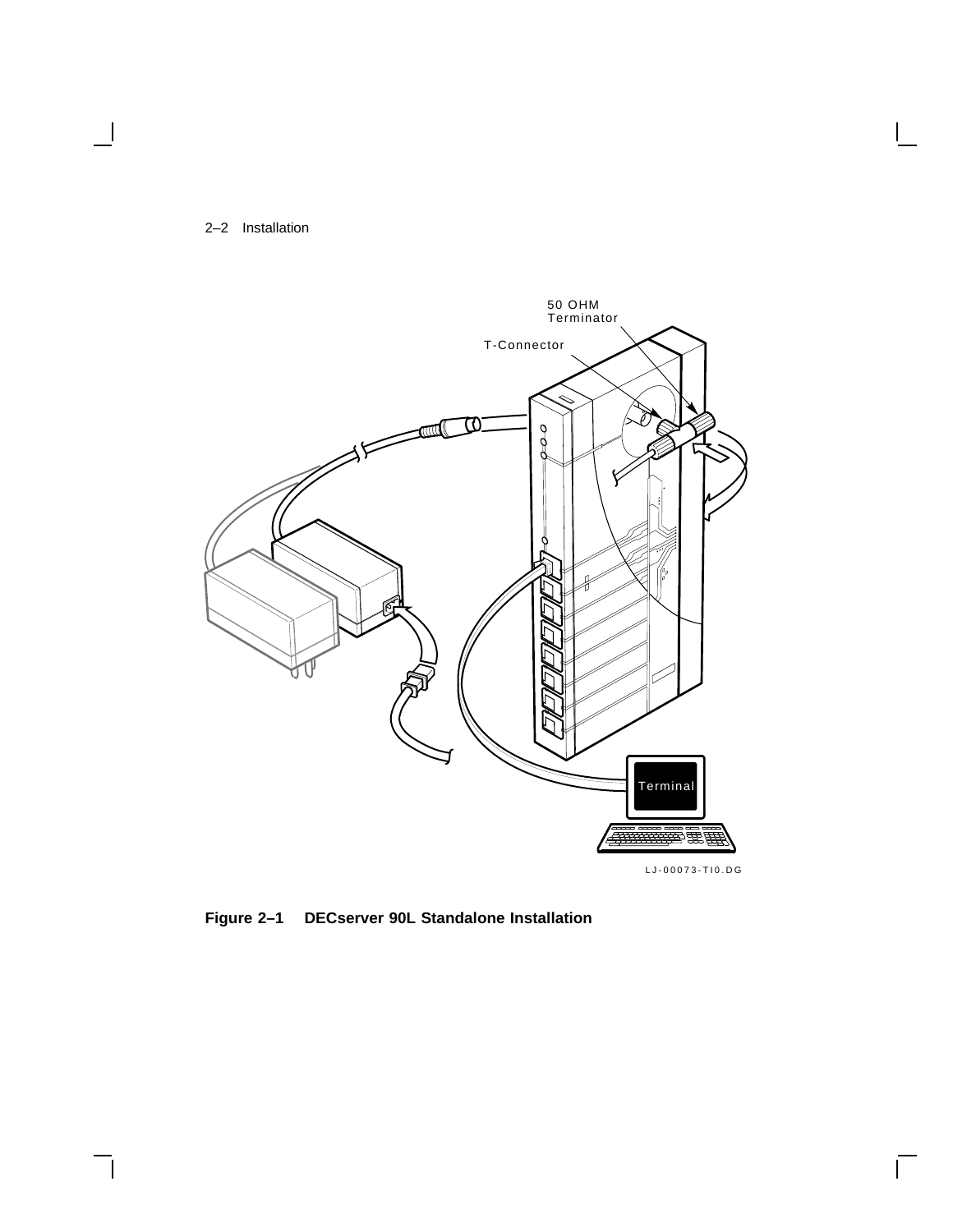**Figure 2–1 DECserver 90L Standalone Installation**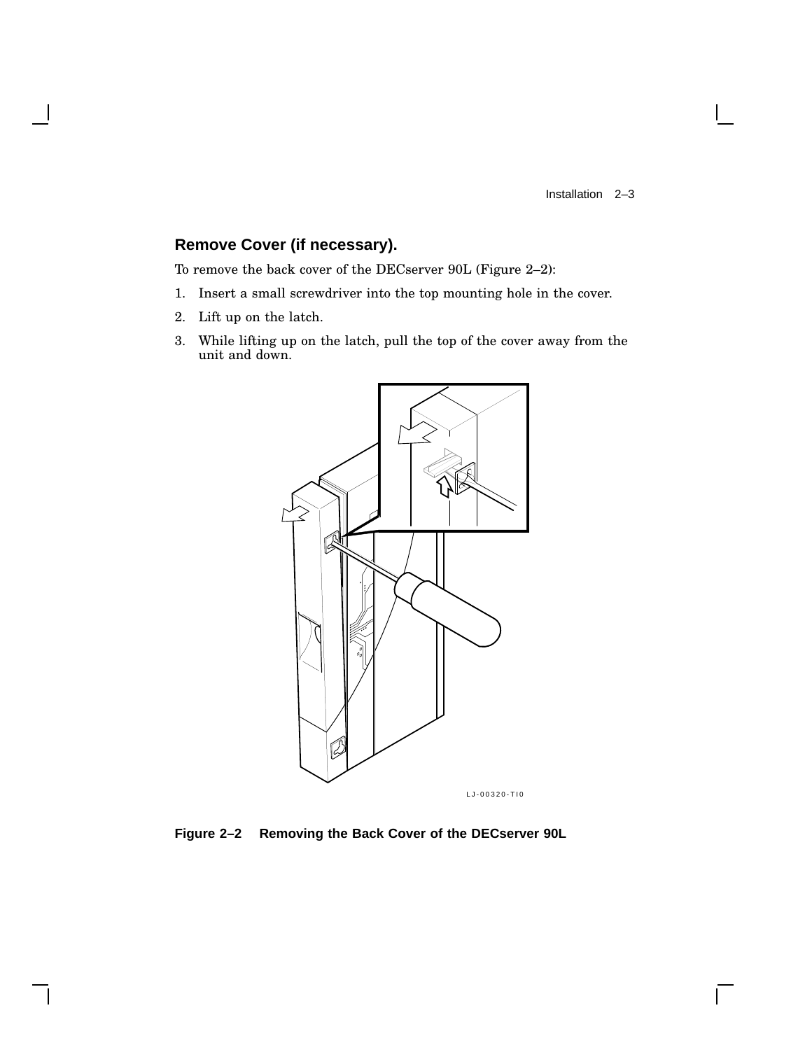## Remove Cover (if necessary).

To remove the back cover of the DECserver 90L (Figure 2–2):

1. Insert a small screwdriver into the top mounting hole in the cover.
2. Lift up on the latch.
3. While lifting up on the latch, pull the top of the cover away from the unit and down.

LJ-00320-TI0

**Figure 2–2 Removing the Back Cover of the DECserver 90L**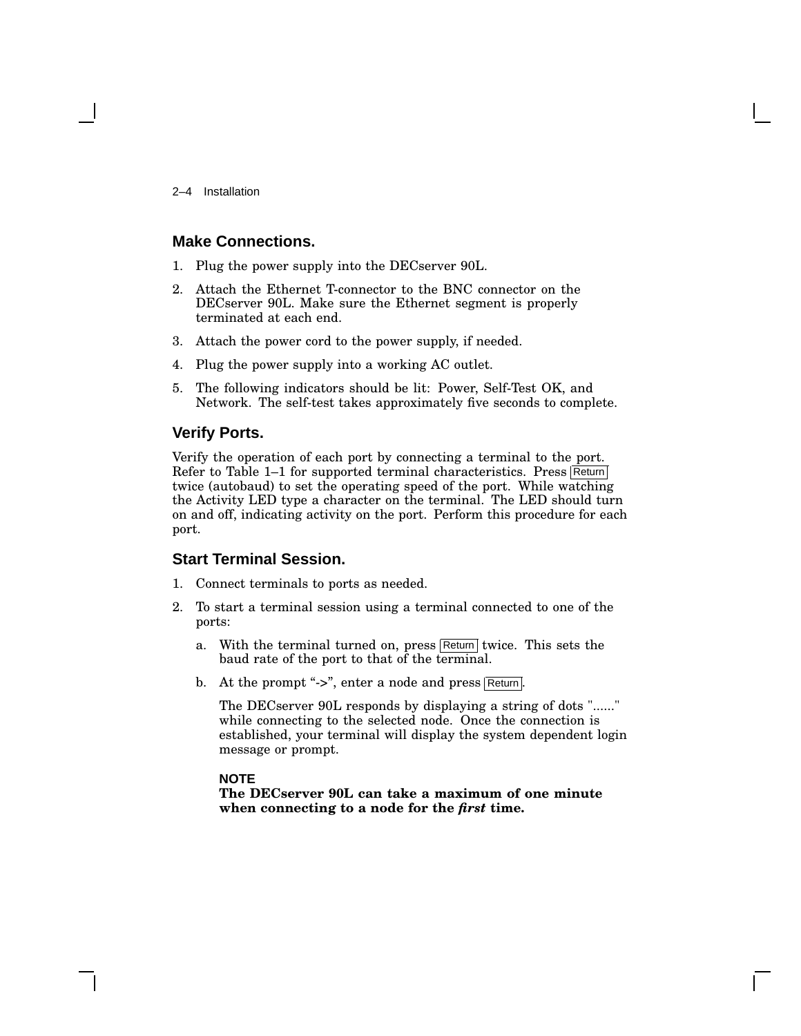## Make Connections.

1. Plug the power supply into the DECserver 90L.
2. Attach the Ethernet T-connector to the BNC connector on the DECserver 90L. Make sure the Ethernet segment is properly terminated at each end.
3. Attach the power cord to the power supply, if needed.
4. Plug the power supply into a working AC outlet.
5. The following indicators should be lit: Power, Self-Test OK, and Network. The self-test takes approximately five seconds to complete.

## Verify Ports.

Verify the operation of each port by connecting a terminal to the port. Refer to Table 1–1 for supported terminal characteristics. Press Return twice (autobaud) to set the operating speed of the port. While watching the Activity LED type a character on the terminal. The LED should turn on and off, indicating activity on the port. Perform this procedure for each port.

## Start Terminal Session.

1. Connect terminals to ports as needed.
2. To start a terminal session using a terminal connected to one of the ports:
   a. With the terminal turned on, press Return twice. This sets the baud rate of the port to that of the terminal.
   b. At the prompt "->", enter a node and press Return.

      The DECserver 90L responds by displaying a string of dots "......" while connecting to the selected node. Once the connection is established, your terminal will display the system dependent login message or prompt.

      **NOTE**
      **The DECserver 90L can take a maximum of one minute when connecting to a node for the *first* time.**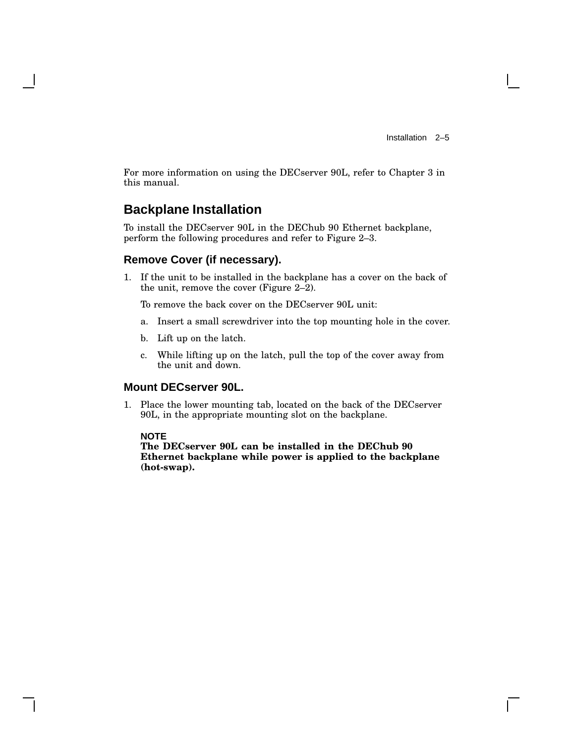For more information on using the DECserver 90L, refer to Chapter 3 in this manual.

## Backplane Installation

To install the DECserver 90L in the DEChub 90 Ethernet backplane, perform the following procedures and refer to Figure 2–3.

### Remove Cover (if necessary).

1. If the unit to be installed in the backplane has a cover on the back of the unit, remove the cover (Figure 2–2).

   To remove the back cover on the DECserver 90L unit:

   a. Insert a small screwdriver into the top mounting hole in the cover.

   b. Lift up on the latch.

   c. While lifting up on the latch, pull the top of the cover away from the unit and down.

### Mount DECserver 90L.

1. Place the lower mounting tab, located on the back of the DECserver 90L, in the appropriate mounting slot on the backplane.

   **NOTE**
   **The DECserver 90L can be installed in the DEChub 90 Ethernet backplane while power is applied to the backplane (hot-swap).**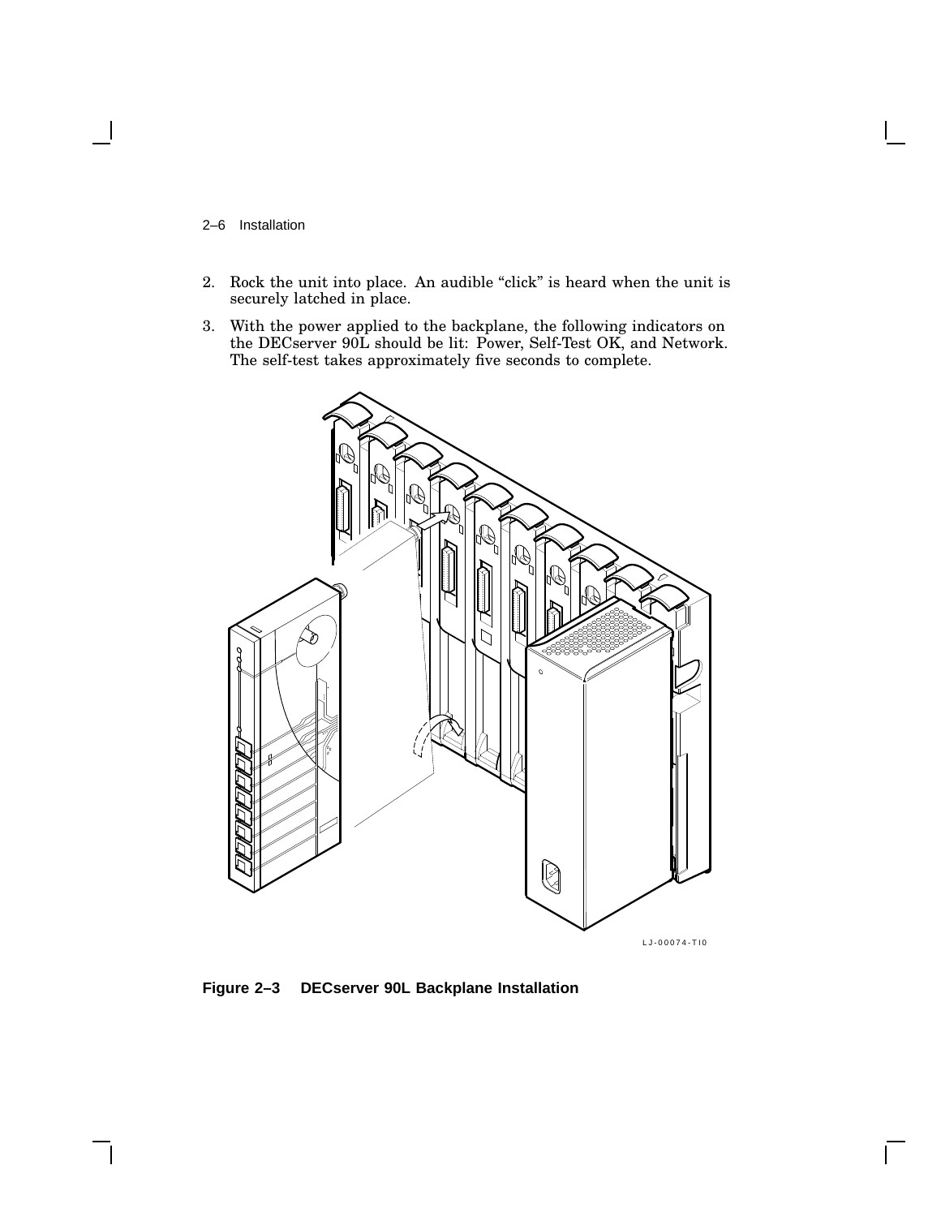2. Rock the unit into place. An audible “click” is heard when the unit is securely latched in place.
3. With the power applied to the backplane, the following indicators on the DECserver 90L should be lit: Power, Self-Test OK, and Network. The self-test takes approximately five seconds to complete.

LJ-00074-TI0

**Figure 2–3 DECserver 90L Backplane Installation**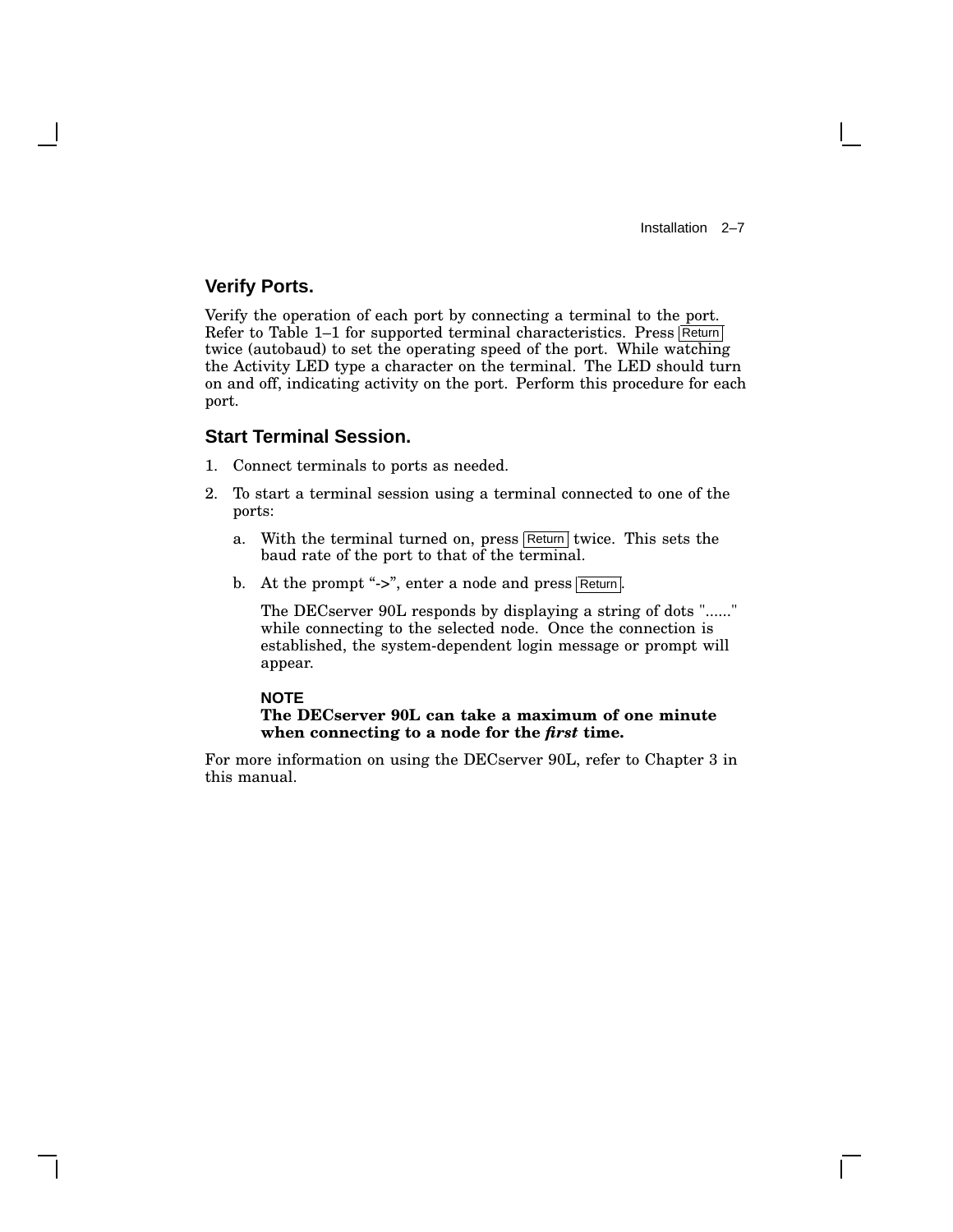## Verify Ports.

Verify the operation of each port by connecting a terminal to the port. Refer to Table 1–1 for supported terminal characteristics. Press Return twice (autobaud) to set the operating speed of the port. While watching the Activity LED type a character on the terminal. The LED should turn on and off, indicating activity on the port. Perform this procedure for each port.

## Start Terminal Session.

1. Connect terminals to ports as needed.
2. To start a terminal session using a terminal connected to one of the ports:
   a. With the terminal turned on, press Return twice. This sets the baud rate of the port to that of the terminal.
   b. At the prompt "->", enter a node and press Return.

      The DECserver 90L responds by displaying a string of dots "......" while connecting to the selected node. Once the connection is established, the system-dependent login message or prompt will appear.

      **NOTE**
      **The DECserver 90L can take a maximum of one minute when connecting to a node for the *first* time.**

For more information on using the DECserver 90L, refer to Chapter 3 in this manual.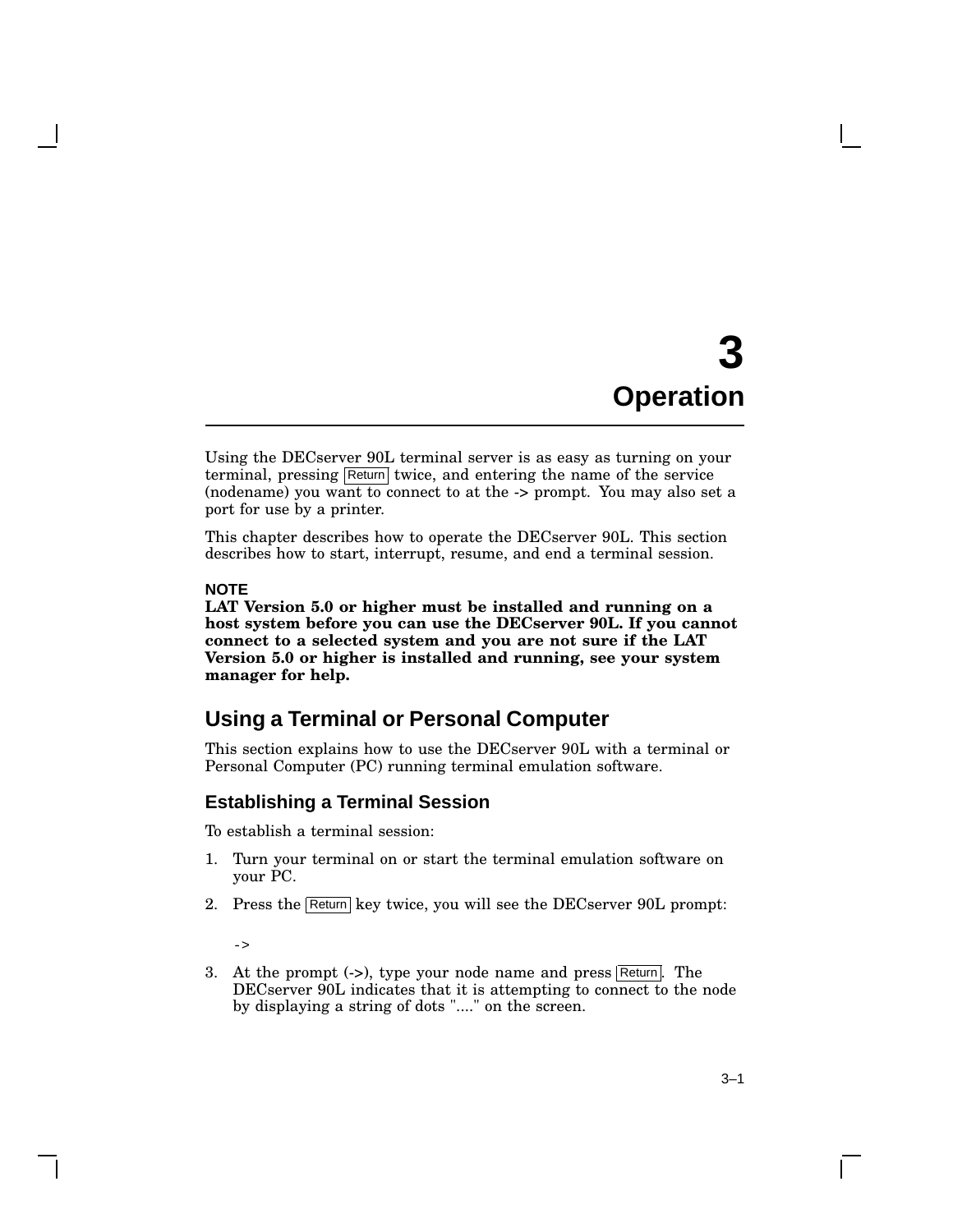# 3 Operation

Using the DECserver 90L terminal server is as easy as turning on your terminal, pressing Return twice, and entering the name of the service (nodename) you want to connect to at the -> prompt. You may also set a port for use by a printer.

This chapter describes how to operate the DECserver 90L. This section describes how to start, interrupt, resume, and end a terminal session.

**NOTE**
**LAT Version 5.0 or higher must be installed and running on a host system before you can use the DECserver 90L. If you cannot connect to a selected system and you are not sure if the LAT Version 5.0 or higher is installed and running, see your system manager for help.**

## Using a Terminal or Personal Computer

This section explains how to use the DECserver 90L with a terminal or Personal Computer (PC) running terminal emulation software.

### Establishing a Terminal Session

To establish a terminal session:

1. Turn your terminal on or start the terminal emulation software on your PC.
2. Press the Return key twice, you will see the DECserver 90L prompt:

   ```
   ->
   ```

3. At the prompt (->), type your node name and press Return. The DECserver 90L indicates that it is attempting to connect to the node by displaying a string of dots "...." on the screen.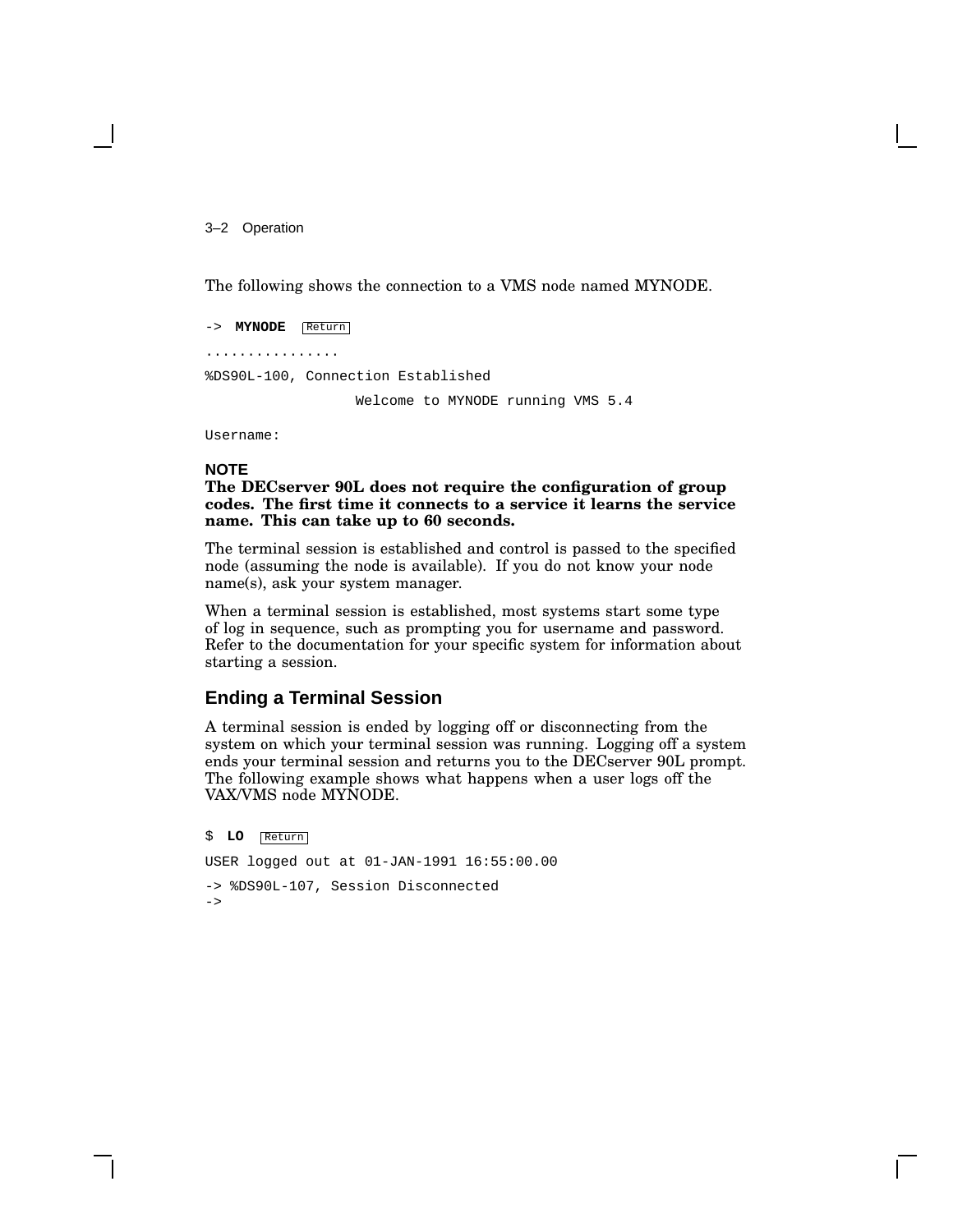The following shows the connection to a VMS node named MYNODE.

```
-> MYNODE  Return
................
%DS90L-100, Connection Established
                  Welcome to MYNODE running VMS 5.4

Username:
```

**NOTE**
**The DECserver 90L does not require the configuration of group codes. The first time it connects to a service it learns the service name. This can take up to 60 seconds.**

The terminal session is established and control is passed to the specified node (assuming the node is available). If you do not know your node name(s), ask your system manager.

When a terminal session is established, most systems start some type of log in sequence, such as prompting you for username and password. Refer to the documentation for your specific system for information about starting a session.

## Ending a Terminal Session

A terminal session is ended by logging off or disconnecting from the system on which your terminal session was running. Logging off a system ends your terminal session and returns you to the DECserver 90L prompt. The following example shows what happens when a user logs off the VAX/VMS node MYNODE.

```
$ LO  Return
USER logged out at 01-JAN-1991 16:55:00.00
-> %DS90L-107, Session Disconnected
->
```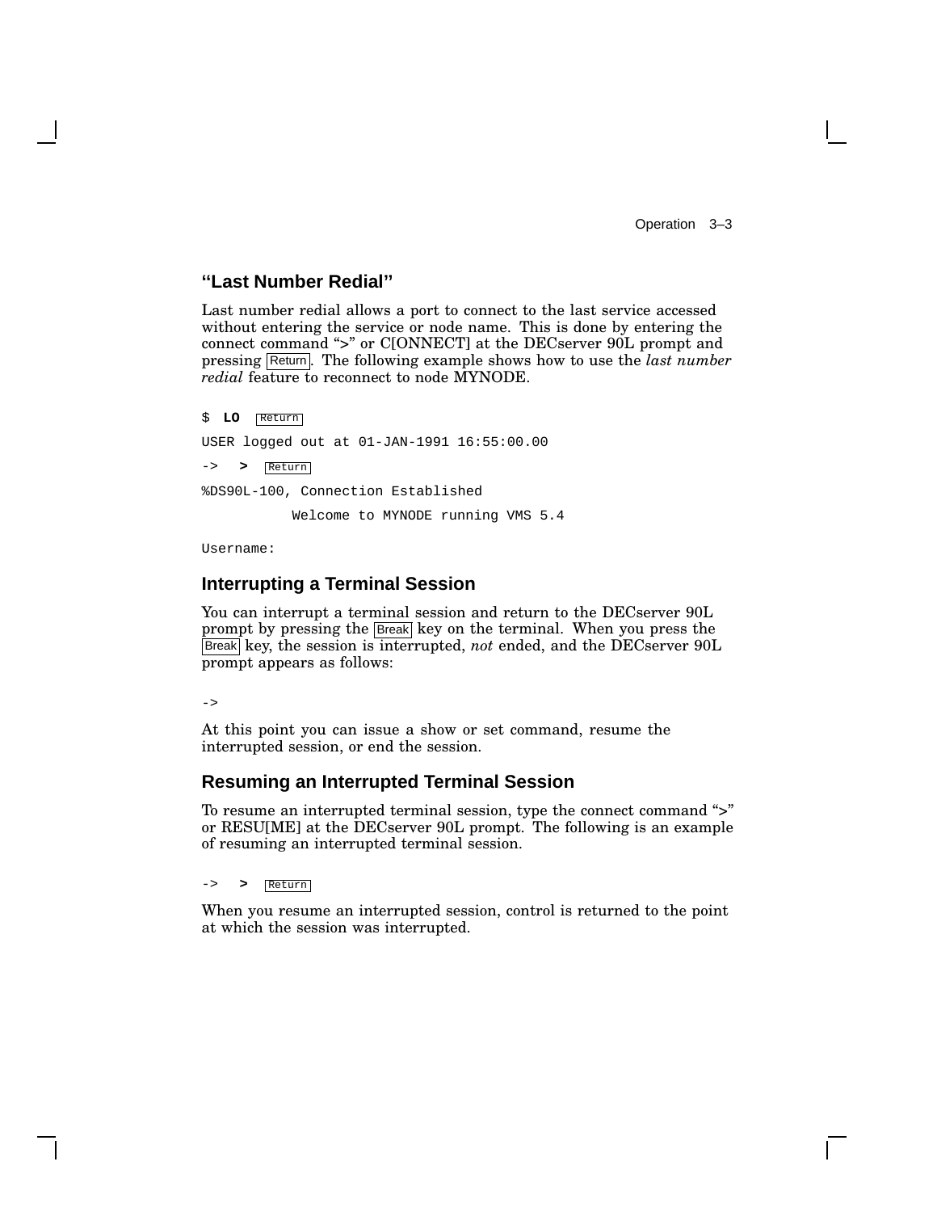## “Last Number Redial”

Last number redial allows a port to connect to the last service accessed without entering the service or node name. This is done by entering the connect command “>” or C[ONNECT] at the DECserver 90L prompt and pressing Return. The following example shows how to use the *last number redial* feature to reconnect to node MYNODE.

```
$ LO  Return

USER logged out at 01-JAN-1991 16:55:00.00

->  >  Return

%DS90L-100, Connection Established

           Welcome to MYNODE running VMS 5.4

Username:
```

## Interrupting a Terminal Session

You can interrupt a terminal session and return to the DECserver 90L prompt by pressing the Break key on the terminal. When you press the Break key, the session is interrupted, *not* ended, and the DECserver 90L prompt appears as follows:

```
->
```

At this point you can issue a show or set command, resume the interrupted session, or end the session.

## Resuming an Interrupted Terminal Session

To resume an interrupted terminal session, type the connect command “>” or RESU[ME] at the DECserver 90L prompt. The following is an example of resuming an interrupted terminal session.

```
->  >  Return
```

When you resume an interrupted session, control is returned to the point at which the session was interrupted.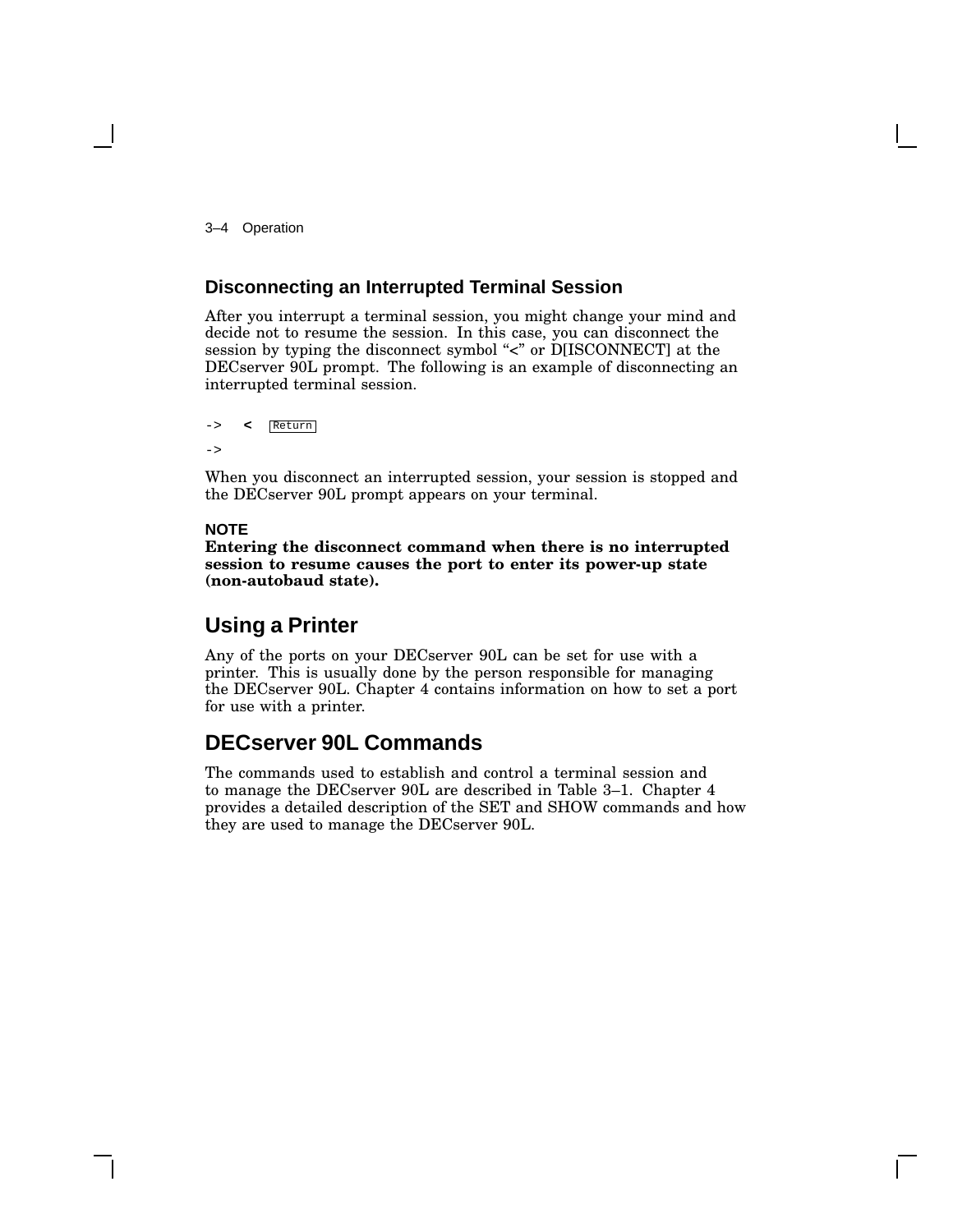### Disconnecting an Interrupted Terminal Session

After you interrupt a terminal session, you might change your mind and decide not to resume the session. In this case, you can disconnect the session by typing the disconnect symbol "<" or D[ISCONNECT] at the DECserver 90L prompt. The following is an example of disconnecting an interrupted terminal session.

```
->  <  Return
->
```

When you disconnect an interrupted session, your session is stopped and the DECserver 90L prompt appears on your terminal.

**NOTE**
**Entering the disconnect command when there is no interrupted session to resume causes the port to enter its power-up state (non-autobaud state).**

## Using a Printer

Any of the ports on your DECserver 90L can be set for use with a printer. This is usually done by the person responsible for managing the DECserver 90L. Chapter 4 contains information on how to set a port for use with a printer.

## DECserver 90L Commands

The commands used to establish and control a terminal session and to manage the DECserver 90L are described in Table 3–1. Chapter 4 provides a detailed description of the SET and SHOW commands and how they are used to manage the DECserver 90L.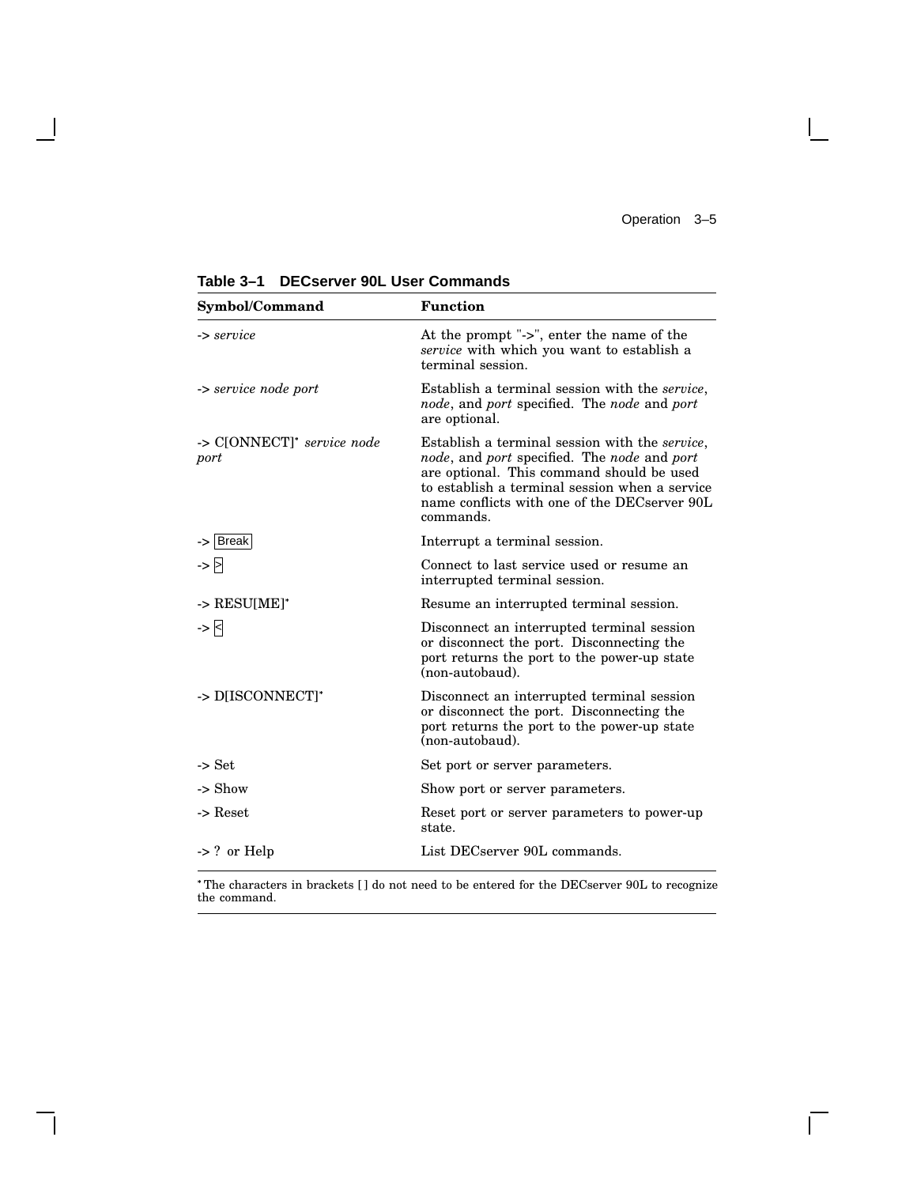**Table 3–1 DECserver 90L User Commands**

| Symbol/Command | Function |
|---|---|
| -> *service* | At the prompt "->", enter the name of the *service* with which you want to establish a terminal session. |
| -> *service node port* | Establish a terminal session with the *service*, *node*, and *port* specified. The *node* and *port* are optional. |
| -> C[ONNECT]* *service node port* | Establish a terminal session with the *service*, *node*, and *port* specified. The *node* and *port* are optional. This command should be used to establish a terminal session when a service name conflicts with one of the DECserver 90L commands. |
| -> Break | Interrupt a terminal session. |
| -> > | Connect to last service used or resume an interrupted terminal session. |
| -> RESU[ME]* | Resume an interrupted terminal session. |
| -> < | Disconnect an interrupted terminal session or disconnect the port. Disconnecting the port returns the port to the power-up state (non-autobaud). |
| -> D[ISCONNECT]* | Disconnect an interrupted terminal session or disconnect the port. Disconnecting the port returns the port to the power-up state (non-autobaud). |
| -> Set | Set port or server parameters. |
| -> Show | Show port or server parameters. |
| -> Reset | Reset port or server parameters to power-up state. |
| -> ? or Help | List DECserver 90L commands. |

*The characters in brackets [ ] do not need to be entered for the DECserver 90L to recognize the command.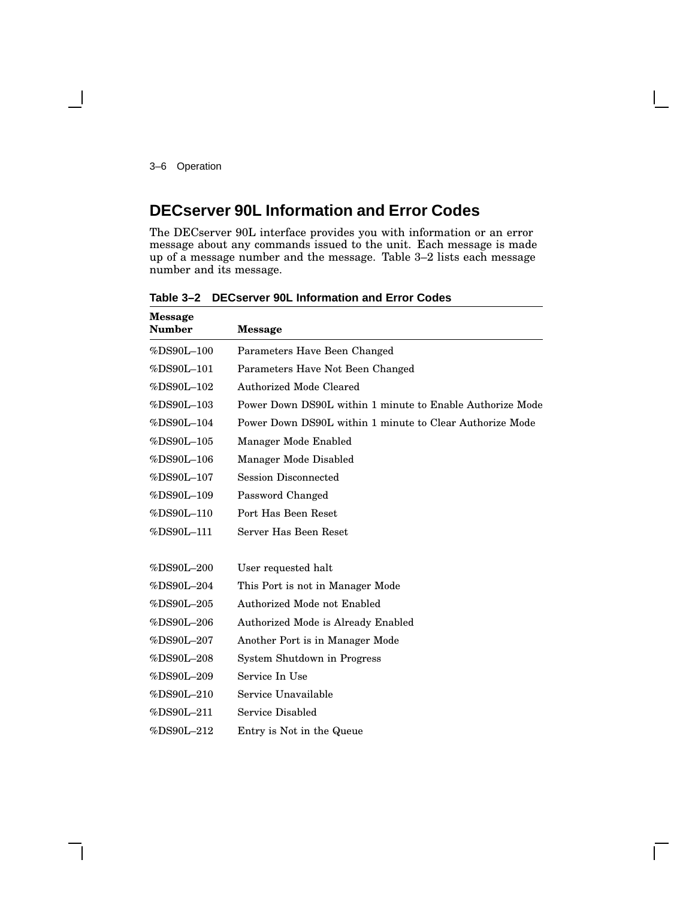## DECserver 90L Information and Error Codes

The DECserver 90L interface provides you with information or an error message about any commands issued to the unit. Each message is made up of a message number and the message. Table 3–2 lists each message number and its message.

**Table 3–2 DECserver 90L Information and Error Codes**

| Message Number | Message |
|---|---|
| %DS90L–100 | Parameters Have Been Changed |
| %DS90L–101 | Parameters Have Not Been Changed |
| %DS90L–102 | Authorized Mode Cleared |
| %DS90L–103 | Power Down DS90L within 1 minute to Enable Authorize Mode |
| %DS90L–104 | Power Down DS90L within 1 minute to Clear Authorize Mode |
| %DS90L–105 | Manager Mode Enabled |
| %DS90L–106 | Manager Mode Disabled |
| %DS90L–107 | Session Disconnected |
| %DS90L–109 | Password Changed |
| %DS90L–110 | Port Has Been Reset |
| %DS90L–111 | Server Has Been Reset |
| | |
| %DS90L–200 | User requested halt |
| %DS90L–204 | This Port is not in Manager Mode |
| %DS90L–205 | Authorized Mode not Enabled |
| %DS90L–206 | Authorized Mode is Already Enabled |
| %DS90L–207 | Another Port is in Manager Mode |
| %DS90L–208 | System Shutdown in Progress |
| %DS90L–209 | Service In Use |
| %DS90L–210 | Service Unavailable |
| %DS90L–211 | Service Disabled |
| %DS90L–212 | Entry is Not in the Queue |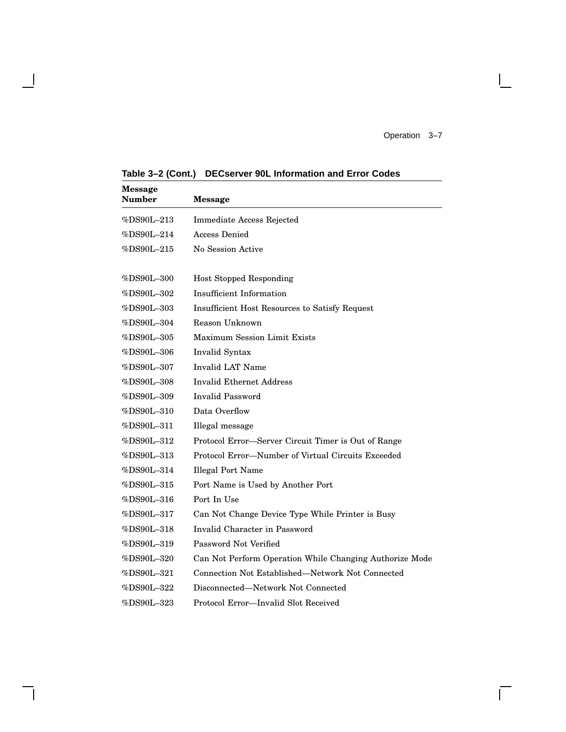**Table 3–2 (Cont.) DECserver 90L Information and Error Codes**

| Message Number | Message |
|---|---|
| %DS90L–213 | Immediate Access Rejected |
| %DS90L–214 | Access Denied |
| %DS90L–215 | No Session Active |
| | |
| %DS90L–300 | Host Stopped Responding |
| %DS90L–302 | Insufficient Information |
| %DS90L–303 | Insufficient Host Resources to Satisfy Request |
| %DS90L–304 | Reason Unknown |
| %DS90L–305 | Maximum Session Limit Exists |
| %DS90L–306 | Invalid Syntax |
| %DS90L–307 | Invalid LAT Name |
| %DS90L–308 | Invalid Ethernet Address |
| %DS90L–309 | Invalid Password |
| %DS90L–310 | Data Overflow |
| %DS90L–311 | Illegal message |
| %DS90L–312 | Protocol Error—Server Circuit Timer is Out of Range |
| %DS90L–313 | Protocol Error—Number of Virtual Circuits Exceeded |
| %DS90L–314 | Illegal Port Name |
| %DS90L–315 | Port Name is Used by Another Port |
| %DS90L–316 | Port In Use |
| %DS90L–317 | Can Not Change Device Type While Printer is Busy |
| %DS90L–318 | Invalid Character in Password |
| %DS90L–319 | Password Not Verified |
| %DS90L–320 | Can Not Perform Operation While Changing Authorize Mode |
| %DS90L–321 | Connection Not Established—Network Not Connected |
| %DS90L–322 | Disconnected—Network Not Connected |
| %DS90L–323 | Protocol Error—Invalid Slot Received |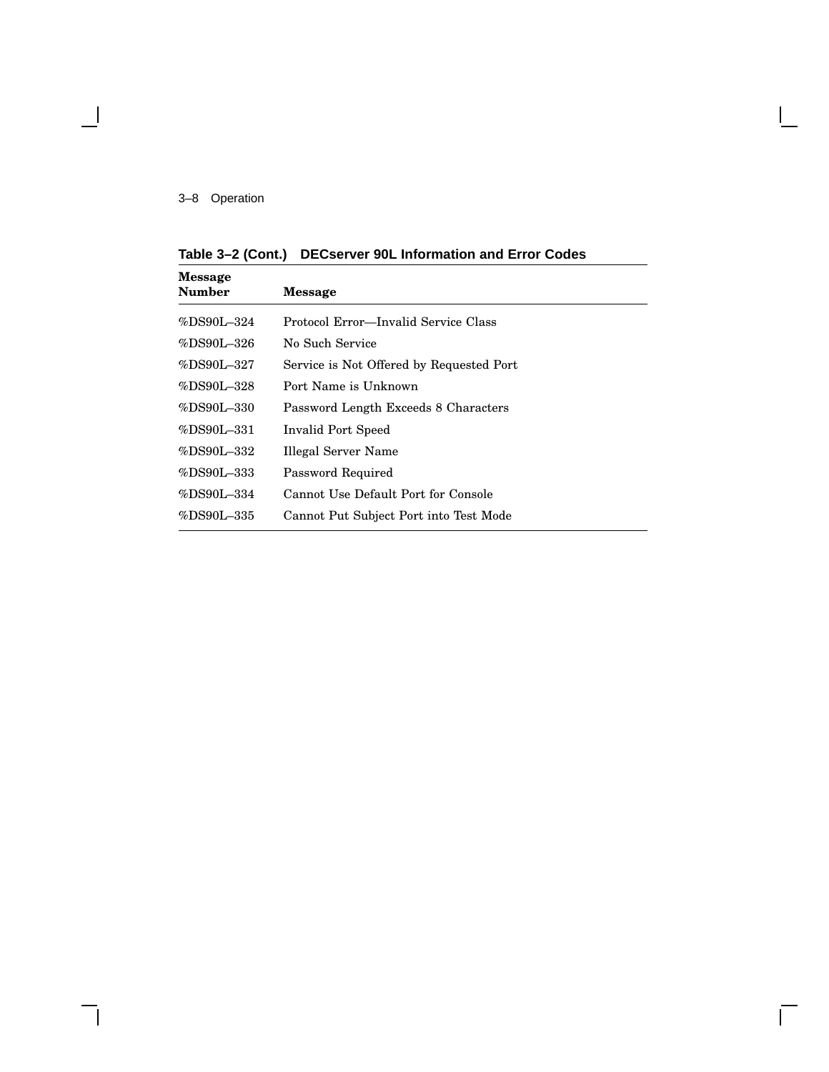**Table 3–2 (Cont.) DECserver 90L Information and Error Codes**

| Message Number | Message |
|---|---|
| %DS90L–324 | Protocol Error—Invalid Service Class |
| %DS90L–326 | No Such Service |
| %DS90L–327 | Service is Not Offered by Requested Port |
| %DS90L–328 | Port Name is Unknown |
| %DS90L–330 | Password Length Exceeds 8 Characters |
| %DS90L–331 | Invalid Port Speed |
| %DS90L–332 | Illegal Server Name |
| %DS90L–333 | Password Required |
| %DS90L–334 | Cannot Use Default Port for Console |
| %DS90L–335 | Cannot Put Subject Port into Test Mode |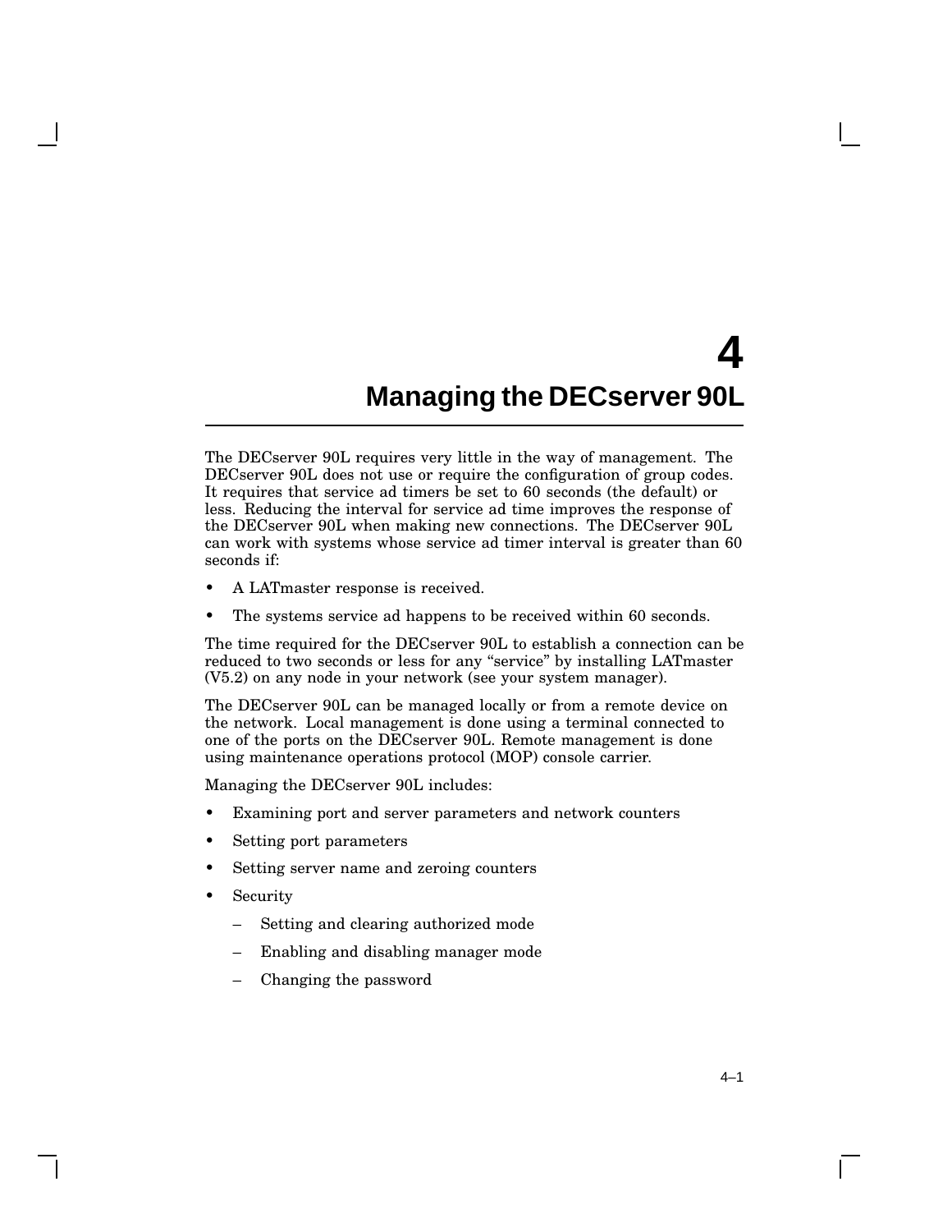# 4 Managing the DECserver 90L

The DECserver 90L requires very little in the way of management. The DECserver 90L does not use or require the configuration of group codes. It requires that service ad timers be set to 60 seconds (the default) or less. Reducing the interval for service ad time improves the response of the DECserver 90L when making new connections. The DECserver 90L can work with systems whose service ad timer interval is greater than 60 seconds if:

- A LATmaster response is received.
- The systems service ad happens to be received within 60 seconds.

The time required for the DECserver 90L to establish a connection can be reduced to two seconds or less for any "service" by installing LATmaster (V5.2) on any node in your network (see your system manager).

The DECserver 90L can be managed locally or from a remote device on the network. Local management is done using a terminal connected to one of the ports on the DECserver 90L. Remote management is done using maintenance operations protocol (MOP) console carrier.

Managing the DECserver 90L includes:

- Examining port and server parameters and network counters
- Setting port parameters
- Setting server name and zeroing counters
- Security
  - Setting and clearing authorized mode
  - Enabling and disabling manager mode
  - Changing the password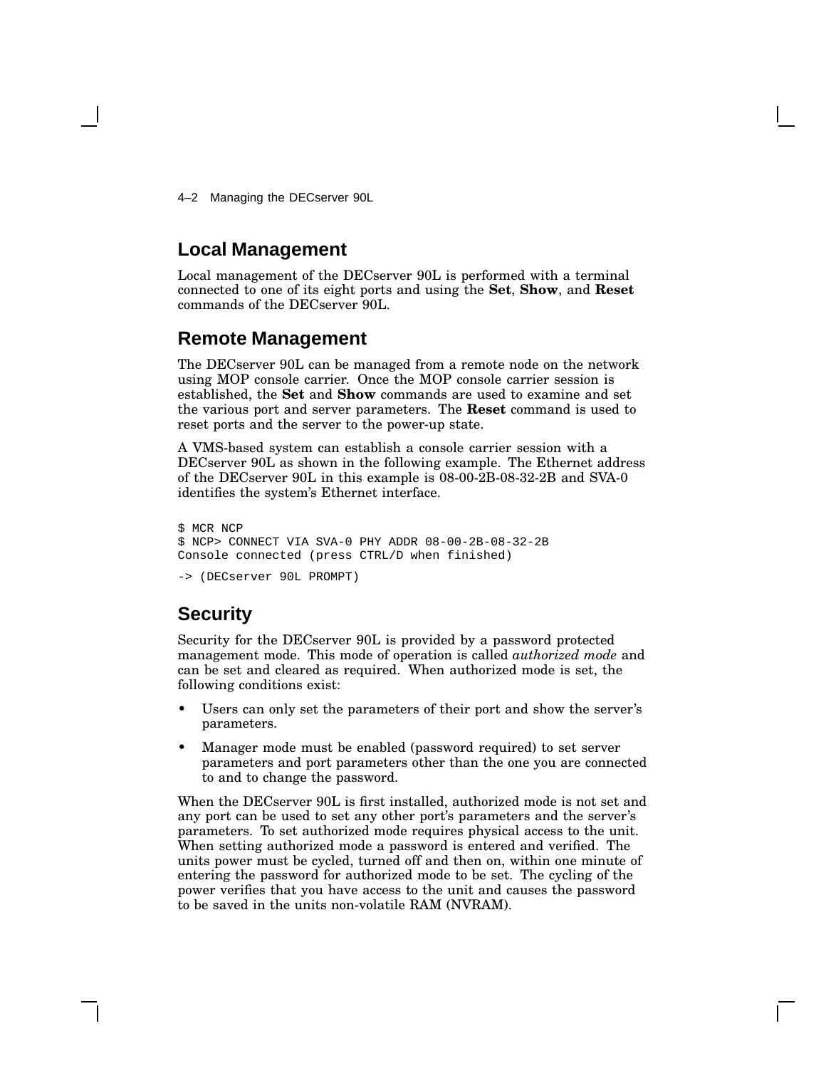## Local Management

Local management of the DECserver 90L is performed with a terminal connected to one of its eight ports and using the **Set**, **Show**, and **Reset** commands of the DECserver 90L.

## Remote Management

The DECserver 90L can be managed from a remote node on the network using MOP console carrier. Once the MOP console carrier session is established, the **Set** and **Show** commands are used to examine and set the various port and server parameters. The **Reset** command is used to reset ports and the server to the power-up state.

A VMS-based system can establish a console carrier session with a DECserver 90L as shown in the following example. The Ethernet address of the DECserver 90L in this example is 08-00-2B-08-32-2B and SVA-0 identifies the system's Ethernet interface.

```
$ MCR NCP
$ NCP> CONNECT VIA SVA-0 PHY ADDR 08-00-2B-08-32-2B
Console connected (press CTRL/D when finished)

-> (DECserver 90L PROMPT)
```

## Security

Security for the DECserver 90L is provided by a password protected management mode. This mode of operation is called *authorized mode* and can be set and cleared as required. When authorized mode is set, the following conditions exist:

- Users can only set the parameters of their port and show the server's parameters.
- Manager mode must be enabled (password required) to set server parameters and port parameters other than the one you are connected to and to change the password.

When the DECserver 90L is first installed, authorized mode is not set and any port can be used to set any other port's parameters and the server's parameters. To set authorized mode requires physical access to the unit. When setting authorized mode a password is entered and verified. The units power must be cycled, turned off and then on, within one minute of entering the password for authorized mode to be set. The cycling of the power verifies that you have access to the unit and causes the password to be saved in the units non-volatile RAM (NVRAM).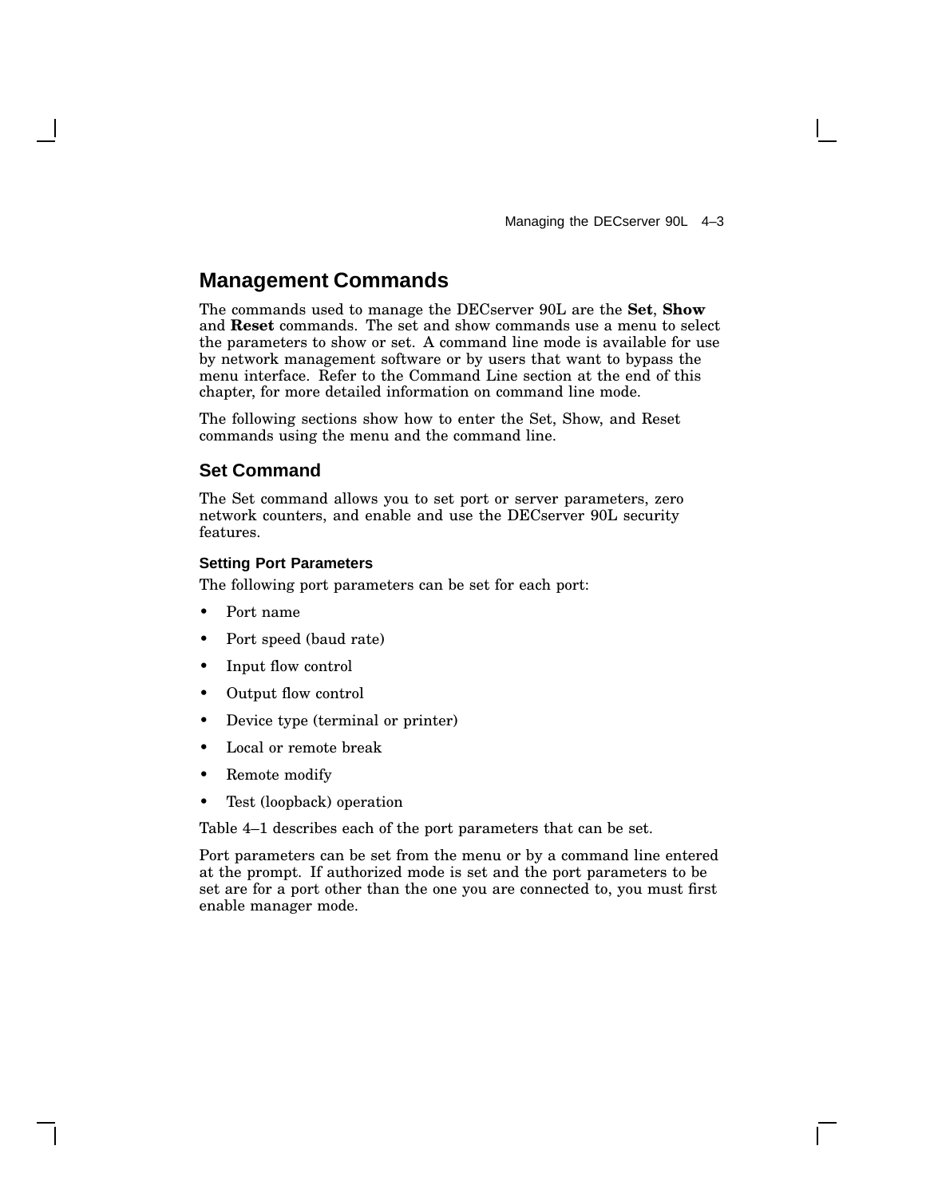## Management Commands

The commands used to manage the DECserver 90L are the **Set**, **Show** and **Reset** commands. The set and show commands use a menu to select the parameters to show or set. A command line mode is available for use by network management software or by users that want to bypass the menu interface. Refer to the Command Line section at the end of this chapter, for more detailed information on command line mode.

The following sections show how to enter the Set, Show, and Reset commands using the menu and the command line.

### Set Command

The Set command allows you to set port or server parameters, zero network counters, and enable and use the DECserver 90L security features.

#### Setting Port Parameters

The following port parameters can be set for each port:

- Port name
- Port speed (baud rate)
- Input flow control
- Output flow control
- Device type (terminal or printer)
- Local or remote break
- Remote modify
- Test (loopback) operation

Table 4–1 describes each of the port parameters that can be set.

Port parameters can be set from the menu or by a command line entered at the prompt. If authorized mode is set and the port parameters to be set are for a port other than the one you are connected to, you must first enable manager mode.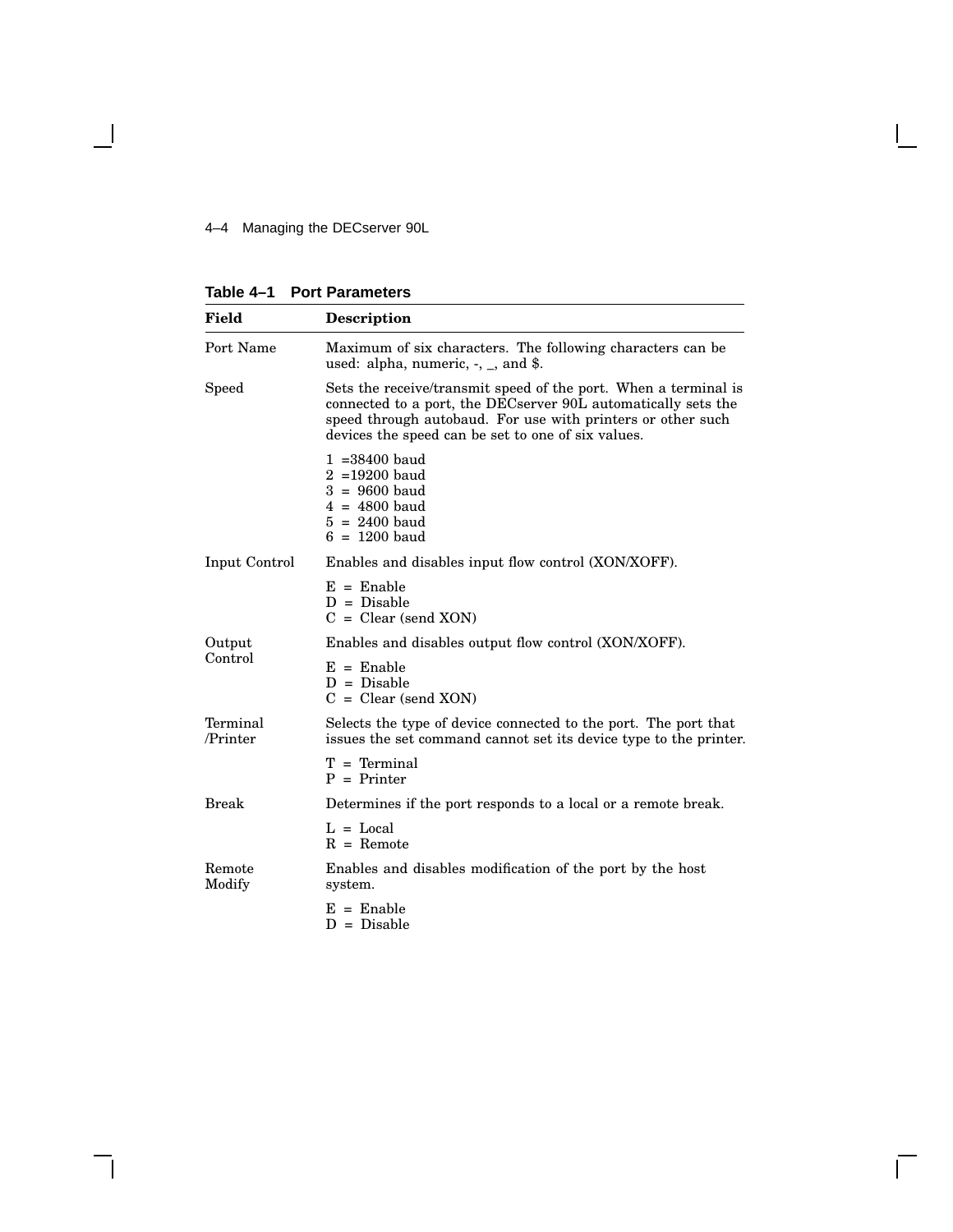**Table 4–1 Port Parameters**

| Field | Description |
|---|---|
| Port Name | Maximum of six characters. The following characters can be used: alpha, numeric, -, _, and $. |
| Speed | Sets the receive/transmit speed of the port. When a terminal is connected to a port, the DECserver 90L automatically sets the speed through autobaud. For use with printers or other such devices the speed can be set to one of six values.<br><br>1 =38400 baud<br>2 =19200 baud<br>3 = 9600 baud<br>4 = 4800 baud<br>5 = 2400 baud<br>6 = 1200 baud |
| Input Control | Enables and disables input flow control (XON/XOFF).<br><br>E = Enable<br>D = Disable<br>C = Clear (send XON) |
| Output Control | Enables and disables output flow control (XON/XOFF).<br><br>E = Enable<br>D = Disable<br>C = Clear (send XON) |
| Terminal /Printer | Selects the type of device connected to the port. The port that issues the set command cannot set its device type to the printer.<br><br>T = Terminal<br>P = Printer |
| Break | Determines if the port responds to a local or a remote break.<br><br>L = Local<br>R = Remote |
| Remote Modify | Enables and disables modification of the port by the host system.<br><br>E = Enable<br>D = Disable |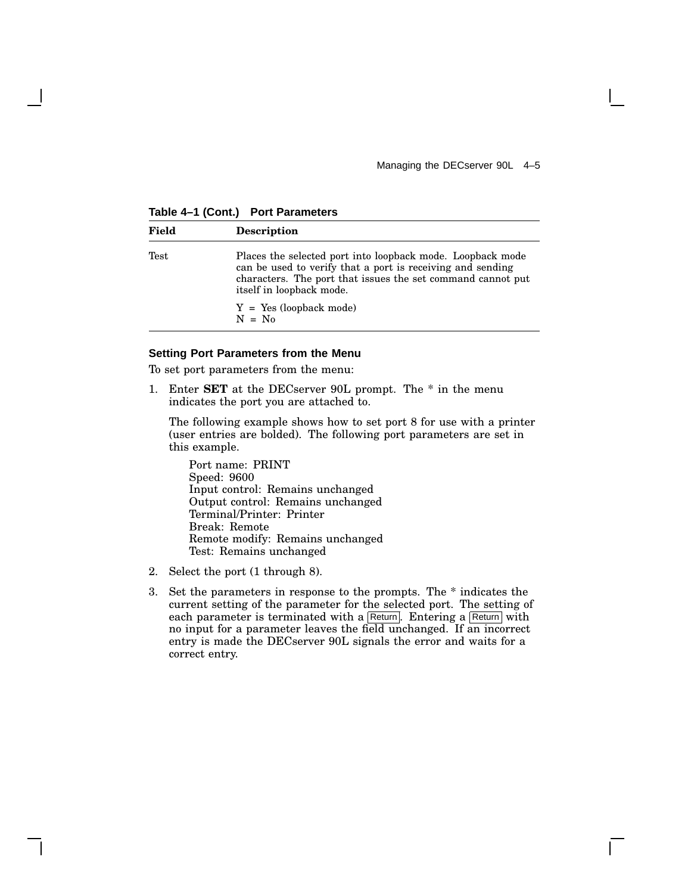**Table 4–1 (Cont.) Port Parameters**

| Field | Description |
|---|---|
| Test | Places the selected port into loopback mode. Loopback mode can be used to verify that a port is receiving and sending characters. The port that issues the set command cannot put itself in loopback mode.<br><br>Y = Yes (loopback mode)<br>N = No |

### Setting Port Parameters from the Menu

To set port parameters from the menu:

1. Enter **SET** at the DECserver 90L prompt. The * in the menu indicates the port you are attached to.

   The following example shows how to set port 8 for use with a printer (user entries are bolded). The following port parameters are set in this example.

   Port name: PRINT
   Speed: 9600
   Input control: Remains unchanged
   Output control: Remains unchanged
   Terminal/Printer: Printer
   Break: Remote
   Remote modify: Remains unchanged
   Test: Remains unchanged

2. Select the port (1 through 8).

3. Set the parameters in response to the prompts. The * indicates the current setting of the parameter for the selected port. The setting of each parameter is terminated with a Return. Entering a Return with no input for a parameter leaves the field unchanged. If an incorrect entry is made the DECserver 90L signals the error and waits for a correct entry.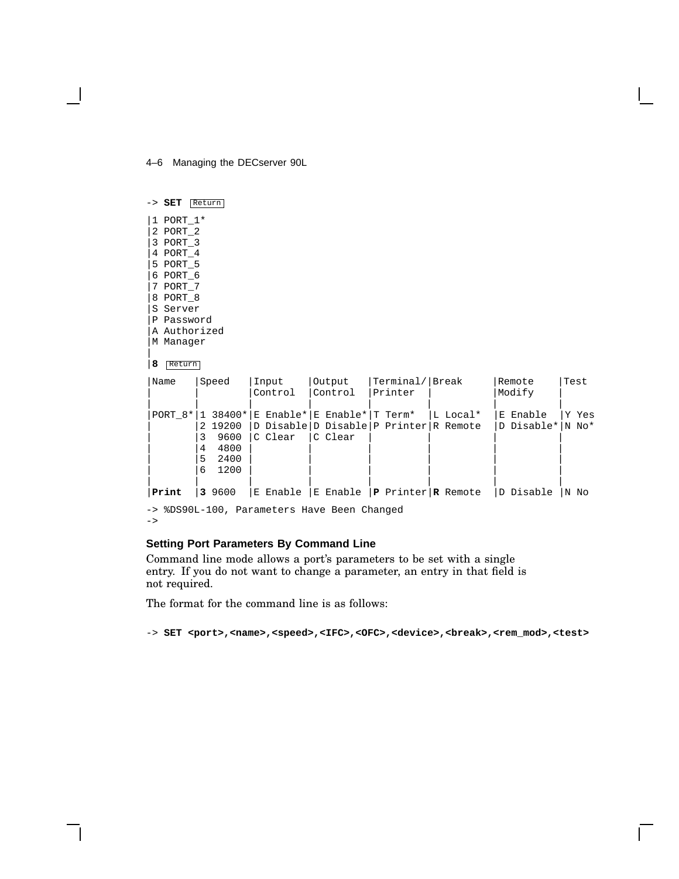```
-> SET Return

|1 PORT_1*
|2 PORT_2
|3 PORT_3
|4 PORT_4
|5 PORT_5
|6 PORT_6
|7 PORT_7
|8 PORT_8
|S Server
|P Password
|A Authorized
|M Manager
|
|8 Return

|Name    |Speed    |Input    |Output   |Terminal/|Break     |Remote    |Test
|        |         |Control  |Control  |Printer  |          |Modify    |
|        |         |         |         |         |          |          |
|PORT_8*|1 38400*|E Enable*|E Enable*|T Term*  |L Local*  |E Enable  |Y Yes
|        |2 19200  |D Disable|D Disable|P Printer|R Remote  |D Disable*|N No*
|        |3  9600  |C Clear  |C Clear  |         |          |          |
|        |4  4800  |         |         |         |          |          |
|        |5  2400  |         |         |         |          |          |
|        |6  1200  |         |         |         |          |          |
|        |         |         |         |         |          |          |
|Print   |3 9600   |E Enable |E Enable |P Printer|R Remote  |D Disable |N No

-> %DS90L-100, Parameters Have Been Changed
->
```

### Setting Port Parameters By Command Line

Command line mode allows a port's parameters to be set with a single entry. If you do not want to change a parameter, an entry in that field is not required.

The format for the command line is as follows:

```
-> SET <port>,<name>,<speed>,<IFC>,<OFC>,<device>,<break>,<rem_mod>,<test>
```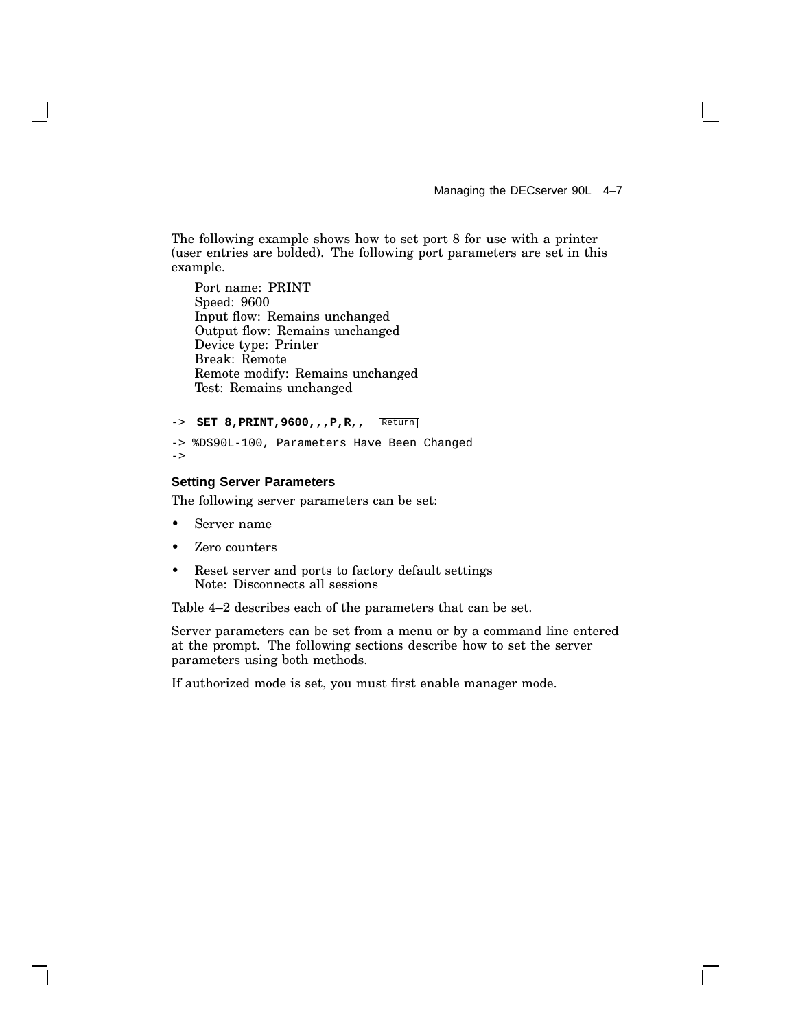The following example shows how to set port 8 for use with a printer (user entries are bolded). The following port parameters are set in this example.

Port name: PRINT
Speed: 9600
Input flow: Remains unchanged
Output flow: Remains unchanged
Device type: Printer
Break: Remote
Remote modify: Remains unchanged
Test: Remains unchanged

```
-> SET 8,PRINT,9600,,,P,R,,  Return
-> %DS90L-100, Parameters Have Been Changed
->
```

### Setting Server Parameters

The following server parameters can be set:

- Server name
- Zero counters
- Reset server and ports to factory default settings
  Note: Disconnects all sessions

Table 4–2 describes each of the parameters that can be set.

Server parameters can be set from a menu or by a command line entered at the prompt. The following sections describe how to set the server parameters using both methods.

If authorized mode is set, you must first enable manager mode.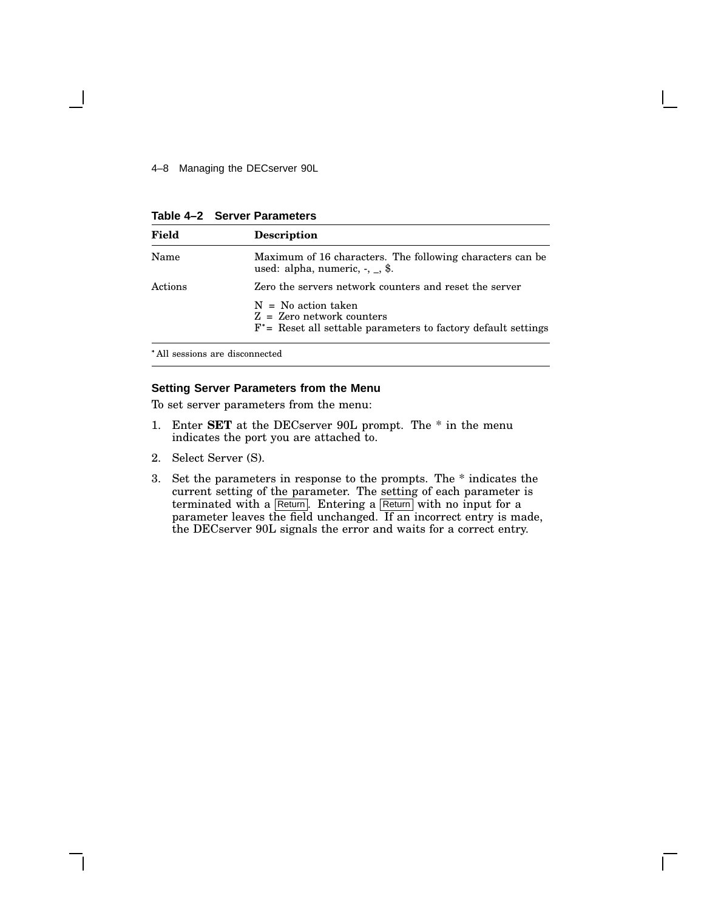**Table 4–2 Server Parameters**

| Field | Description |
|---|---|
| Name | Maximum of 16 characters. The following characters can be used: alpha, numeric, -, _, $. |
| Actions | Zero the servers network counters and reset the server<br><br>N = No action taken<br>Z = Zero network counters<br>F* = Reset all settable parameters to factory default settings |

* All sessions are disconnected

### Setting Server Parameters from the Menu

To set server parameters from the menu:

1. Enter **SET** at the DECserver 90L prompt. The * in the menu indicates the port you are attached to.
2. Select Server (S).
3. Set the parameters in response to the prompts. The * indicates the current setting of the parameter. The setting of each parameter is terminated with a Return. Entering a Return with no input for a parameter leaves the field unchanged. If an incorrect entry is made, the DECserver 90L signals the error and waits for a correct entry.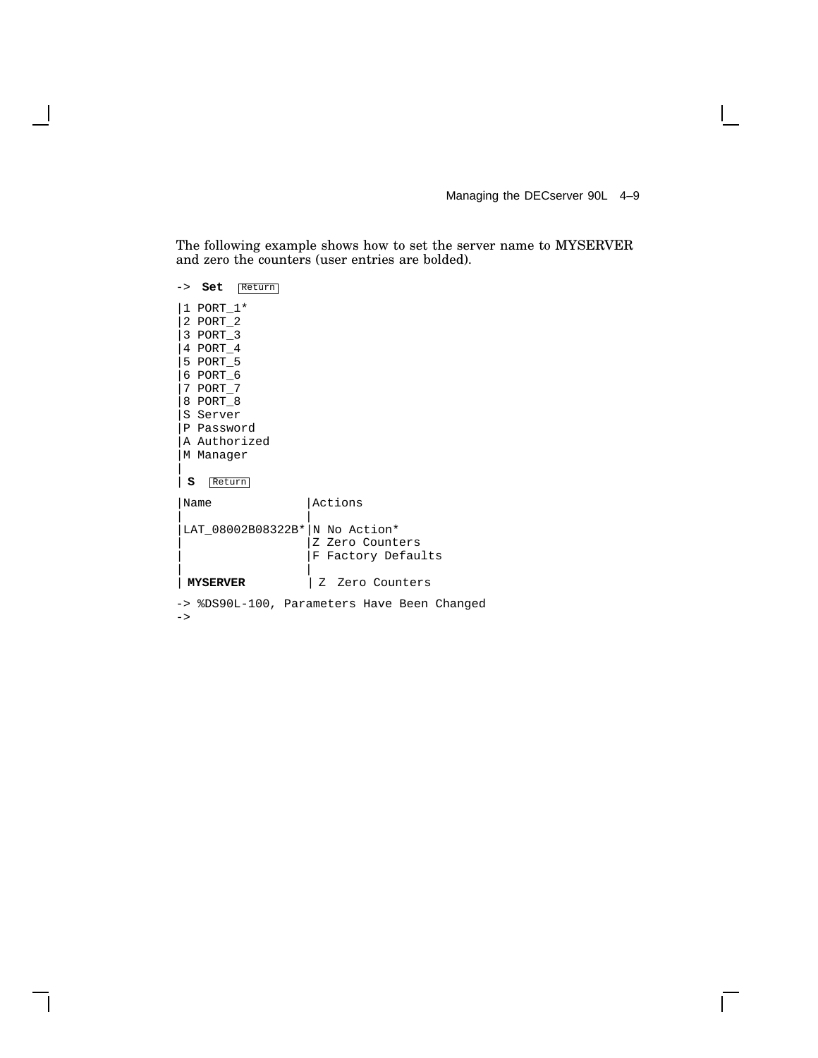The following example shows how to set the server name to MYSERVER and zero the counters (user entries are bolded).

```
-> Set  Return

|1 PORT_1*
|2 PORT_2
|3 PORT_3
|4 PORT_4
|5 PORT_5
|6 PORT_6
|7 PORT_7
|8 PORT_8
|S Server
|P Password
|A Authorized
|M Manager
|
| S  Return

|Name             |Actions
|                 |
|LAT_08002B08322B*|N No Action*
|                 |Z Zero Counters
|                 |F Factory Defaults
|                 |
| MYSERVER        | Z  Zero Counters

-> %DS90L-100, Parameters Have Been Changed
->
```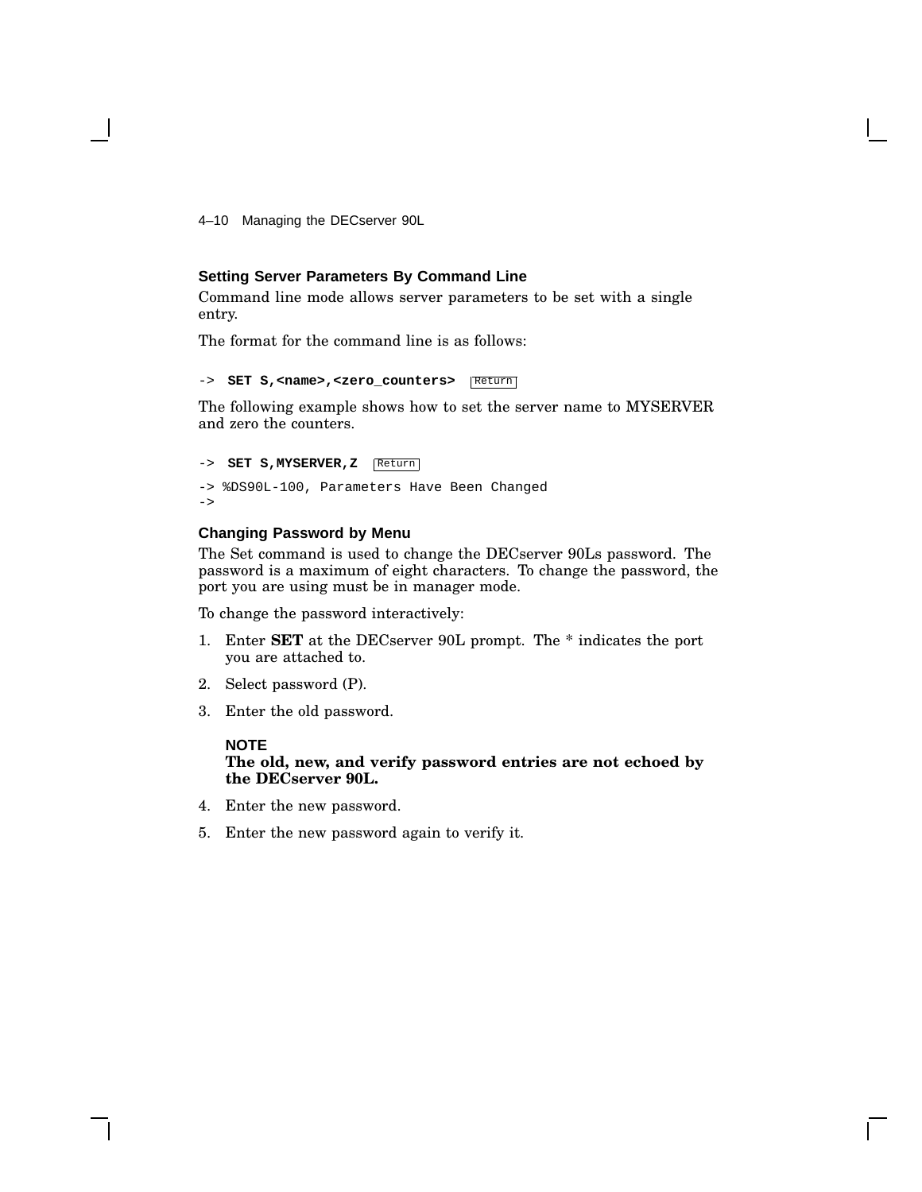### Setting Server Parameters By Command Line

Command line mode allows server parameters to be set with a single entry.

The format for the command line is as follows:

```
-> SET S,<name>,<zero_counters>  Return
```

The following example shows how to set the server name to MYSERVER and zero the counters.

```
-> SET S,MYSERVER,Z  Return
-> %DS90L-100, Parameters Have Been Changed
->
```

### Changing Password by Menu

The Set command is used to change the DECserver 90Ls password. The password is a maximum of eight characters. To change the password, the port you are using must be in manager mode.

To change the password interactively:

1. Enter **SET** at the DECserver 90L prompt. The * indicates the port you are attached to.
2. Select password (P).
3. Enter the old password.

   **NOTE**
   **The old, new, and verify password entries are not echoed by the DECserver 90L.**

4. Enter the new password.
5. Enter the new password again to verify it.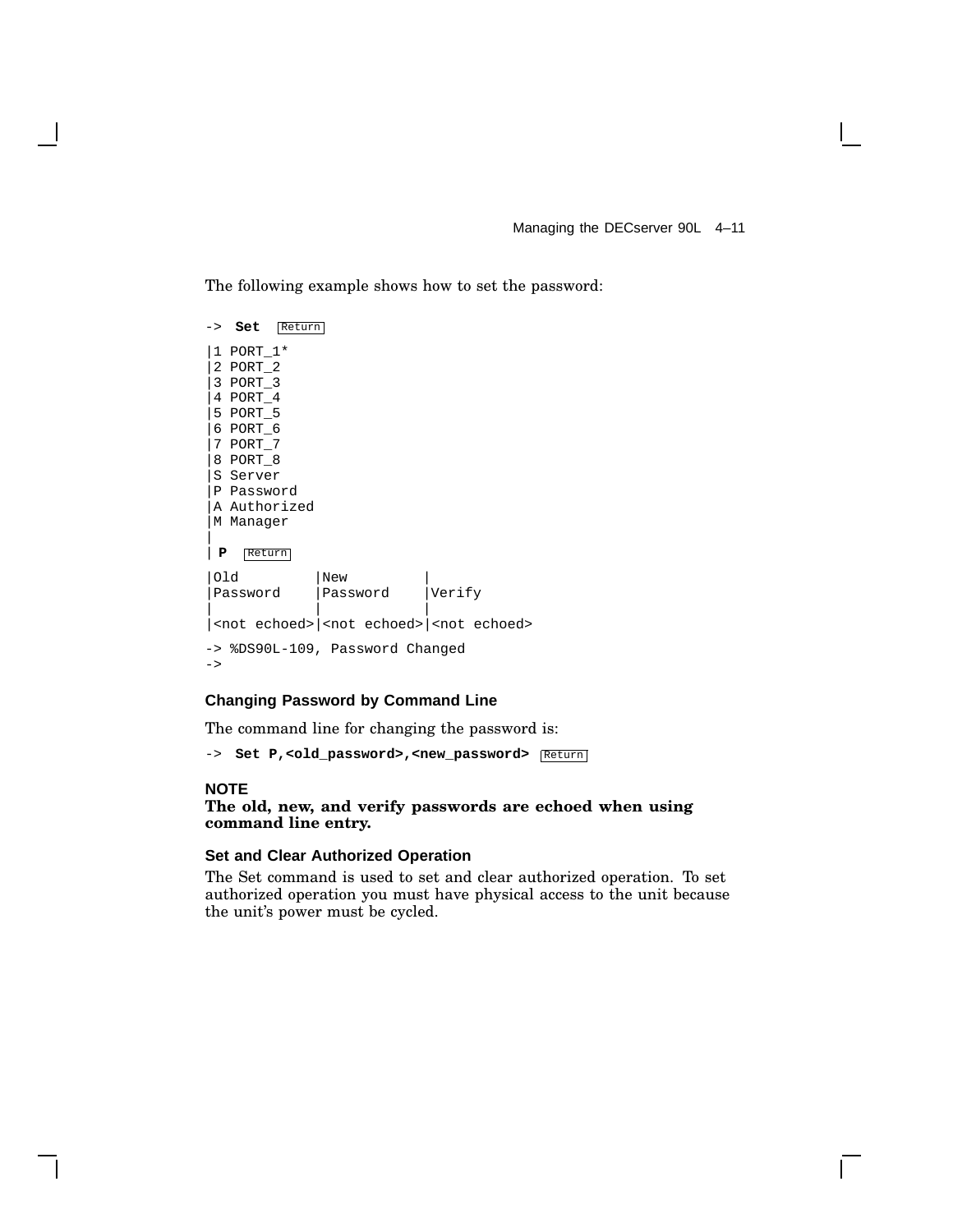The following example shows how to set the password:

```
-> Set  Return
|1 PORT_1*
|2 PORT_2
|3 PORT_3
|4 PORT_4
|5 PORT_5
|6 PORT_6
|7 PORT_7
|8 PORT_8
|S Server
|P Password
|A Authorized
|M Manager
|
| P  Return
|Old         |New         |
|Password    |Password    |Verify
|            |            |
|<not echoed>|<not echoed>|<not echoed>
-> %DS90L-109, Password Changed
->
```

### Changing Password by Command Line

The command line for changing the password is:

```
-> Set P,<old_password>,<new_password>  Return
```

**NOTE**
**The old, new, and verify passwords are echoed when using command line entry.**

### Set and Clear Authorized Operation

The Set command is used to set and clear authorized operation. To set authorized operation you must have physical access to the unit because the unit's power must be cycled.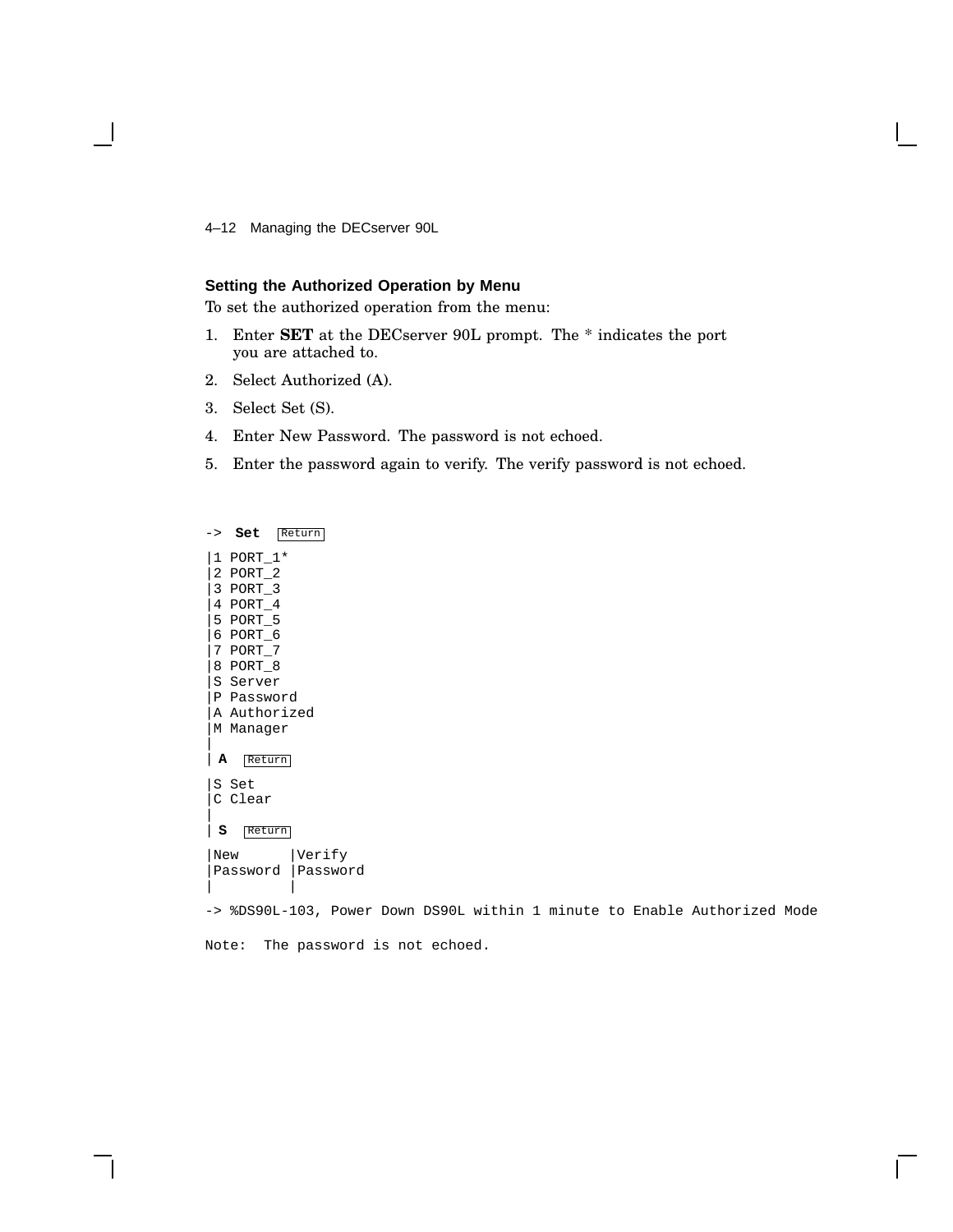### Setting the Authorized Operation by Menu

To set the authorized operation from the menu:

1. Enter **SET** at the DECserver 90L prompt. The * indicates the port you are attached to.
2. Select Authorized (A).
3. Select Set (S).
4. Enter New Password. The password is not echoed.
5. Enter the password again to verify. The verify password is not echoed.

```
-> Set  Return
|1 PORT_1*
|2 PORT_2
|3 PORT_3
|4 PORT_4
|5 PORT_5
|6 PORT_6
|7 PORT_7
|8 PORT_8
|S Server
|P Password
|A Authorized
|M Manager
|
| A  Return
|S Set
|C Clear
|
| S  Return
|New      |Verify
|Password |Password
|         |
-> %DS90L-103, Power Down DS90L within 1 minute to Enable Authorized Mode

Note:  The password is not echoed.
```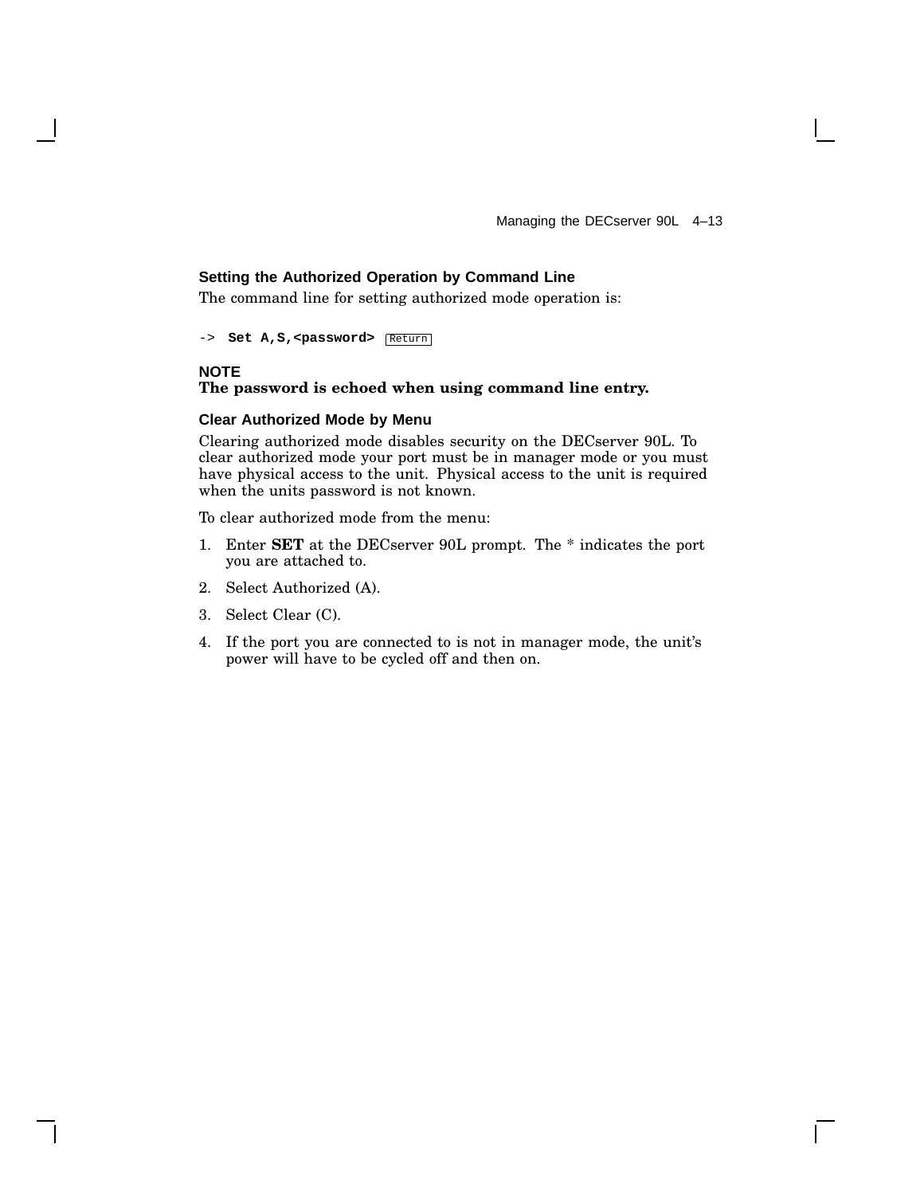### Setting the Authorized Operation by Command Line

The command line for setting authorized mode operation is:

```
-> Set A,S,<password> Return
```

**NOTE**
**The password is echoed when using command line entry.**

### Clear Authorized Mode by Menu

Clearing authorized mode disables security on the DECserver 90L. To clear authorized mode your port must be in manager mode or you must have physical access to the unit. Physical access to the unit is required when the units password is not known.

To clear authorized mode from the menu:

1. Enter **SET** at the DECserver 90L prompt. The * indicates the port you are attached to.
2. Select Authorized (A).
3. Select Clear (C).
4. If the port you are connected to is not in manager mode, the unit's power will have to be cycled off and then on.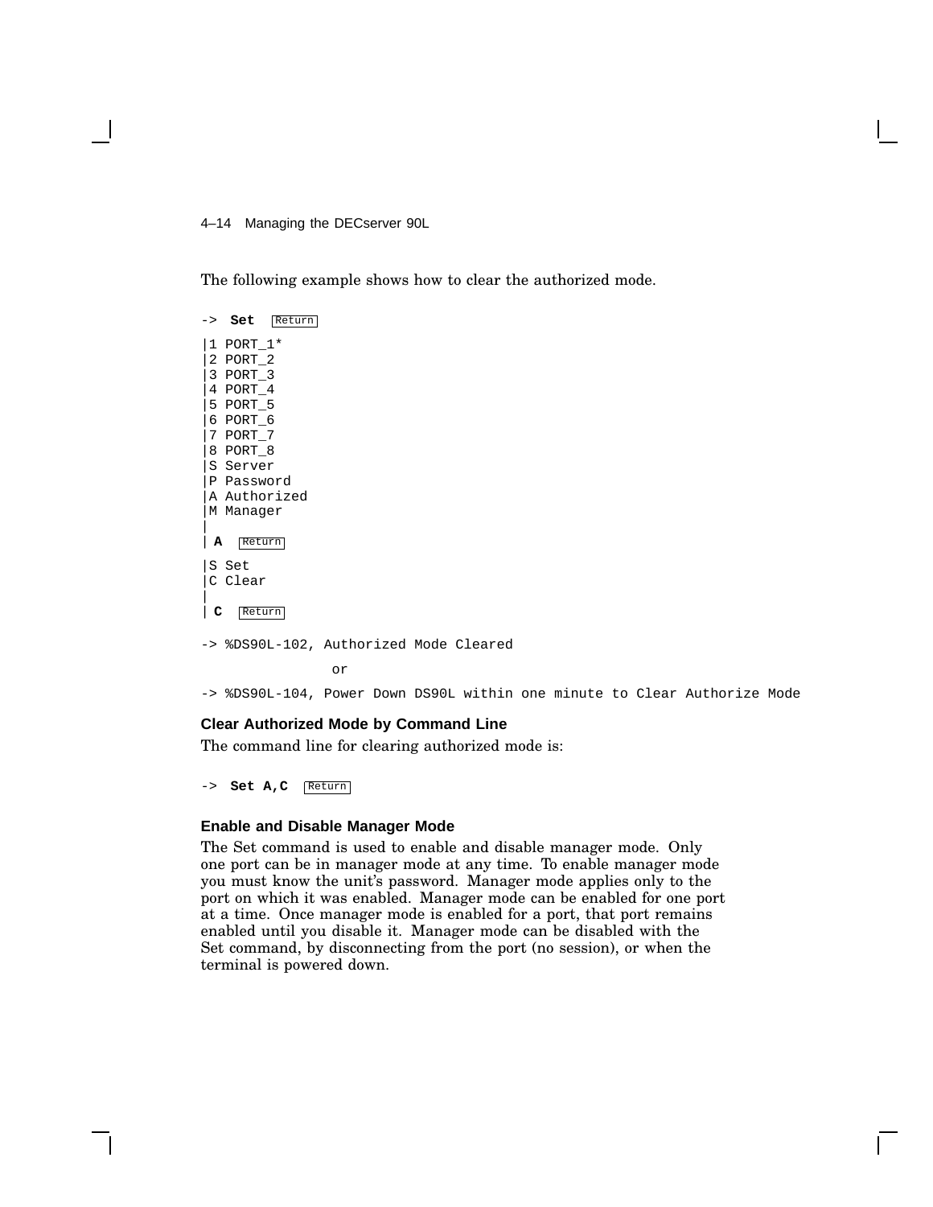The following example shows how to clear the authorized mode.

```
-> Set  Return
|1 PORT_1*
|2 PORT_2
|3 PORT_3
|4 PORT_4
|5 PORT_5
|6 PORT_6
|7 PORT_7
|8 PORT_8
|S Server
|P Password
|A Authorized
|M Manager
|
| A  Return
|S Set
|C Clear
|
| C  Return
-> %DS90L-102, Authorized Mode Cleared

                or

-> %DS90L-104, Power Down DS90L within one minute to Clear Authorize Mode
```

### Clear Authorized Mode by Command Line

The command line for clearing authorized mode is:

```
-> Set A,C  Return
```

### Enable and Disable Manager Mode

The Set command is used to enable and disable manager mode. Only one port can be in manager mode at any time. To enable manager mode you must know the unit's password. Manager mode applies only to the port on which it was enabled. Manager mode can be enabled for one port at a time. Once manager mode is enabled for a port, that port remains enabled until you disable it. Manager mode can be disabled with the Set command, by disconnecting from the port (no session), or when the terminal is powered down.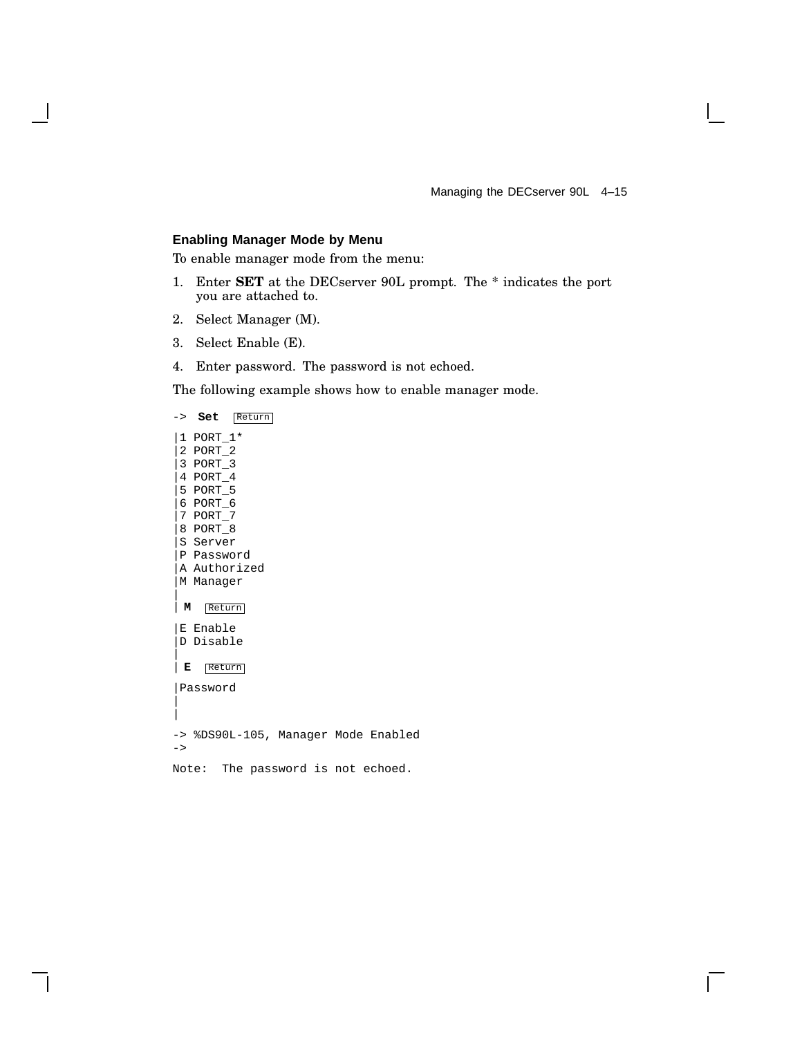### Enabling Manager Mode by Menu

To enable manager mode from the menu:

1. Enter **SET** at the DECserver 90L prompt. The * indicates the port you are attached to.
2. Select Manager (M).
3. Select Enable (E).
4. Enter password. The password is not echoed.

The following example shows how to enable manager mode.

```
-> Set  Return

|1 PORT_1*
|2 PORT_2
|3 PORT_3
|4 PORT_4
|5 PORT_5
|6 PORT_6
|7 PORT_7
|8 PORT_8
|S Server
|P Password
|A Authorized
|M Manager
|
| M  Return

|E Enable
|D Disable
|
| E  Return

|Password
|
|

-> %DS90L-105, Manager Mode Enabled
->

Note:  The password is not echoed.
```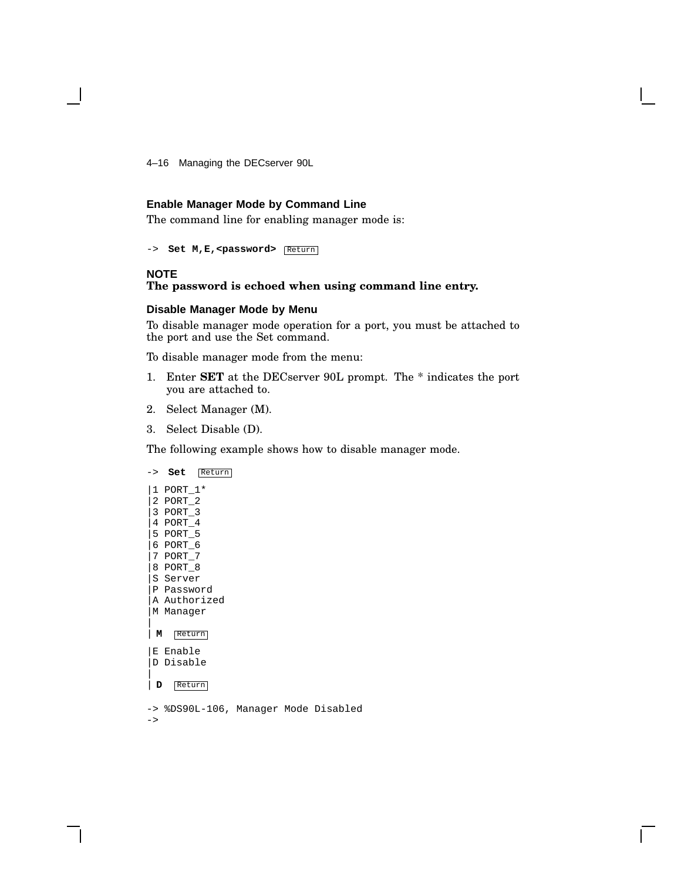### Enable Manager Mode by Command Line

The command line for enabling manager mode is:

```
-> Set M,E,<password> Return
```

**NOTE**
**The password is echoed when using command line entry.**

### Disable Manager Mode by Menu

To disable manager mode operation for a port, you must be attached to the port and use the Set command.

To disable manager mode from the menu:

1. Enter **SET** at the DECserver 90L prompt. The * indicates the port you are attached to.
2. Select Manager (M).
3. Select Disable (D).

The following example shows how to disable manager mode.

```
-> Set  Return

|1 PORT_1*
|2 PORT_2
|3 PORT_3
|4 PORT_4
|5 PORT_5
|6 PORT_6
|7 PORT_7
|8 PORT_8
|S Server
|P Password
|A Authorized
|M Manager
|
| M  Return

|E Enable
|D Disable
|
| D  Return

-> %DS90L-106, Manager Mode Disabled
->
```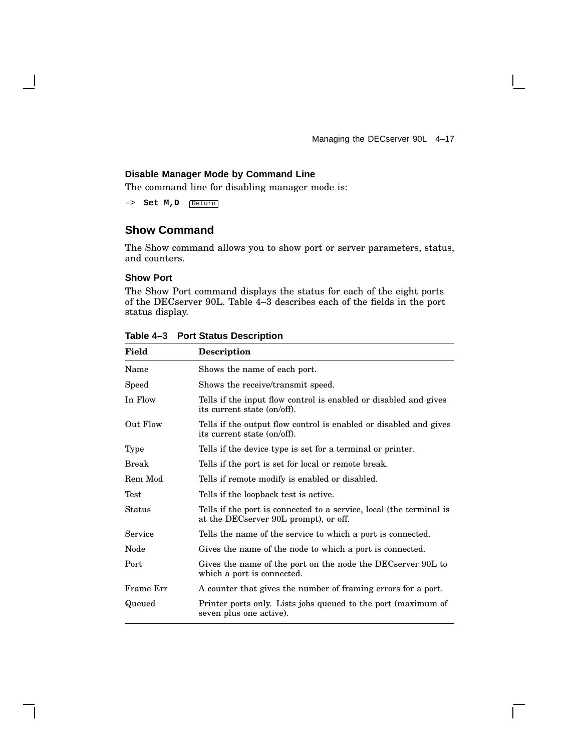### Disable Manager Mode by Command Line

The command line for disabling manager mode is:

```
-> Set M,D  Return
```

## Show Command

The Show command allows you to show port or server parameters, status, and counters.

### Show Port

The Show Port command displays the status for each of the eight ports of the DECserver 90L. Table 4–3 describes each of the fields in the port status display.

**Table 4–3 Port Status Description**

| Field | Description |
|---|---|
| Name | Shows the name of each port. |
| Speed | Shows the receive/transmit speed. |
| In Flow | Tells if the input flow control is enabled or disabled and gives its current state (on/off). |
| Out Flow | Tells if the output flow control is enabled or disabled and gives its current state (on/off). |
| Type | Tells if the device type is set for a terminal or printer. |
| Break | Tells if the port is set for local or remote break. |
| Rem Mod | Tells if remote modify is enabled or disabled. |
| Test | Tells if the loopback test is active. |
| Status | Tells if the port is connected to a service, local (the terminal is at the DECserver 90L prompt), or off. |
| Service | Tells the name of the service to which a port is connected. |
| Node | Gives the name of the node to which a port is connected. |
| Port | Gives the name of the port on the node the DECserver 90L to which a port is connected. |
| Frame Err | A counter that gives the number of framing errors for a port. |
| Queued | Printer ports only. Lists jobs queued to the port (maximum of seven plus one active). |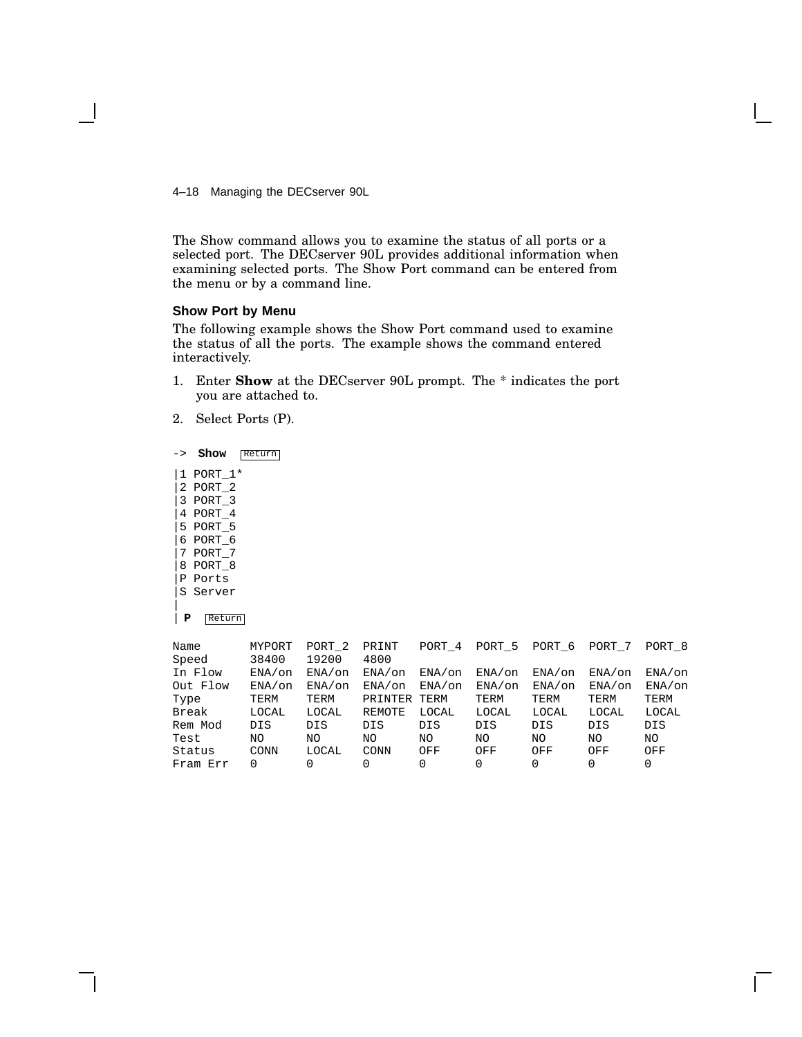The Show command allows you to examine the status of all ports or a selected port. The DECserver 90L provides additional information when examining selected ports. The Show Port command can be entered from the menu or by a command line.

### Show Port by Menu

The following example shows the Show Port command used to examine the status of all the ports. The example shows the command entered interactively.

1. Enter **Show** at the DECserver 90L prompt. The * indicates the port you are attached to.
2. Select Ports (P).

```
->  Show  Return

|1 PORT_1*
|2 PORT_2
|3 PORT_3
|4 PORT_4
|5 PORT_5
|6 PORT_6
|7 PORT_7
|8 PORT_8
|P Ports
|S Server
|
| P  Return

Name       MYPORT  PORT_2  PRINT   PORT_4  PORT_5  PORT_6  PORT_7  PORT_8
Speed      38400   19200   4800
In Flow    ENA/on  ENA/on  ENA/on  ENA/on  ENA/on  ENA/on  ENA/on  ENA/on
Out Flow   ENA/on  ENA/on  ENA/on  ENA/on  ENA/on  ENA/on  ENA/on  ENA/on
Type       TERM    TERM    PRINTER TERM    TERM    TERM    TERM    TERM
Break      LOCAL   LOCAL   REMOTE  LOCAL   LOCAL   LOCAL   LOCAL   LOCAL
Rem Mod    DIS     DIS     DIS     DIS     DIS     DIS     DIS     DIS
Test       NO      NO      NO      NO      NO      NO      NO      NO
Status     CONN    LOCAL   CONN    OFF     OFF     OFF     OFF     OFF
Fram Err   0       0       0       0       0       0       0       0
```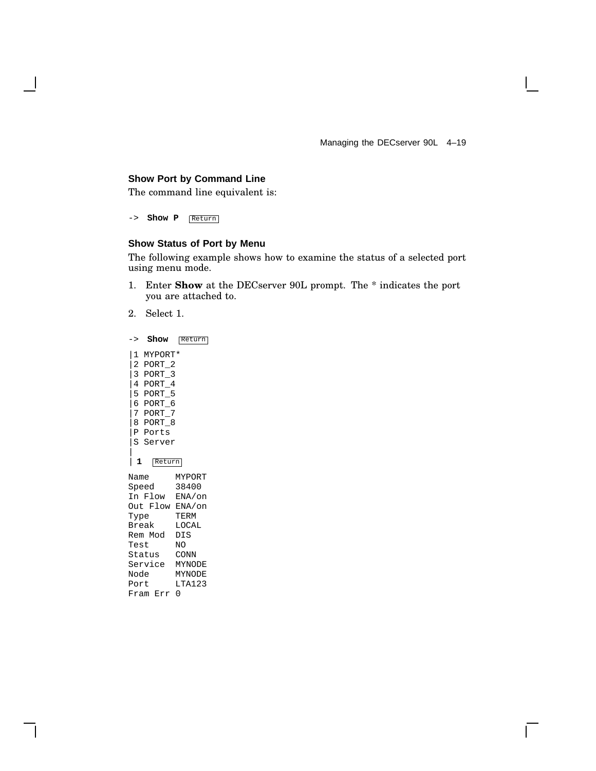### Show Port by Command Line

The command line equivalent is:

```
-> Show P  Return
```

### Show Status of Port by Menu

The following example shows how to examine the status of a selected port using menu mode.

1. Enter **Show** at the DECserver 90L prompt. The * indicates the port you are attached to.
2. Select 1.

```
-> Show  Return
|1 MYPORT*
|2 PORT_2
|3 PORT_3
|4 PORT_4
|5 PORT_5
|6 PORT_6
|7 PORT_7
|8 PORT_8
|P Ports
|S Server
|
| 1  Return
Name     MYPORT
Speed    38400
In Flow  ENA/on
Out Flow ENA/on
Type     TERM
Break    LOCAL
Rem Mod  DIS
Test     NO
Status   CONN
Service  MYNODE
Node     MYNODE
Port     LTA123
Fram Err 0
```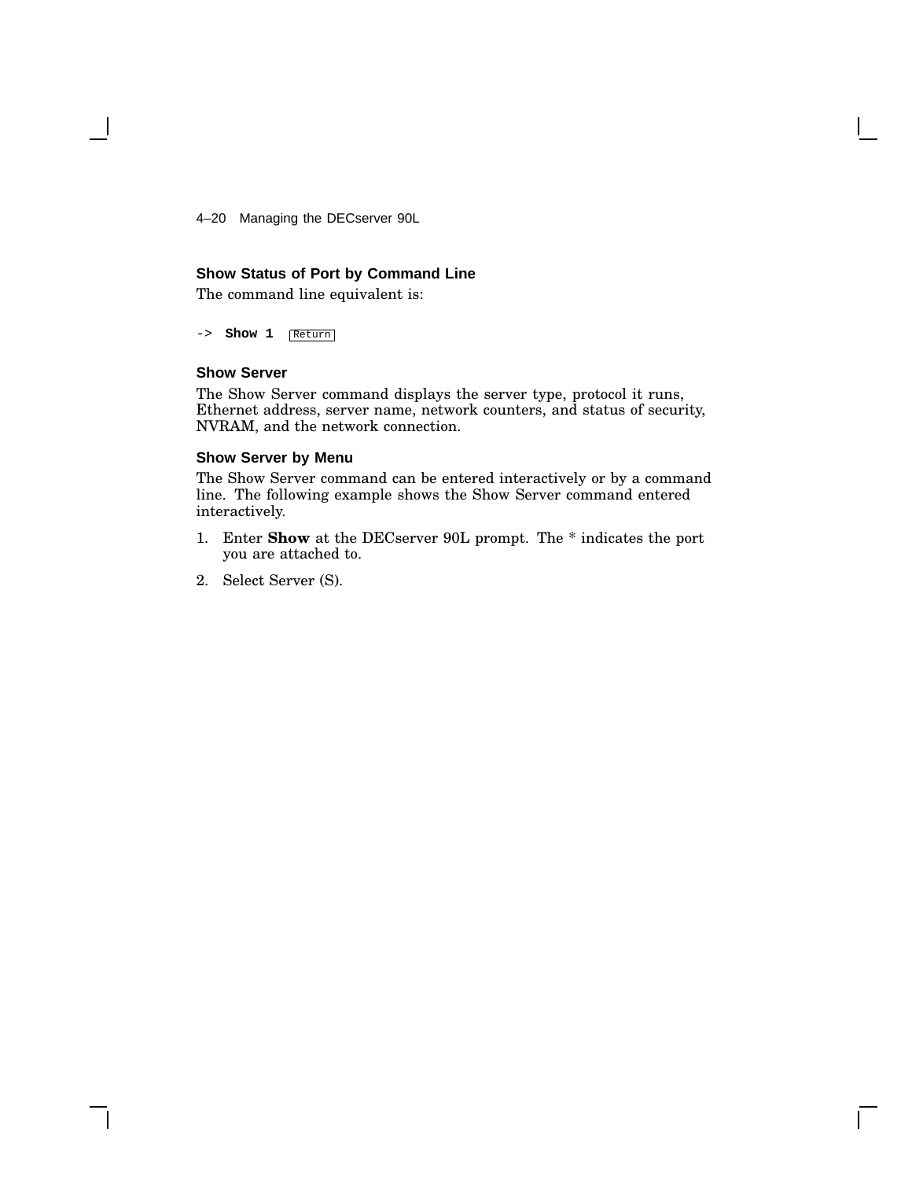### Show Status of Port by Command Line

The command line equivalent is:

```
-> Show 1 Return
```

### Show Server

The Show Server command displays the server type, protocol it runs, Ethernet address, server name, network counters, and status of security, NVRAM, and the network connection.

### Show Server by Menu

The Show Server command can be entered interactively or by a command line. The following example shows the Show Server command entered interactively.

1. Enter **Show** at the DECserver 90L prompt. The * indicates the port you are attached to.
2. Select Server (S).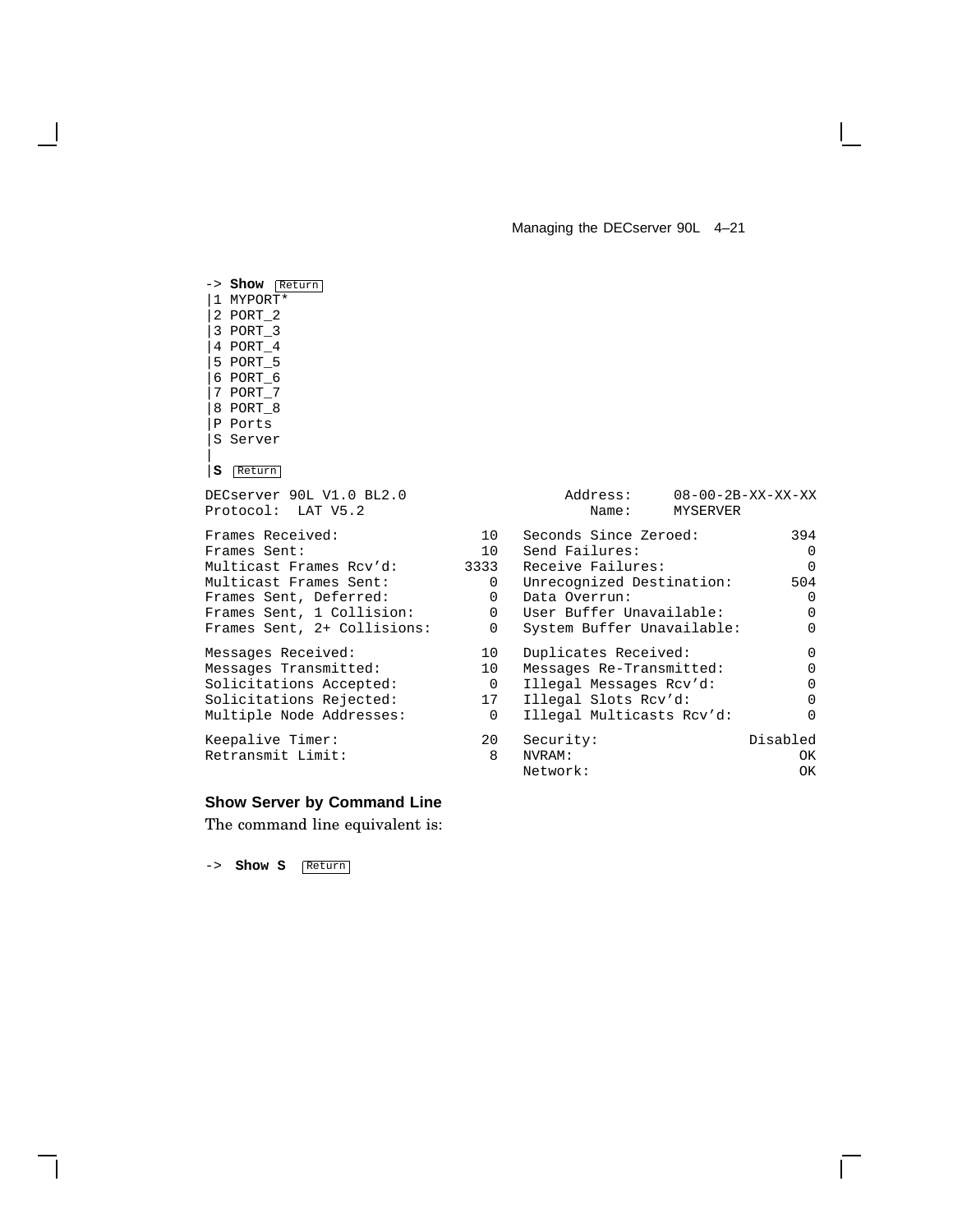```
-> Show [Return]
|1 MYPORT*
|2 PORT_2
|3 PORT_3
|4 PORT_4
|5 PORT_5
|6 PORT_6
|7 PORT_7
|8 PORT_8
|P Ports
|S Server
|
|S [Return]

DECserver 90L V1.0 BL2.0                  Address:    08-00-2B-XX-XX-XX
Protocol:  LAT V5.2                          Name:    MYSERVER

Frames Received:              10   Seconds Since Zeroed:         394
Frames Sent:                  10   Send Failures:                  0
Multicast Frames Rcv'd:     3333   Receive Failures:               0
Multicast Frames Sent:         0   Unrecognized Destination:     504
Frames Sent, Deferred:         0   Data Overrun:                   0
Frames Sent, 1 Collision:      0   User Buffer Unavailable:        0
Frames Sent, 2+ Collisions:    0   System Buffer Unavailable:      0

Messages Received:            10   Duplicates Received:            0
Messages Transmitted:         10   Messages Re-Transmitted:        0
Solicitations Accepted:        0   Illegal Messages Rcv'd:         0
Solicitations Rejected:       17   Illegal Slots Rcv'd:            0
Multiple Node Addresses:       0   Illegal Multicasts Rcv'd:       0

Keepalive Timer:              20   Security:                Disabled
Retransmit Limit:              8   NVRAM:                         OK
                                   Network:                       OK
```

### Show Server by Command Line

The command line equivalent is:

```
-> Show S  [Return]
```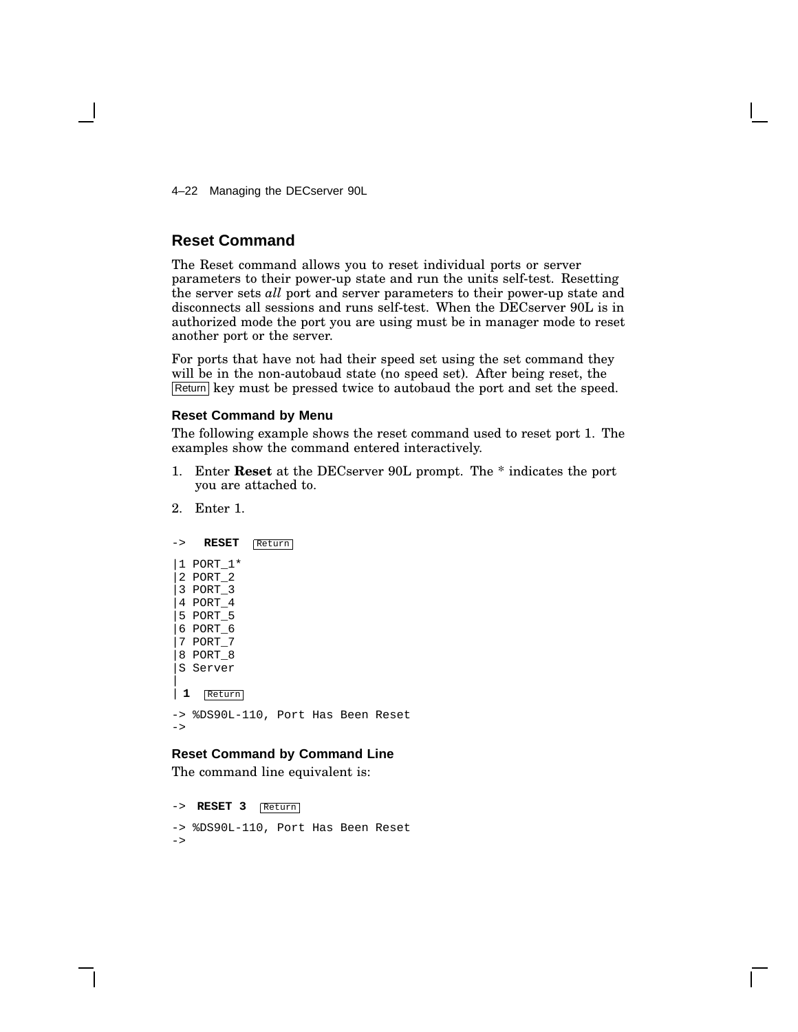## Reset Command

The Reset command allows you to reset individual ports or server parameters to their power-up state and run the units self-test. Resetting the server sets *all* port and server parameters to their power-up state and disconnects all sessions and runs self-test. When the DECserver 90L is in authorized mode the port you are using must be in manager mode to reset another port or the server.

For ports that have not had their speed set using the set command they will be in the non-autobaud state (no speed set). After being reset, the Return key must be pressed twice to autobaud the port and set the speed.

### Reset Command by Menu

The following example shows the reset command used to reset port 1. The examples show the command entered interactively.

1. Enter **Reset** at the DECserver 90L prompt. The * indicates the port you are attached to.
2. Enter 1.

```
->   RESET   Return

|1 PORT_1*
|2 PORT_2
|3 PORT_3
|4 PORT_4
|5 PORT_5
|6 PORT_6
|7 PORT_7
|8 PORT_8
|S Server
|
| 1   Return

-> %DS90L-110, Port Has Been Reset
->
```

### Reset Command by Command Line

The command line equivalent is:

```
-> RESET 3   Return

-> %DS90L-110, Port Has Been Reset
->
```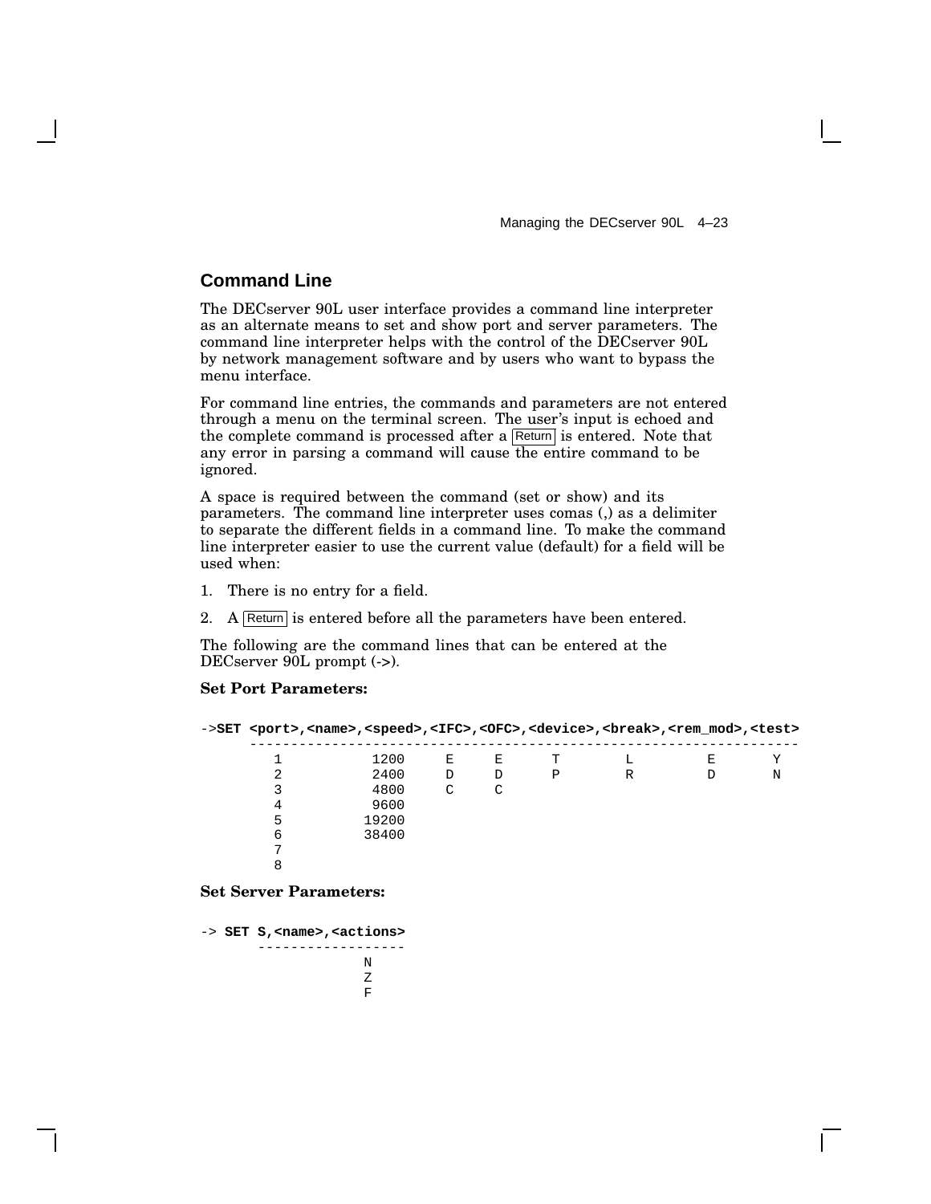## Command Line

The DECserver 90L user interface provides a command line interpreter as an alternate means to set and show port and server parameters. The command line interpreter helps with the control of the DECserver 90L by network management software and by users who want to bypass the menu interface.

For command line entries, the commands and parameters are not entered through a menu on the terminal screen. The user's input is echoed and the complete command is processed after a Return is entered. Note that any error in parsing a command will cause the entire command to be ignored.

A space is required between the command (set or show) and its parameters. The command line interpreter uses comas (,) as a delimiter to separate the different fields in a command line. To make the command line interpreter easier to use the current value (default) for a field will be used when:

1. There is no entry for a field.
2. A Return is entered before all the parameters have been entered.

The following are the command lines that can be entered at the DECserver 90L prompt (->).

**Set Port Parameters:**

```
->SET <port>,<name>,<speed>,<IFC>,<OFC>,<device>,<break>,<rem_mod>,<test>
     -------------------------------------------------------------------
       1          1200     E     E      T        L         E       Y
       2          2400     D     D      P        R         D       N
       3          4800     C     C
       4          9600
       5         19200
       6         38400
       7
       8
```

**Set Server Parameters:**

```
-> SET S,<name>,<actions>
      ------------------
                N
                Z
                F
```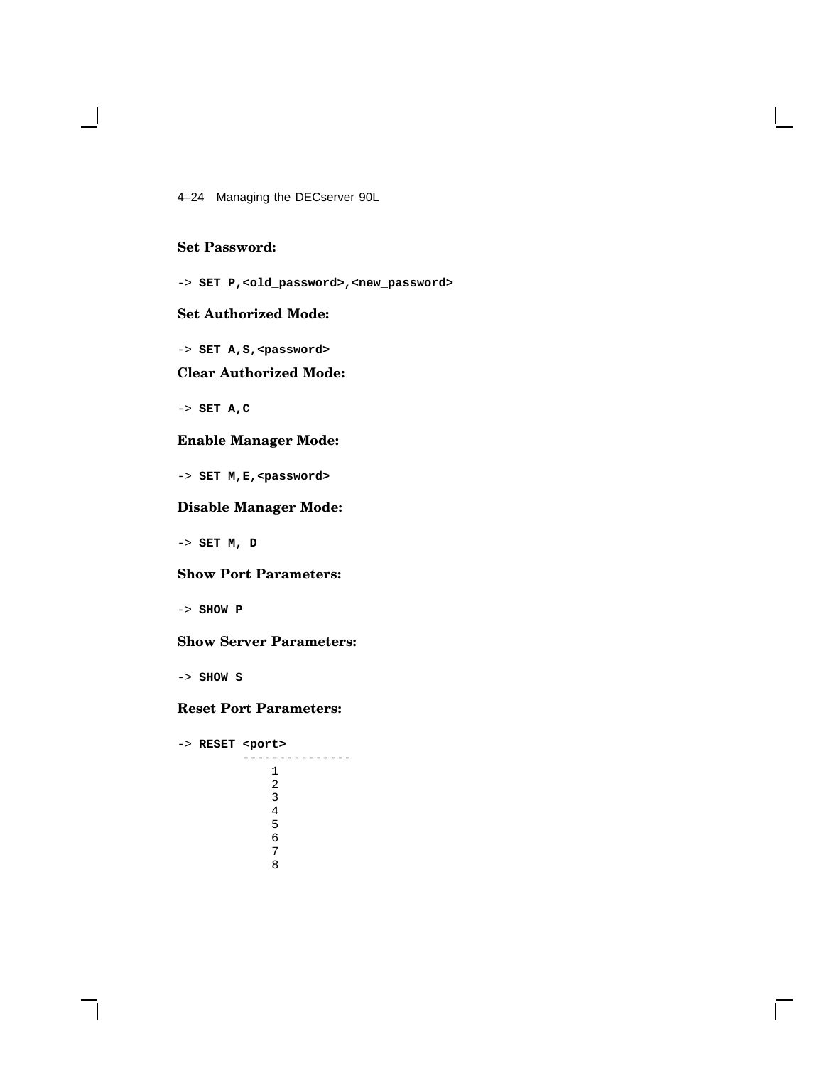**Set Password:**

```
-> SET P,<old_password>,<new_password>
```

**Set Authorized Mode:**

```
-> SET A,S,<password>
```

**Clear Authorized Mode:**

```
-> SET A,C
```

**Enable Manager Mode:**

```
-> SET M,E,<password>
```

**Disable Manager Mode:**

```
-> SET M, D
```

**Show Port Parameters:**

```
-> SHOW P
```

**Show Server Parameters:**

```
-> SHOW S
```

**Reset Port Parameters:**

```
-> RESET <port>
         ---------------
             1
             2
             3
             4
             5
             6
             7
             8
```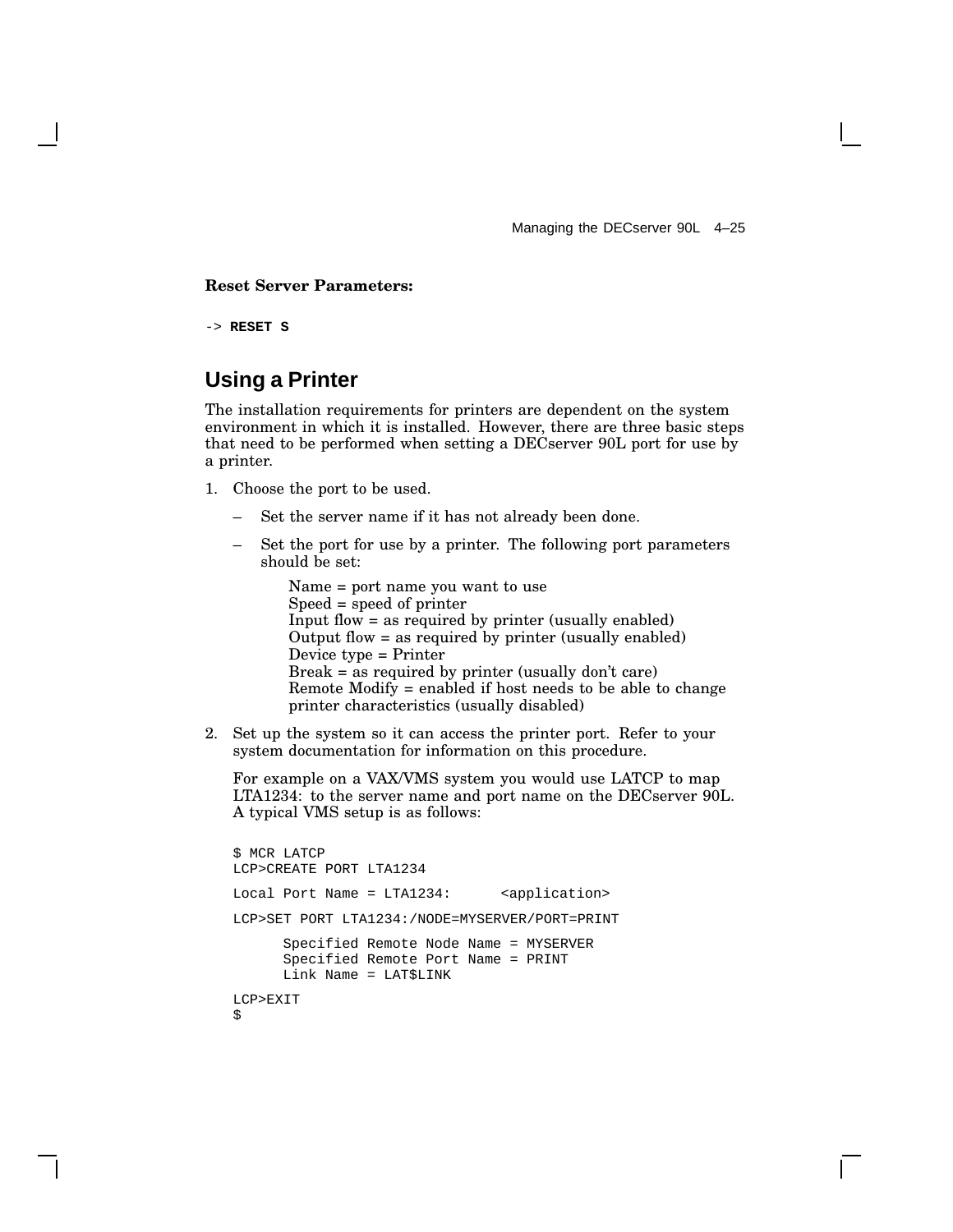**Reset Server Parameters:**

```
-> RESET S
```

## Using a Printer

The installation requirements for printers are dependent on the system environment in which it is installed. However, there are three basic steps that need to be performed when setting a DECserver 90L port for use by a printer.

1. Choose the port to be used.

   – Set the server name if it has not already been done.

   – Set the port for use by a printer. The following port parameters should be set:

     Name = port name you want to use
     Speed = speed of printer
     Input flow = as required by printer (usually enabled)
     Output flow = as required by printer (usually enabled)
     Device type = Printer
     Break = as required by printer (usually don't care)
     Remote Modify = enabled if host needs to be able to change printer characteristics (usually disabled)

2. Set up the system so it can access the printer port. Refer to your system documentation for information on this procedure.

   For example on a VAX/VMS system you would use LATCP to map LTA1234: to the server name and port name on the DECserver 90L. A typical VMS setup is as follows:

```
$ MCR LATCP
LCP>CREATE PORT LTA1234

Local Port Name = LTA1234:      <application>

LCP>SET PORT LTA1234:/NODE=MYSERVER/PORT=PRINT

      Specified Remote Node Name = MYSERVER
      Specified Remote Port Name = PRINT
      Link Name = LAT$LINK

LCP>EXIT
$
```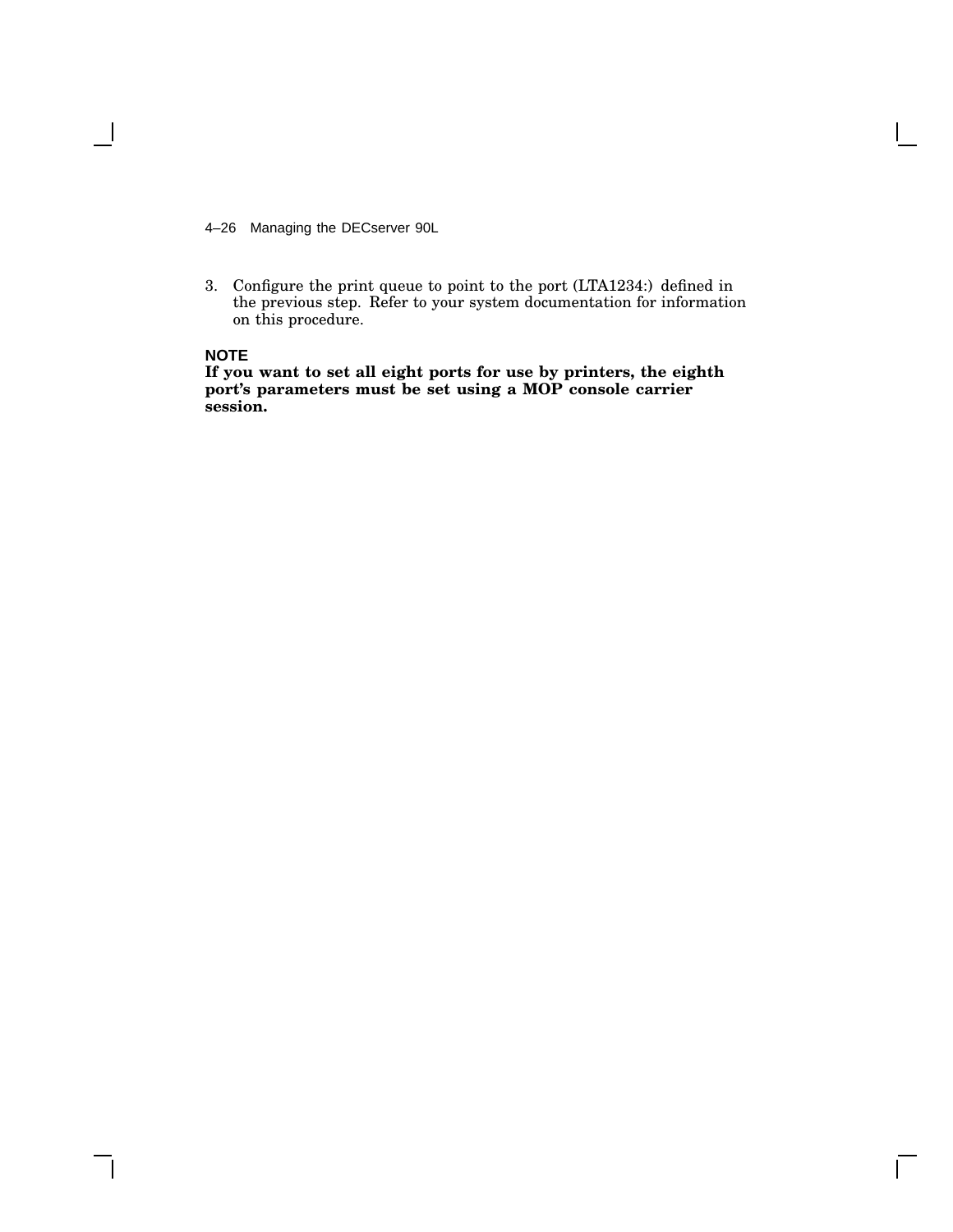3. Configure the print queue to point to the port (LTA1234:) defined in the previous step. Refer to your system documentation for information on this procedure.

**NOTE**

**If you want to set all eight ports for use by printers, the eighth port's parameters must be set using a MOP console carrier session.**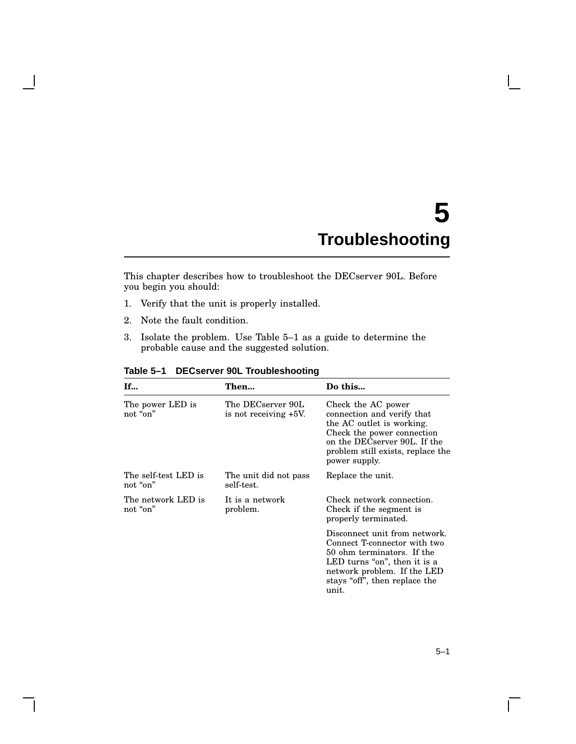# 5 Troubleshooting

This chapter describes how to troubleshoot the DECserver 90L. Before you begin you should:

1. Verify that the unit is properly installed.
2. Note the fault condition.
3. Isolate the problem. Use Table 5–1 as a guide to determine the probable cause and the suggested solution.

**Table 5–1 DECserver 90L Troubleshooting**

| If... | Then... | Do this... |
|---|---|---|
| The power LED is not “on” | The DECserver 90L is not receiving +5V. | Check the AC power connection and verify that the AC outlet is working. Check the power connection on the DECserver 90L. If the problem still exists, replace the power supply. |
| The self-test LED is not “on” | The unit did not pass self-test. | Replace the unit. |
| The network LED is not “on” | It is a network problem. | Check network connection. Check if the segment is properly terminated. |
| | | Disconnect unit from network. Connect T-connector with two 50 ohm terminators. If the LED turns “on”, then it is a network problem. If the LED stays “off”, then replace the unit. |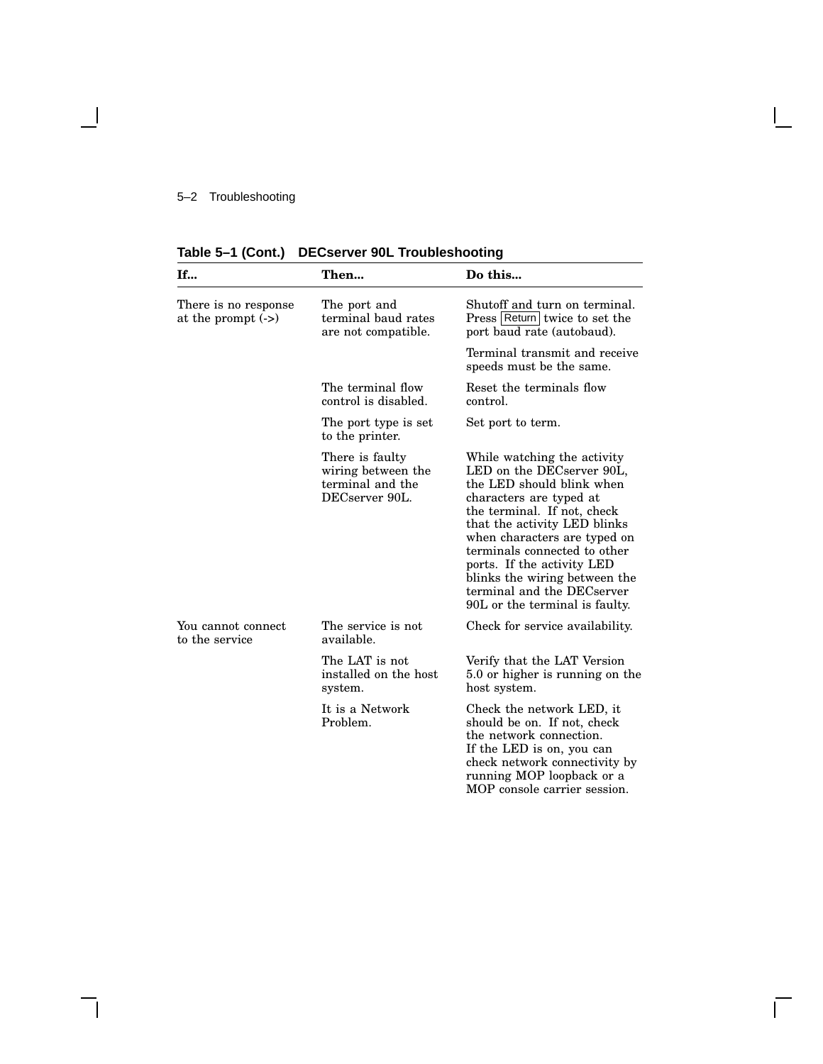**Table 5–1 (Cont.) DECserver 90L Troubleshooting**

| If... | Then... | Do this... |
|---|---|---|
| There is no response at the prompt (->) | The port and terminal baud rates are not compatible. | Shutoff and turn on terminal. Press Return twice to set the port baud rate (autobaud). |
| | | Terminal transmit and receive speeds must be the same. |
| | The terminal flow control is disabled. | Reset the terminals flow control. |
| | The port type is set to the printer. | Set port to term. |
| | There is faulty wiring between the terminal and the DECserver 90L. | While watching the activity LED on the DECserver 90L, the LED should blink when characters are typed at the terminal. If not, check that the activity LED blinks when characters are typed on terminals connected to other ports. If the activity LED blinks the wiring between the terminal and the DECserver 90L or the terminal is faulty. |
| You cannot connect to the service | The service is not available. | Check for service availability. |
| | The LAT is not installed on the host system. | Verify that the LAT Version 5.0 or higher is running on the host system. |
| | It is a Network Problem. | Check the network LED, it should be on. If not, check the network connection. If the LED is on, you can check network connectivity by running MOP loopback or a MOP console carrier session. |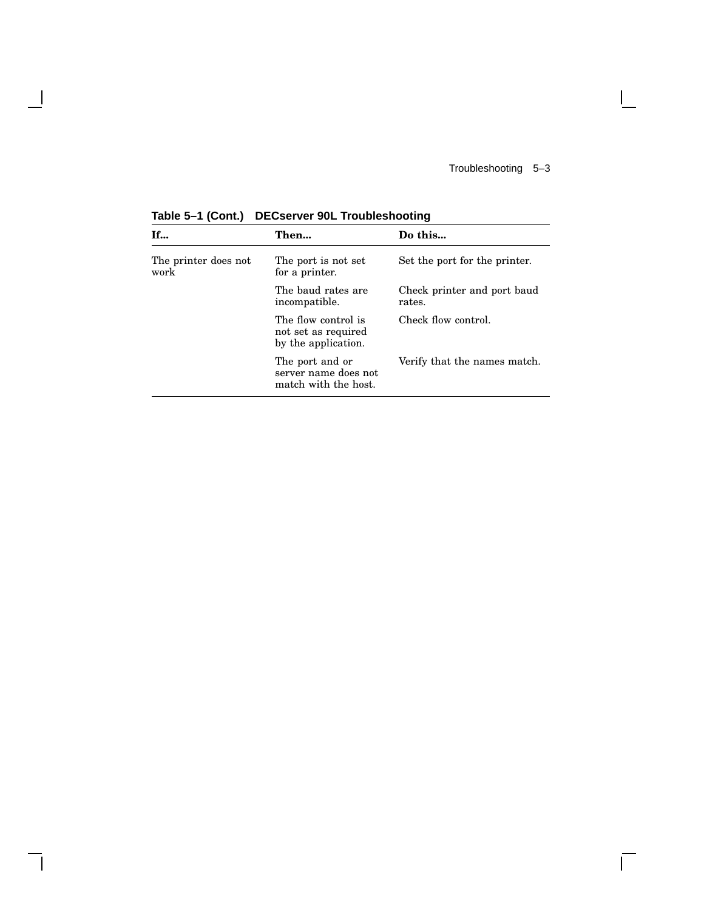**Table 5–1 (Cont.) DECserver 90L Troubleshooting**

| If... | Then... | Do this... |
|---|---|---|
| The printer does not work | The port is not set for a printer. | Set the port for the printer. |
| | The baud rates are incompatible. | Check printer and port baud rates. |
| | The flow control is not set as required by the application. | Check flow control. |
| | The port and or server name does not match with the host. | Verify that the names match. |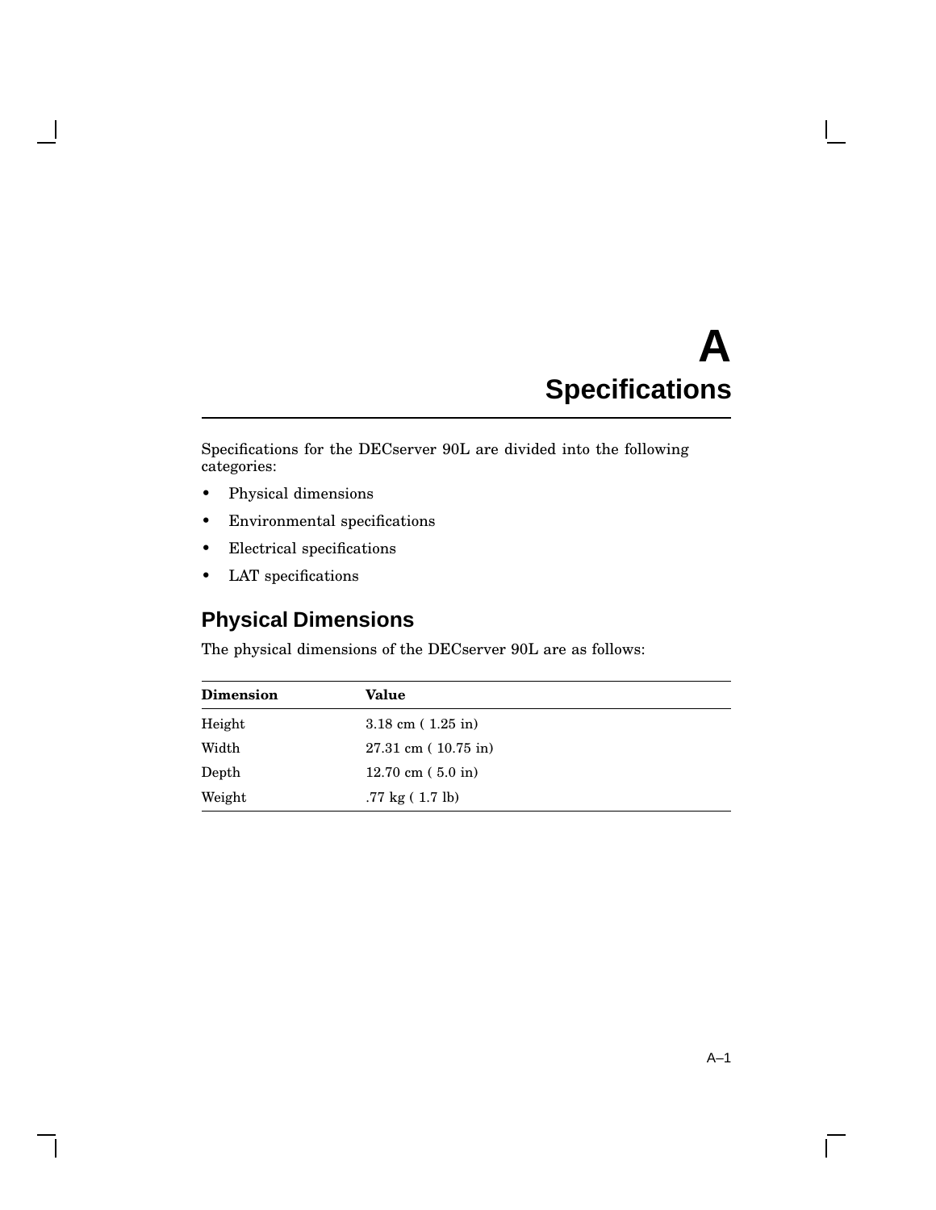# A Specifications

Specifications for the DECserver 90L are divided into the following categories:

- Physical dimensions
- Environmental specifications
- Electrical specifications
- LAT specifications

## Physical Dimensions

The physical dimensions of the DECserver 90L are as follows:

| Dimension | Value |
|---|---|
| Height | 3.18 cm ( 1.25 in) |
| Width | 27.31 cm ( 10.75 in) |
| Depth | 12.70 cm ( 5.0 in) |
| Weight | .77 kg ( 1.7 lb) |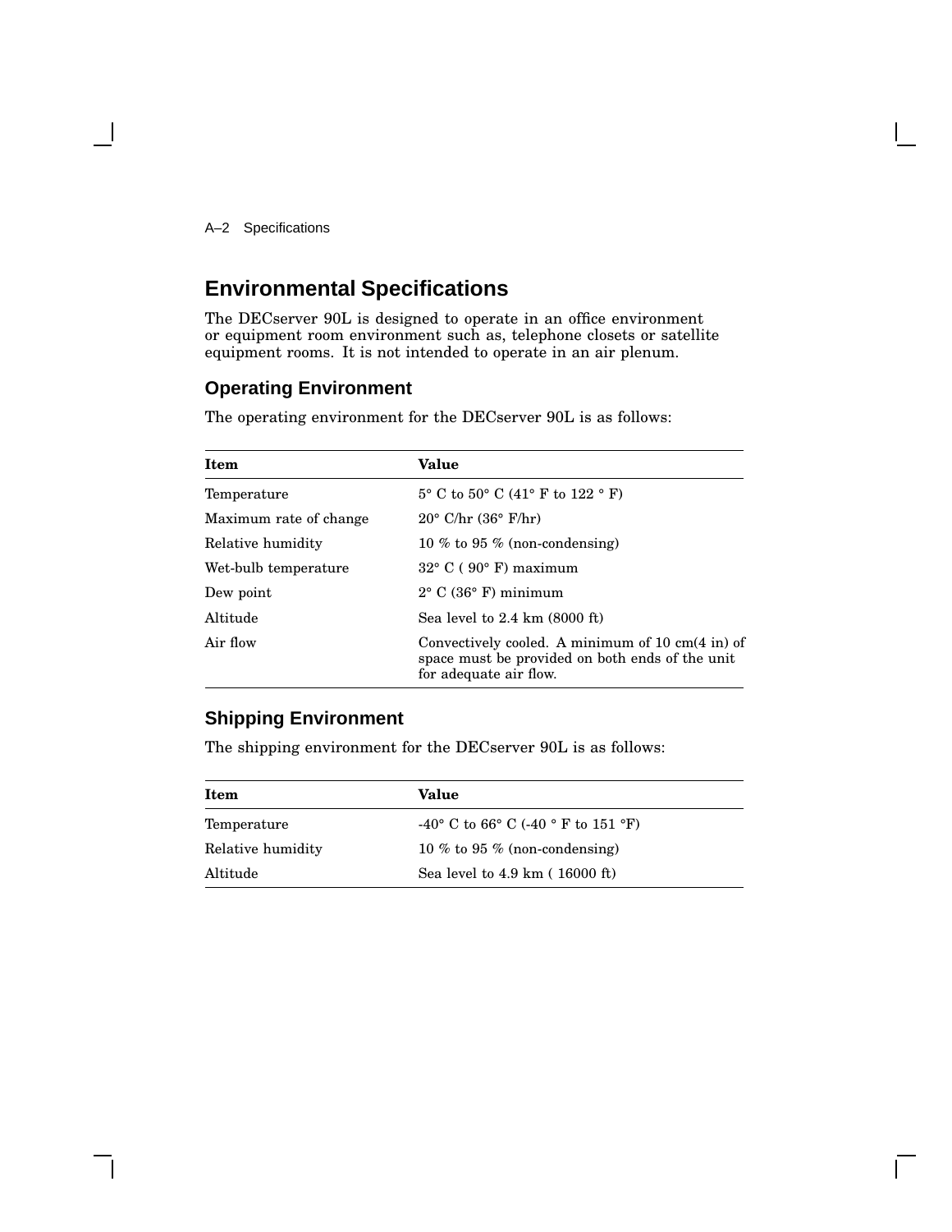## Environmental Specifications

The DECserver 90L is designed to operate in an office environment or equipment room environment such as, telephone closets or satellite equipment rooms. It is not intended to operate in an air plenum.

### Operating Environment

The operating environment for the DECserver 90L is as follows:

| Item | Value |
|---|---|
| Temperature | 5° C to 50° C (41° F to 122 ° F) |
| Maximum rate of change | 20° C/hr (36° F/hr) |
| Relative humidity | 10 % to 95 % (non-condensing) |
| Wet-bulb temperature | 32° C ( 90° F) maximum |
| Dew point | 2° C (36° F) minimum |
| Altitude | Sea level to 2.4 km (8000 ft) |
| Air flow | Convectively cooled. A minimum of 10 cm(4 in) of space must be provided on both ends of the unit for adequate air flow. |

### Shipping Environment

The shipping environment for the DECserver 90L is as follows:

| Item | Value |
|---|---|
| Temperature | -40° C to 66° C (-40 ° F to 151 °F) |
| Relative humidity | 10 % to 95 % (non-condensing) |
| Altitude | Sea level to 4.9 km ( 16000 ft) |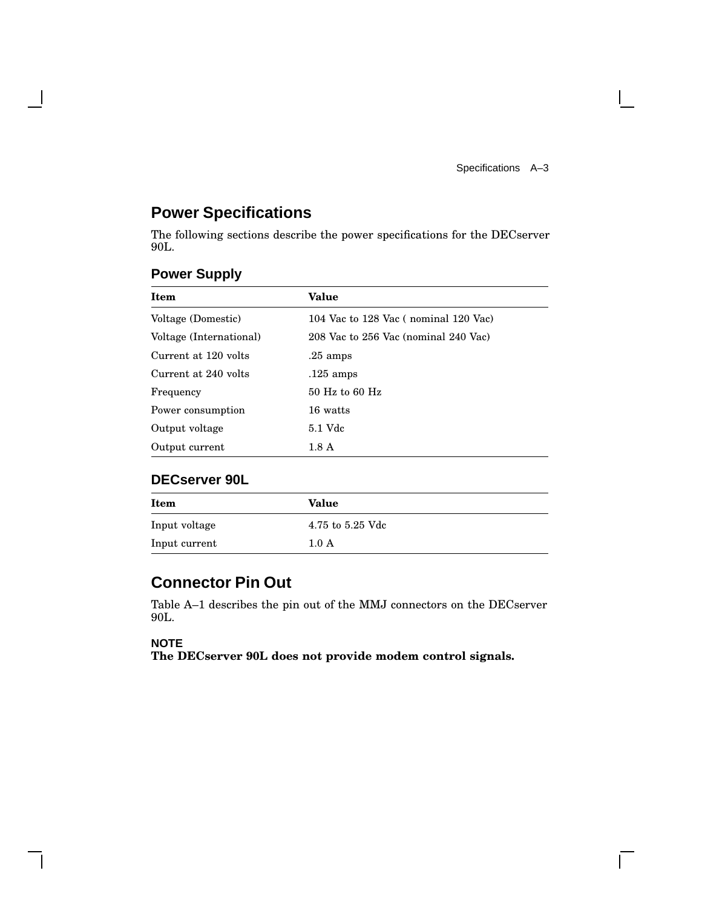## Power Specifications

The following sections describe the power specifications for the DECserver 90L.

### Power Supply

| Item | Value |
|---|---|
| Voltage (Domestic) | 104 Vac to 128 Vac ( nominal 120 Vac) |
| Voltage (International) | 208 Vac to 256 Vac (nominal 240 Vac) |
| Current at 120 volts | .25 amps |
| Current at 240 volts | .125 amps |
| Frequency | 50 Hz to 60 Hz |
| Power consumption | 16 watts |
| Output voltage | 5.1 Vdc |
| Output current | 1.8 A |

### DECserver 90L

| Item | Value |
|---|---|
| Input voltage | 4.75 to 5.25 Vdc |
| Input current | 1.0 A |

## Connector Pin Out

Table A–1 describes the pin out of the MMJ connectors on the DECserver 90L.

**NOTE**
**The DECserver 90L does not provide modem control signals.**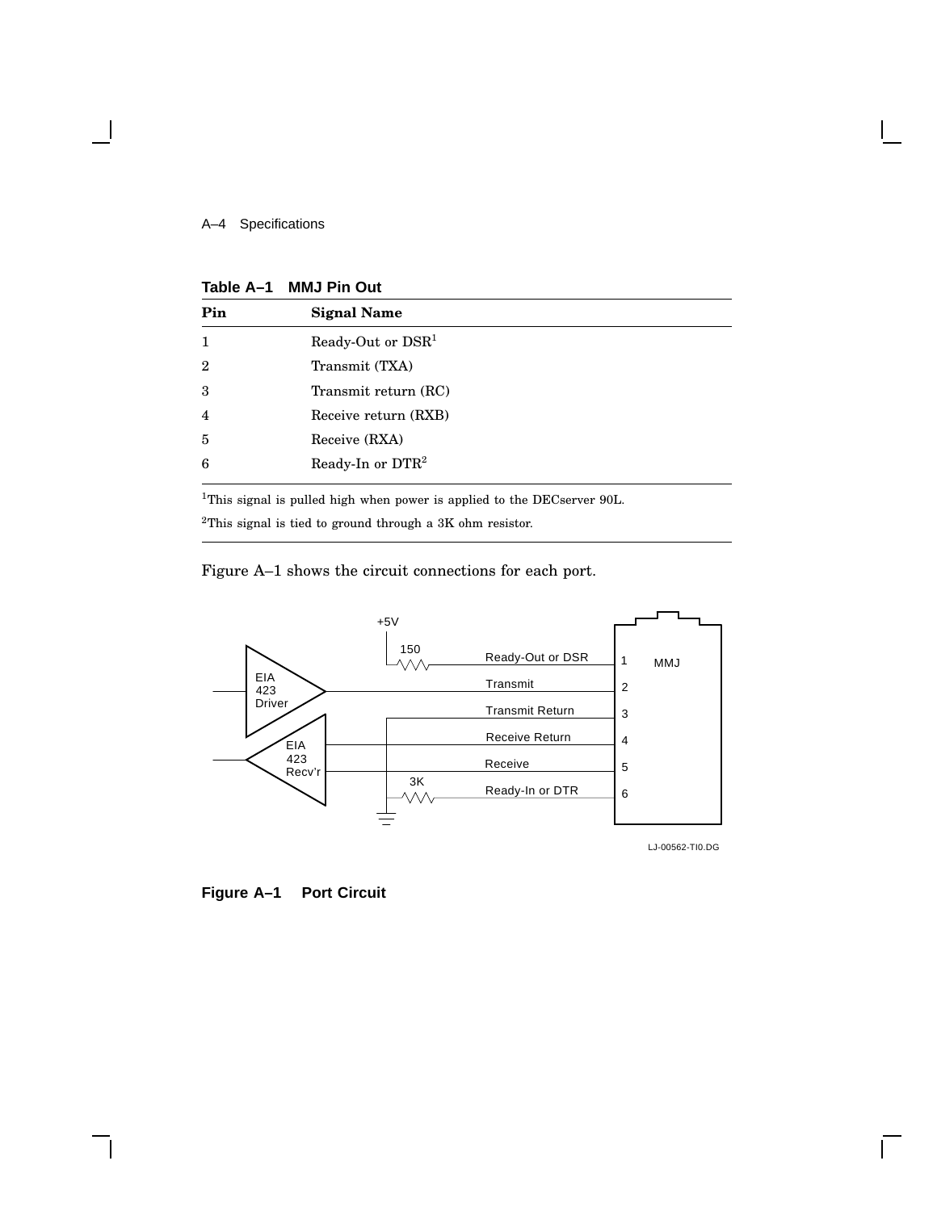**Table A–1 MMJ Pin Out**

| Pin | Signal Name |
|---|---|
| 1 | Ready-Out or DSR[1] |
| 2 | Transmit (TXA) |
| 3 | Transmit return (RC) |
| 4 | Receive return (RXB) |
| 5 | Receive (RXA) |
| 6 | Ready-In or DTR[2] |

[1]This signal is pulled high when power is applied to the DECserver 90L.

[2]This signal is tied to ground through a 3K ohm resistor.

Figure A–1 shows the circuit connections for each port.

**Figure A–1 Port Circuit**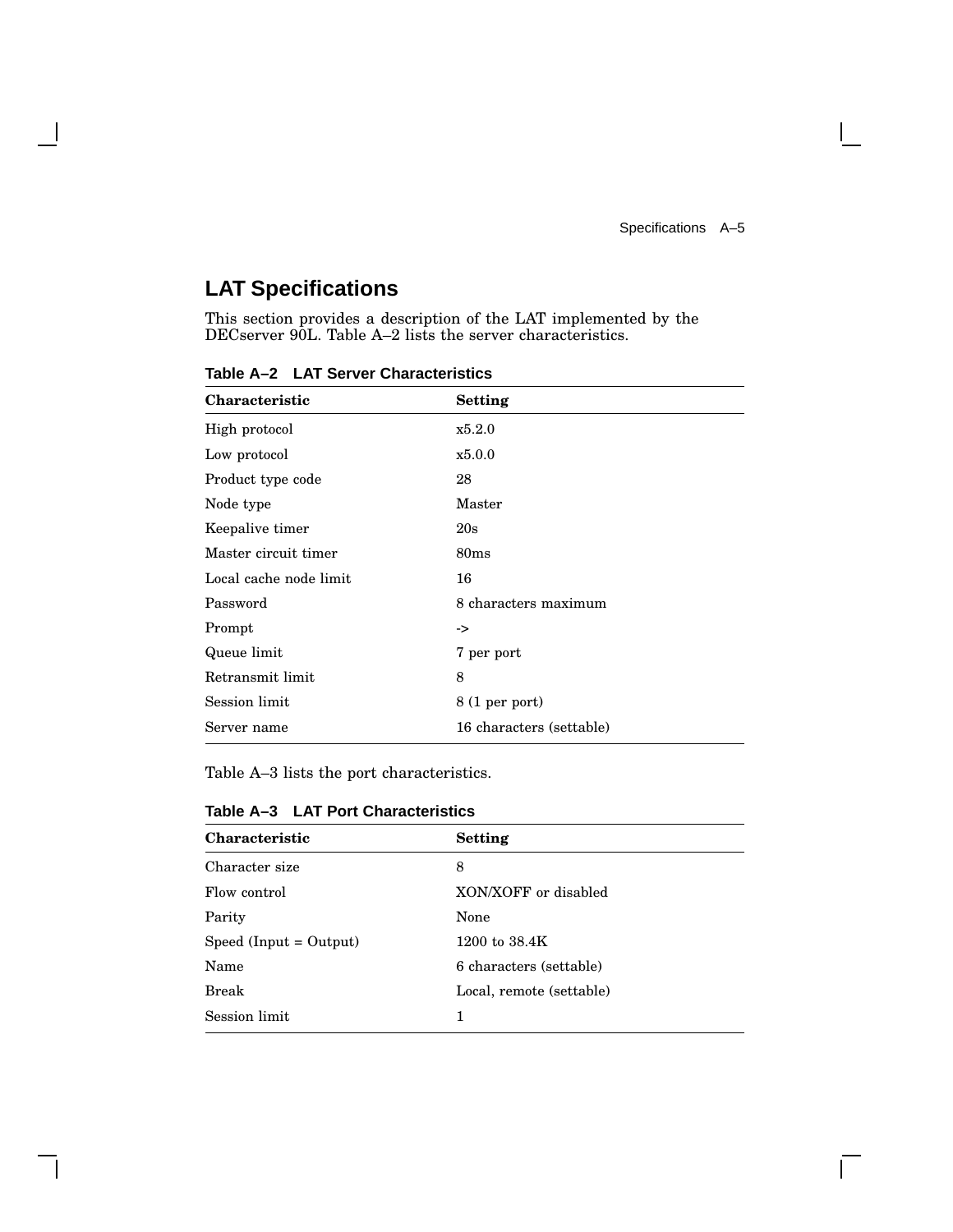## LAT Specifications

This section provides a description of the LAT implemented by the DECserver 90L. Table A–2 lists the server characteristics.

**Table A–2 LAT Server Characteristics**

| Characteristic | Setting |
|---|---|
| High protocol | x5.2.0 |
| Low protocol | x5.0.0 |
| Product type code | 28 |
| Node type | Master |
| Keepalive timer | 20s |
| Master circuit timer | 80ms |
| Local cache node limit | 16 |
| Password | 8 characters maximum |
| Prompt | -> |
| Queue limit | 7 per port |
| Retransmit limit | 8 |
| Session limit | 8 (1 per port) |
| Server name | 16 characters (settable) |

Table A–3 lists the port characteristics.

**Table A–3 LAT Port Characteristics**

| Characteristic | Setting |
|---|---|
| Character size | 8 |
| Flow control | XON/XOFF or disabled |
| Parity | None |
| Speed (Input = Output) | 1200 to 38.4K |
| Name | 6 characters (settable) |
| Break | Local, remote (settable) |
| Session limit | 1 |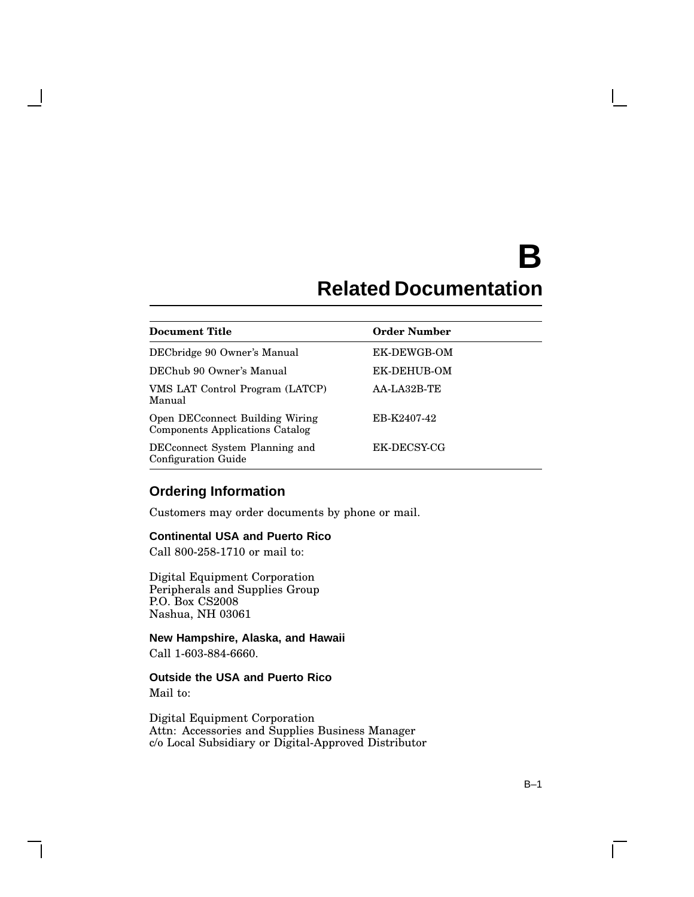# B Related Documentation

| Document Title | Order Number |
|---|---|
| DECbridge 90 Owner's Manual | EK-DEWGB-OM |
| DEChub 90 Owner's Manual | EK-DEHUB-OM |
| VMS LAT Control Program (LATCP) Manual | AA-LA32B-TE |
| Open DECconnect Building Wiring Components Applications Catalog | EB-K2407-42 |
| DECconnect System Planning and Configuration Guide | EK-DECSY-CG |

## Ordering Information

Customers may order documents by phone or mail.

### Continental USA and Puerto Rico

Call 800-258-1710 or mail to:

Digital Equipment Corporation
Peripherals and Supplies Group
P.O. Box CS2008
Nashua, NH 03061

### New Hampshire, Alaska, and Hawaii

Call 1-603-884-6660.

### Outside the USA and Puerto Rico

Mail to:

Digital Equipment Corporation
Attn: Accessories and Supplies Business Manager
c/o Local Subsidiary or Digital-Approved Distributor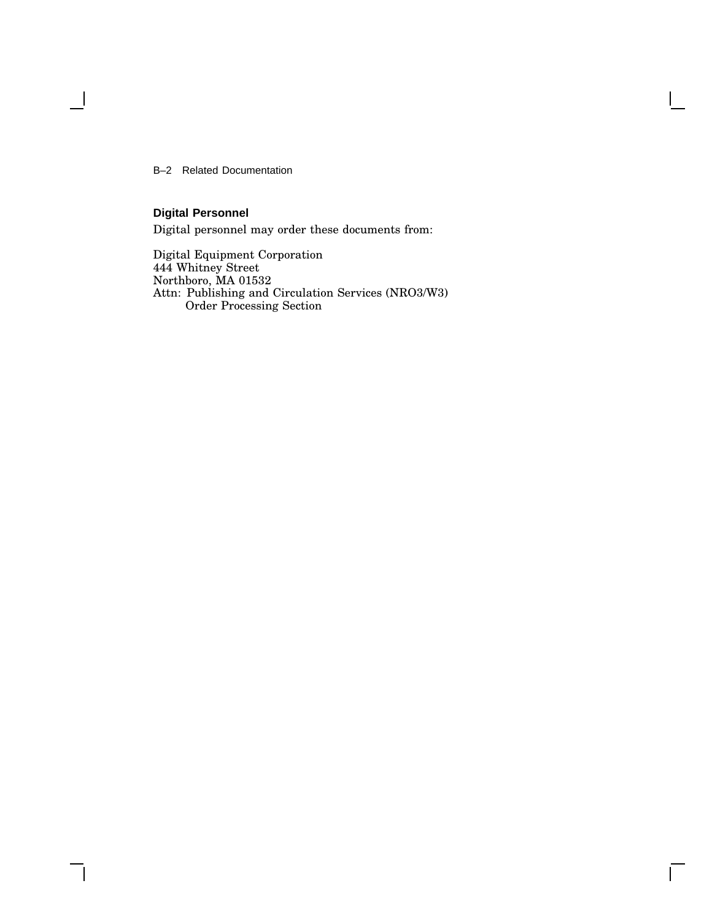### Digital Personnel

Digital personnel may order these documents from:

Digital Equipment Corporation
444 Whitney Street
Northboro, MA 01532
Attn: Publishing and Circulation Services (NRO3/W3)
        Order Processing Section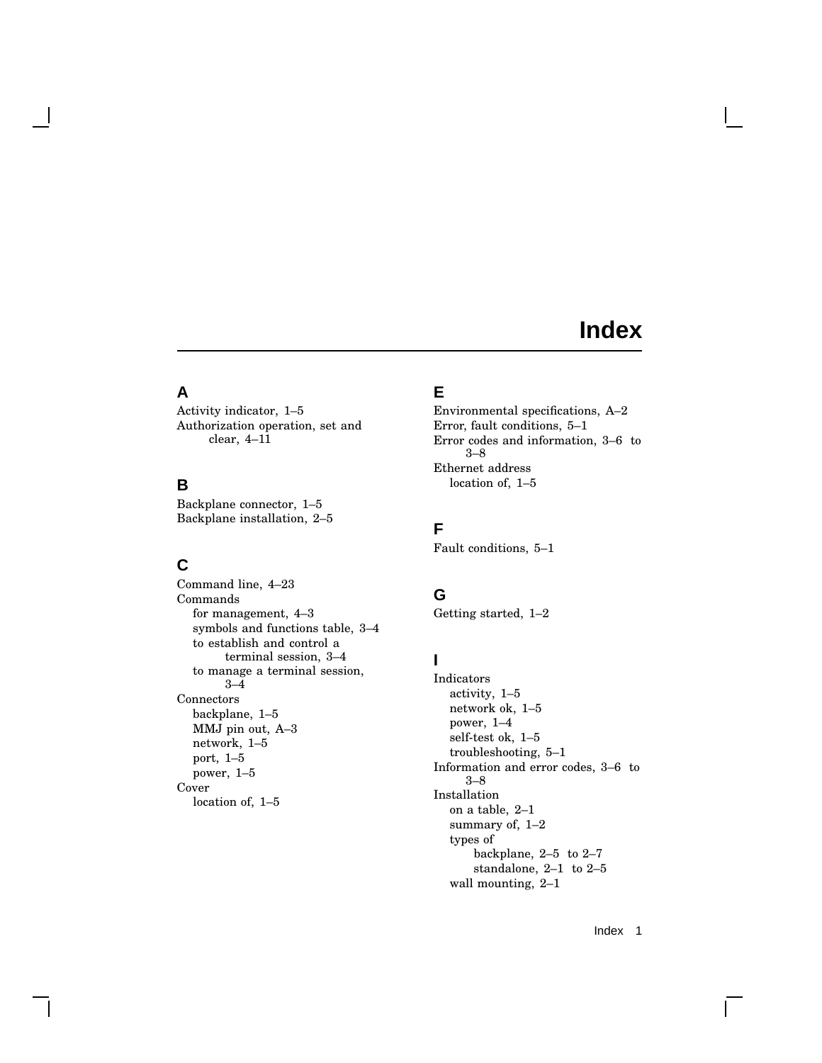# Index

## A

Activity indicator, 1–5
Authorization operation, set and clear, 4–11

## B

Backplane connector, 1–5
Backplane installation, 2–5

## C

Command line, 4–23
Commands
- for management, 4–3
- symbols and functions table, 3–4
- to establish and control a terminal session, 3–4
- to manage a terminal session, 3–4

Connectors
- backplane, 1–5
- MMJ pin out, A–3
- network, 1–5
- port, 1–5
- power, 1–5

Cover
- location of, 1–5

## E

Environmental specifications, A–2
Error, fault conditions, 5–1
Error codes and information, 3–6 to 3–8
Ethernet address
- location of, 1–5

## F

Fault conditions, 5–1

## G

Getting started, 1–2

## I

Indicators
- activity, 1–5
- network ok, 1–5
- power, 1–4
- self-test ok, 1–5
- troubleshooting, 5–1

Information and error codes, 3–6 to 3–8
Installation
- on a table, 2–1
- summary of, 1–2
- types of
  - backplane, 2–5 to 2–7
  - standalone, 2–1 to 2–5
- wall mounting, 2–1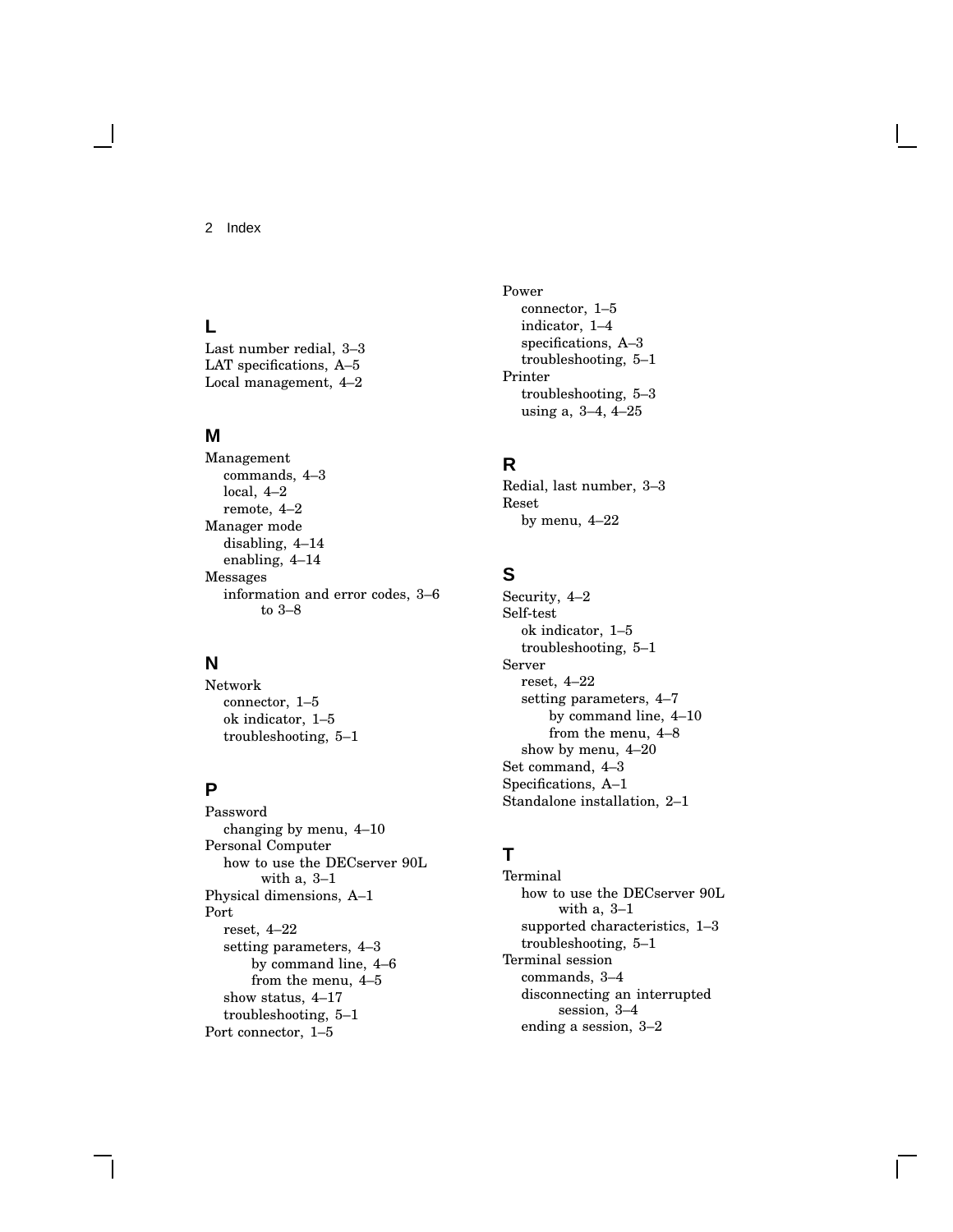## L

Last number redial, 3–3
LAT specifications, A–5
Local management, 4–2

## M

Management
- commands, 4–3
- local, 4–2
- remote, 4–2

Manager mode
- disabling, 4–14
- enabling, 4–14

Messages
- information and error codes, 3–6 to 3–8

## N

Network
- connector, 1–5
- ok indicator, 1–5
- troubleshooting, 5–1

## P

Password
- changing by menu, 4–10

Personal Computer
- how to use the DECserver 90L with a, 3–1

Physical dimensions, A–1
Port
- reset, 4–22
- setting parameters, 4–3
  - by command line, 4–6
  - from the menu, 4–5
- show status, 4–17
- troubleshooting, 5–1

Port connector, 1–5
Power
- connector, 1–5
- indicator, 1–4
- specifications, A–3
- troubleshooting, 5–1

Printer
- troubleshooting, 5–3
- using a, 3–4, 4–25

## R

Redial, last number, 3–3
Reset
- by menu, 4–22

## S

Security, 4–2
Self-test
- ok indicator, 1–5
- troubleshooting, 5–1

Server
- reset, 4–22
- setting parameters, 4–7
  - by command line, 4–10
  - from the menu, 4–8
- show by menu, 4–20

Set command, 4–3
Specifications, A–1
Standalone installation, 2–1

## T

Terminal
- how to use the DECserver 90L with a, 3–1
- supported characteristics, 1–3
- troubleshooting, 5–1

Terminal session
- commands, 3–4
- disconnecting an interrupted session, 3–4
- ending a session, 3–2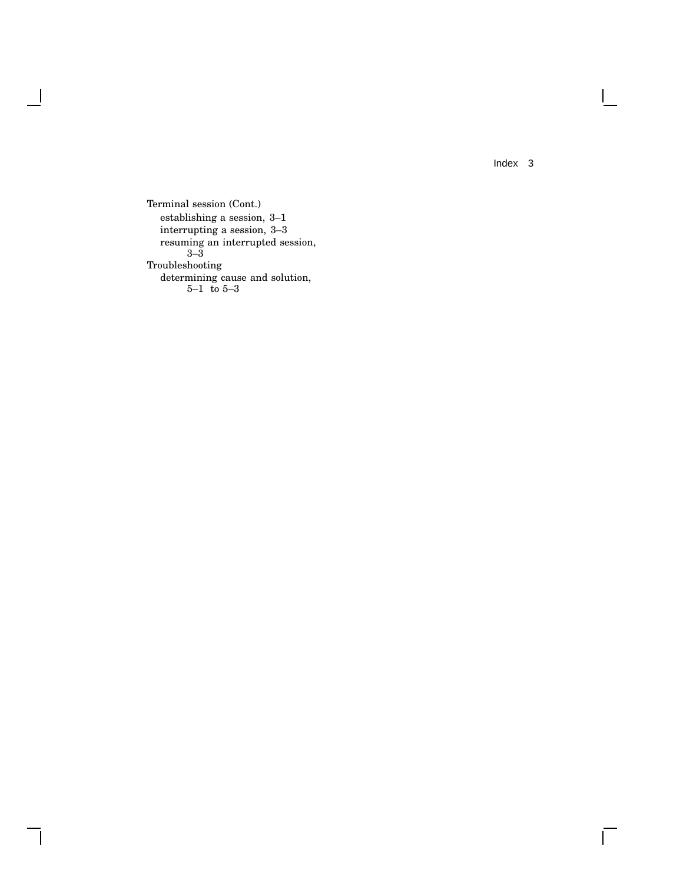Terminal session (Cont.)
- establishing a session, 3–1
- interrupting a session, 3–3
- resuming an interrupted session, 3–3

Troubleshooting
- determining cause and solution, 5–1 to 5–3